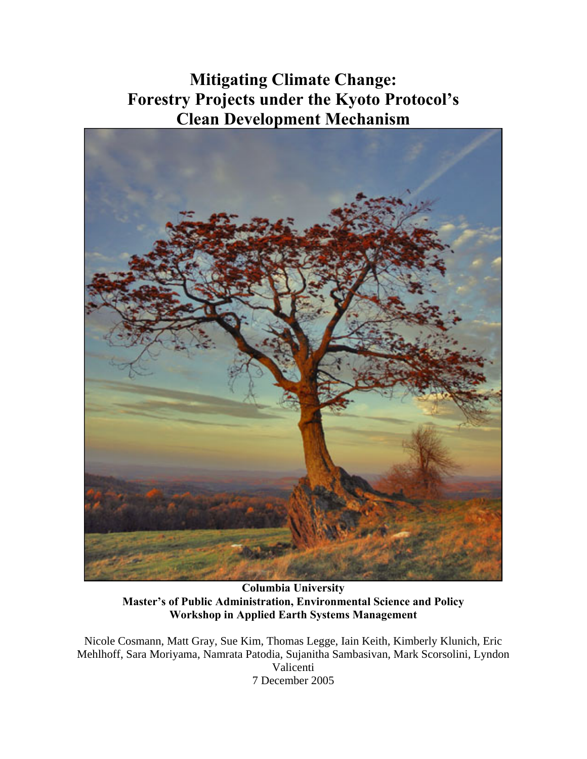# Mitigating Climate Change: Forestry Projects under the Kyoto Protocol's Clean Development Mechanism

**Columbia University**
**Master's of Public Administration, Environmental Science and Policy**
**Workshop in Applied Earth Systems Management**

Nicole Cosmann, Matt Gray, Sue Kim, Thomas Legge, Iain Keith, Kimberly Klunich, Eric Mehlhoff, Sara Moriyama, Namrata Patodia, Sujanitha Sambasivan, Mark Scorsolini, Lyndon Valicenti

7 December 2005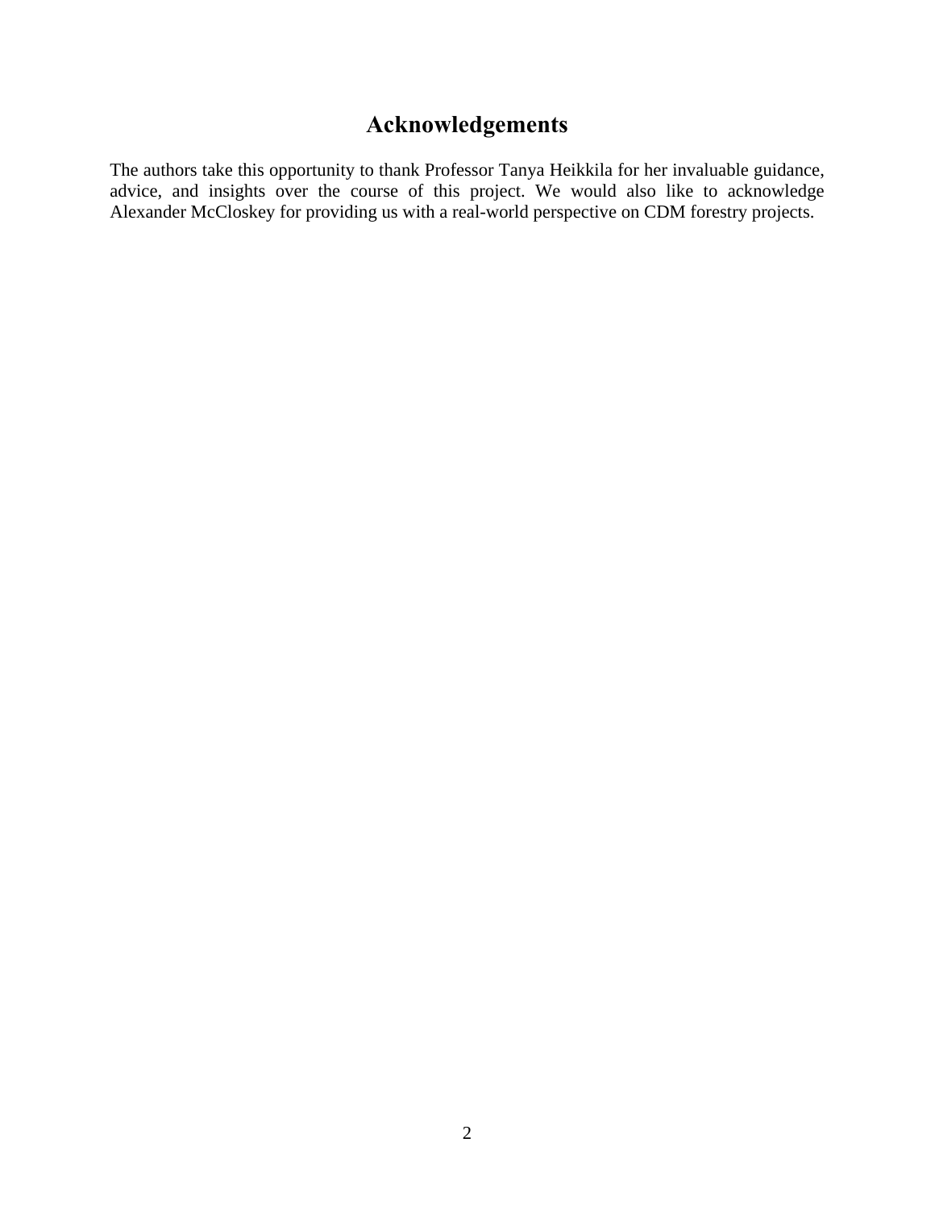# Acknowledgements

The authors take this opportunity to thank Professor Tanya Heikkila for her invaluable guidance, advice, and insights over the course of this project. We would also like to acknowledge Alexander McCloskey for providing us with a real-world perspective on CDM forestry projects.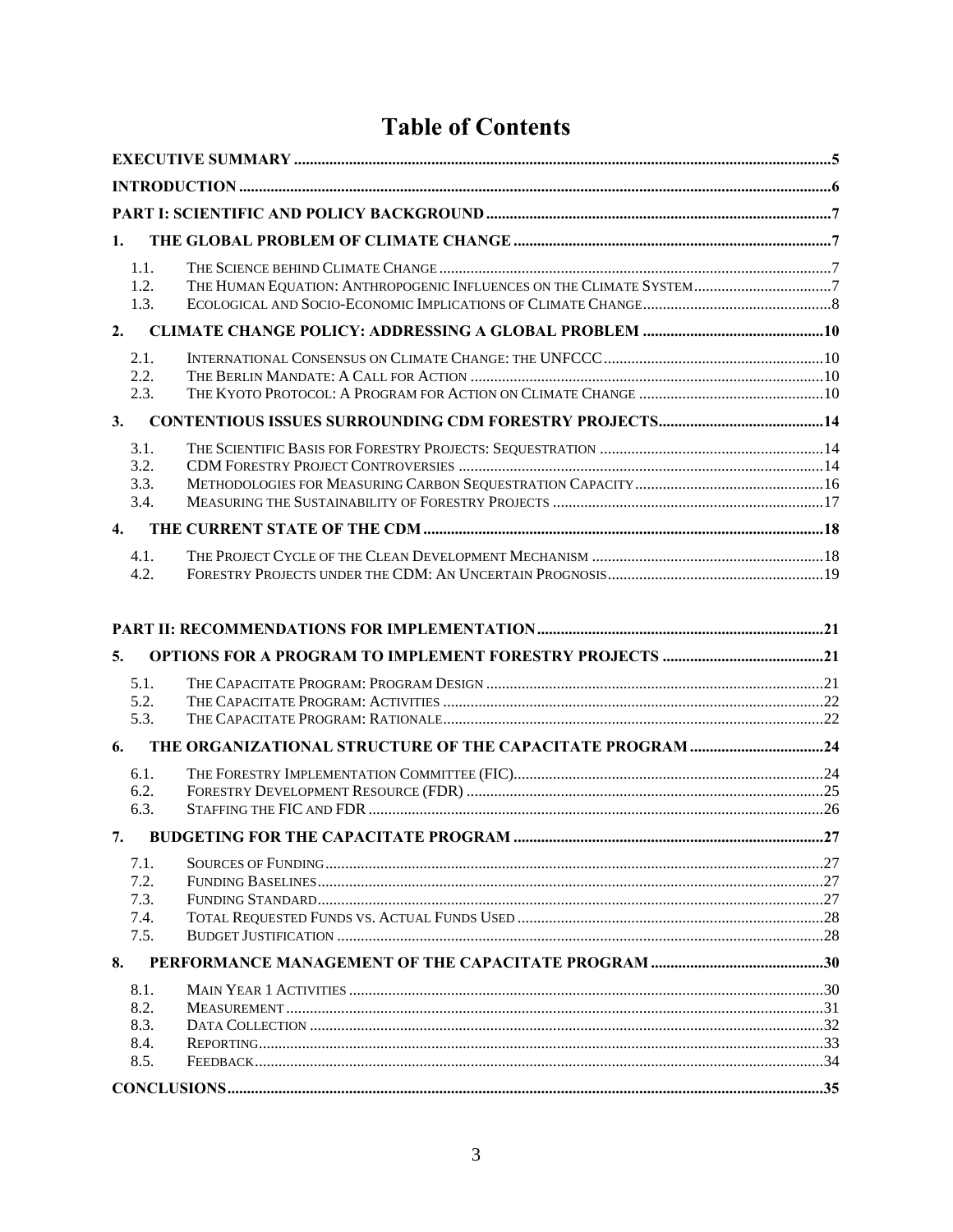# Table of Contents

**EXECUTIVE SUMMARY** ........ 5

**INTRODUCTION** ........ 6

**PART I: SCIENTIFIC AND POLICY BACKGROUND** ........ 7

**1. THE GLOBAL PROBLEM OF CLIMATE CHANGE** ........ 7

- 1.1. THE SCIENCE BEHIND CLIMATE CHANGE ........ 7
- 1.2. THE HUMAN EQUATION: ANTHROPOGENIC INFLUENCES ON THE CLIMATE SYSTEM ........ 7
- 1.3. ECOLOGICAL AND SOCIO-ECONOMIC IMPLICATIONS OF CLIMATE CHANGE ........ 8

**2. CLIMATE CHANGE POLICY: ADDRESSING A GLOBAL PROBLEM** ........ 10

- 2.1. INTERNATIONAL CONSENSUS ON CLIMATE CHANGE: THE UNFCCC ........ 10
- 2.2. THE BERLIN MANDATE: A CALL FOR ACTION ........ 10
- 2.3. THE KYOTO PROTOCOL: A PROGRAM FOR ACTION ON CLIMATE CHANGE ........ 10

**3. CONTENTIOUS ISSUES SURROUNDING CDM FORESTRY PROJECTS** ........ 14

- 3.1. THE SCIENTIFIC BASIS FOR FORESTRY PROJECTS: SEQUESTRATION ........ 14
- 3.2. CDM FORESTRY PROJECT CONTROVERSIES ........ 14
- 3.3. METHODOLOGIES FOR MEASURING CARBON SEQUESTRATION CAPACITY ........ 16
- 3.4. MEASURING THE SUSTAINABILITY OF FORESTRY PROJECTS ........ 17

**4. THE CURRENT STATE OF THE CDM** ........ 18

- 4.1. THE PROJECT CYCLE OF THE CLEAN DEVELOPMENT MECHANISM ........ 18
- 4.2. FORESTRY PROJECTS UNDER THE CDM: AN UNCERTAIN PROGNOSIS ........ 19

**PART II: RECOMMENDATIONS FOR IMPLEMENTATION** ........ 21

**5. OPTIONS FOR A PROGRAM TO IMPLEMENT FORESTRY PROJECTS** ........ 21

- 5.1. THE CAPACITATE PROGRAM: PROGRAM DESIGN ........ 21
- 5.2. THE CAPACITATE PROGRAM: ACTIVITIES ........ 22
- 5.3. THE CAPACITATE PROGRAM: RATIONALE ........ 22

**6. THE ORGANIZATIONAL STRUCTURE OF THE CAPACITATE PROGRAM** ........ 24

- 6.1. THE FORESTRY IMPLEMENTATION COMMITTEE (FIC) ........ 24
- 6.2. FORESTRY DEVELOPMENT RESOURCE (FDR) ........ 25
- 6.3. STAFFING THE FIC AND FDR ........ 26

**7. BUDGETING FOR THE CAPACITATE PROGRAM** ........ 27

- 7.1. SOURCES OF FUNDING ........ 27
- 7.2. FUNDING BASELINES ........ 27
- 7.3. FUNDING STANDARD ........ 27
- 7.4. TOTAL REQUESTED FUNDS VS. ACTUAL FUNDS USED ........ 28
- 7.5. BUDGET JUSTIFICATION ........ 28

**8. PERFORMANCE MANAGEMENT OF THE CAPACITATE PROGRAM** ........ 30

- 8.1. MAIN YEAR 1 ACTIVITIES ........ 30
- 8.2. MEASUREMENT ........ 31
- 8.3. DATA COLLECTION ........ 32
- 8.4. REPORTING ........ 33
- 8.5. FEEDBACK ........ 34

**CONCLUSIONS** ........ 35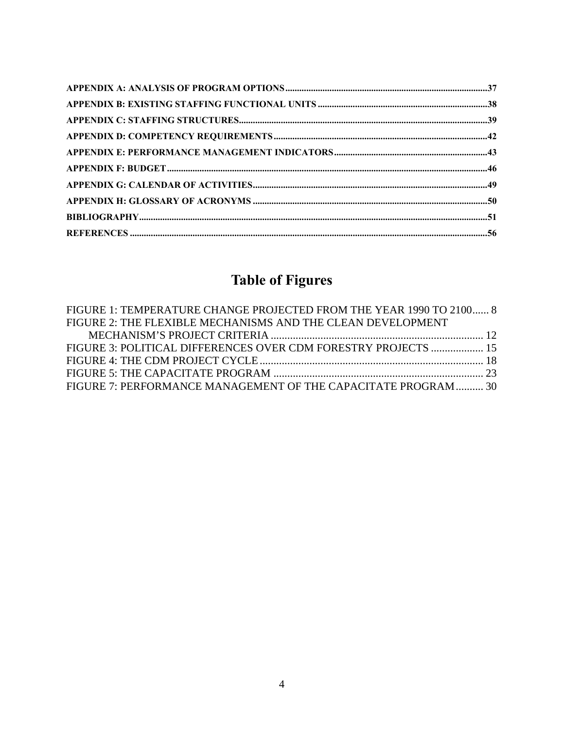APPENDIX A: ANALYSIS OF PROGRAM OPTIONS.....37
APPENDIX B: EXISTING STAFFING FUNCTIONAL UNITS.....38
APPENDIX C: STAFFING STRUCTURES.....39
APPENDIX D: COMPETENCY REQUIREMENTS.....42
APPENDIX E: PERFORMANCE MANAGEMENT INDICATORS.....43
APPENDIX F: BUDGET.....46
APPENDIX G: CALENDAR OF ACTIVITIES.....49
APPENDIX H: GLOSSARY OF ACRONYMS.....50
BIBLIOGRAPHY.....51
REFERENCES.....56

# Table of Figures

FIGURE 1: TEMPERATURE CHANGE PROJECTED FROM THE YEAR 1990 TO 2100...... 8
FIGURE 2: THE FLEXIBLE MECHANISMS AND THE CLEAN DEVELOPMENT MECHANISM'S PROJECT CRITERIA..... 12
FIGURE 3: POLITICAL DIFFERENCES OVER CDM FORESTRY PROJECTS..... 15
FIGURE 4: THE CDM PROJECT CYCLE..... 18
FIGURE 5: THE CAPACITATE PROGRAM..... 23
FIGURE 7: PERFORMANCE MANAGEMENT OF THE CAPACITATE PROGRAM.......... 30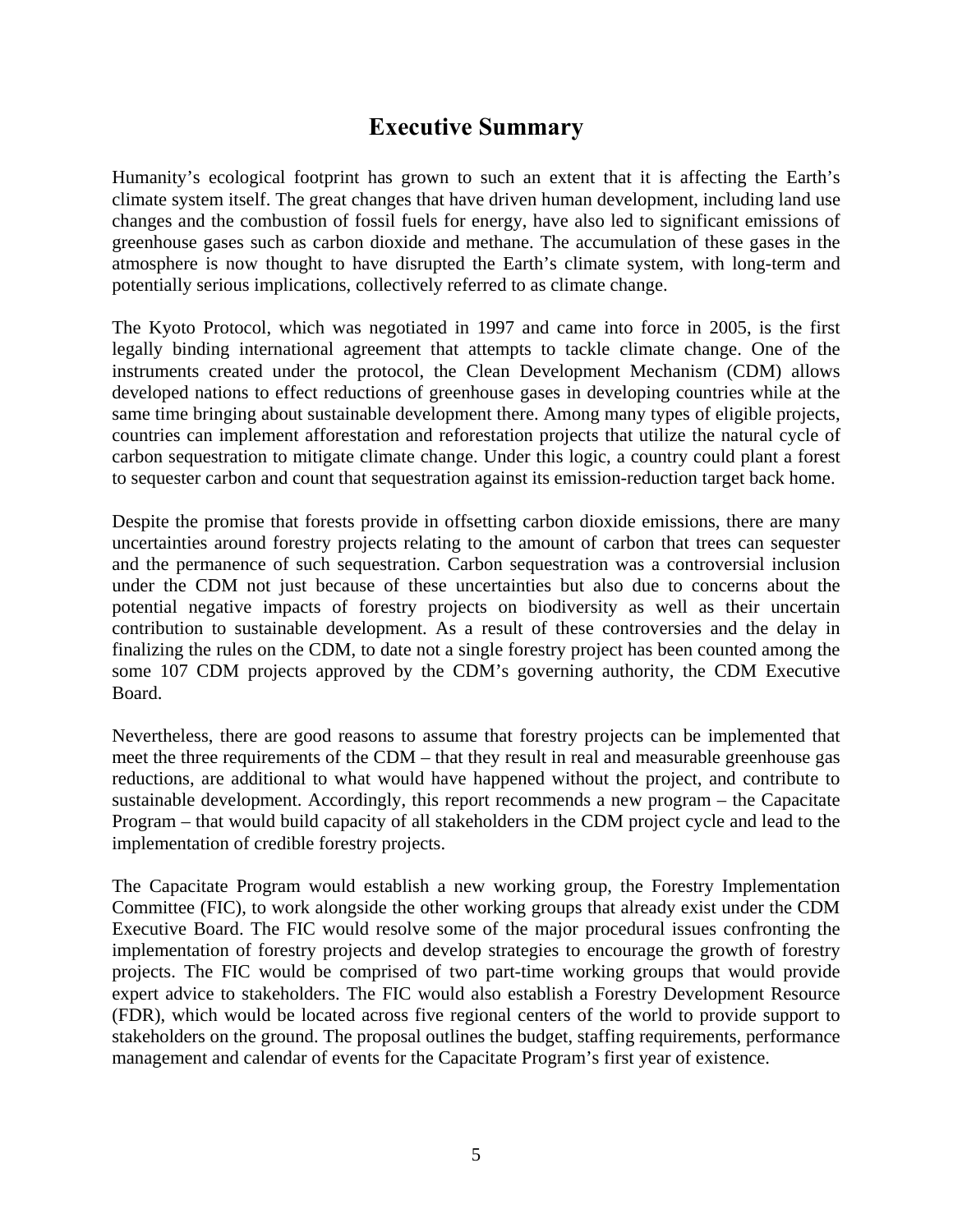# Executive Summary

Humanity's ecological footprint has grown to such an extent that it is affecting the Earth's climate system itself. The great changes that have driven human development, including land use changes and the combustion of fossil fuels for energy, have also led to significant emissions of greenhouse gases such as carbon dioxide and methane. The accumulation of these gases in the atmosphere is now thought to have disrupted the Earth's climate system, with long-term and potentially serious implications, collectively referred to as climate change.

The Kyoto Protocol, which was negotiated in 1997 and came into force in 2005, is the first legally binding international agreement that attempts to tackle climate change. One of the instruments created under the protocol, the Clean Development Mechanism (CDM) allows developed nations to effect reductions of greenhouse gases in developing countries while at the same time bringing about sustainable development there. Among many types of eligible projects, countries can implement afforestation and reforestation projects that utilize the natural cycle of carbon sequestration to mitigate climate change. Under this logic, a country could plant a forest to sequester carbon and count that sequestration against its emission-reduction target back home.

Despite the promise that forests provide in offsetting carbon dioxide emissions, there are many uncertainties around forestry projects relating to the amount of carbon that trees can sequester and the permanence of such sequestration. Carbon sequestration was a controversial inclusion under the CDM not just because of these uncertainties but also due to concerns about the potential negative impacts of forestry projects on biodiversity as well as their uncertain contribution to sustainable development. As a result of these controversies and the delay in finalizing the rules on the CDM, to date not a single forestry project has been counted among the some 107 CDM projects approved by the CDM's governing authority, the CDM Executive Board.

Nevertheless, there are good reasons to assume that forestry projects can be implemented that meet the three requirements of the CDM – that they result in real and measurable greenhouse gas reductions, are additional to what would have happened without the project, and contribute to sustainable development. Accordingly, this report recommends a new program – the Capacitate Program – that would build capacity of all stakeholders in the CDM project cycle and lead to the implementation of credible forestry projects.

The Capacitate Program would establish a new working group, the Forestry Implementation Committee (FIC), to work alongside the other working groups that already exist under the CDM Executive Board. The FIC would resolve some of the major procedural issues confronting the implementation of forestry projects and develop strategies to encourage the growth of forestry projects. The FIC would be comprised of two part-time working groups that would provide expert advice to stakeholders. The FIC would also establish a Forestry Development Resource (FDR), which would be located across five regional centers of the world to provide support to stakeholders on the ground. The proposal outlines the budget, staffing requirements, performance management and calendar of events for the Capacitate Program's first year of existence.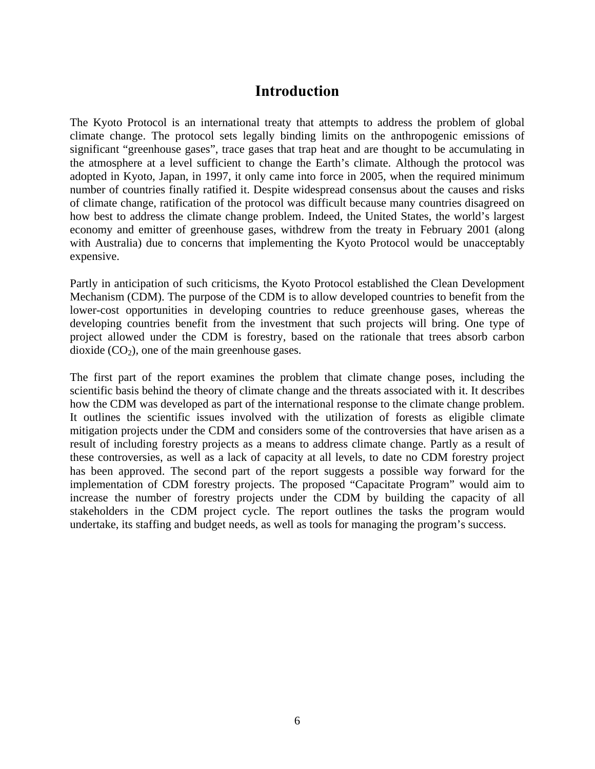# Introduction

The Kyoto Protocol is an international treaty that attempts to address the problem of global climate change. The protocol sets legally binding limits on the anthropogenic emissions of significant "greenhouse gases", trace gases that trap heat and are thought to be accumulating in the atmosphere at a level sufficient to change the Earth's climate. Although the protocol was adopted in Kyoto, Japan, in 1997, it only came into force in 2005, when the required minimum number of countries finally ratified it. Despite widespread consensus about the causes and risks of climate change, ratification of the protocol was difficult because many countries disagreed on how best to address the climate change problem. Indeed, the United States, the world's largest economy and emitter of greenhouse gases, withdrew from the treaty in February 2001 (along with Australia) due to concerns that implementing the Kyoto Protocol would be unacceptably expensive.

Partly in anticipation of such criticisms, the Kyoto Protocol established the Clean Development Mechanism (CDM). The purpose of the CDM is to allow developed countries to benefit from the lower-cost opportunities in developing countries to reduce greenhouse gases, whereas the developing countries benefit from the investment that such projects will bring. One type of project allowed under the CDM is forestry, based on the rationale that trees absorb carbon dioxide ($CO_2$), one of the main greenhouse gases.

The first part of the report examines the problem that climate change poses, including the scientific basis behind the theory of climate change and the threats associated with it. It describes how the CDM was developed as part of the international response to the climate change problem. It outlines the scientific issues involved with the utilization of forests as eligible climate mitigation projects under the CDM and considers some of the controversies that have arisen as a result of including forestry projects as a means to address climate change. Partly as a result of these controversies, as well as a lack of capacity at all levels, to date no CDM forestry project has been approved. The second part of the report suggests a possible way forward for the implementation of CDM forestry projects. The proposed "Capacitate Program" would aim to increase the number of forestry projects under the CDM by building the capacity of all stakeholders in the CDM project cycle. The report outlines the tasks the program would undertake, its staffing and budget needs, as well as tools for managing the program's success.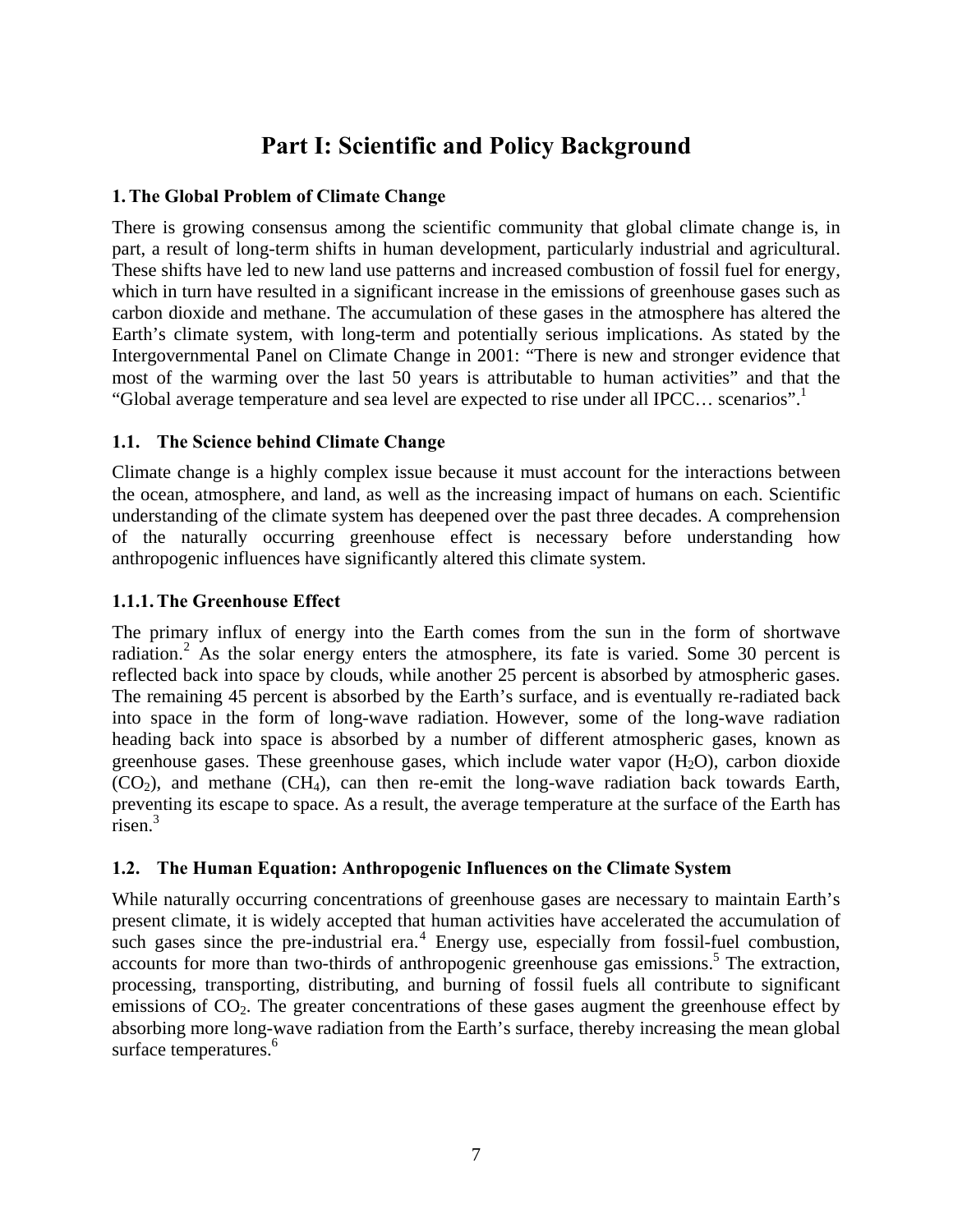# Part I: Scientific and Policy Background

## 1. The Global Problem of Climate Change

There is growing consensus among the scientific community that global climate change is, in part, a result of long-term shifts in human development, particularly industrial and agricultural. These shifts have led to new land use patterns and increased combustion of fossil fuel for energy, which in turn have resulted in a significant increase in the emissions of greenhouse gases such as carbon dioxide and methane. The accumulation of these gases in the atmosphere has altered the Earth's climate system, with long-term and potentially serious implications. As stated by the Intergovernmental Panel on Climate Change in 2001: "There is new and stronger evidence that most of the warming over the last 50 years is attributable to human activities" and that the "Global average temperature and sea level are expected to rise under all IPCC… scenarios".[1]

### 1.1. The Science behind Climate Change

Climate change is a highly complex issue because it must account for the interactions between the ocean, atmosphere, and land, as well as the increasing impact of humans on each. Scientific understanding of the climate system has deepened over the past three decades. A comprehension of the naturally occurring greenhouse effect is necessary before understanding how anthropogenic influences have significantly altered this climate system.

#### 1.1.1. The Greenhouse Effect

The primary influx of energy into the Earth comes from the sun in the form of shortwave radiation.[2] As the solar energy enters the atmosphere, its fate is varied. Some 30 percent is reflected back into space by clouds, while another 25 percent is absorbed by atmospheric gases. The remaining 45 percent is absorbed by the Earth's surface, and is eventually re-radiated back into space in the form of long-wave radiation. However, some of the long-wave radiation heading back into space is absorbed by a number of different atmospheric gases, known as greenhouse gases. These greenhouse gases, which include water vapor ($H_2O$), carbon dioxide ($CO_2$), and methane ($CH_4$), can then re-emit the long-wave radiation back towards Earth, preventing its escape to space. As a result, the average temperature at the surface of the Earth has risen.[3]

### 1.2. The Human Equation: Anthropogenic Influences on the Climate System

While naturally occurring concentrations of greenhouse gases are necessary to maintain Earth's present climate, it is widely accepted that human activities have accelerated the accumulation of such gases since the pre-industrial era.[4] Energy use, especially from fossil-fuel combustion, accounts for more than two-thirds of anthropogenic greenhouse gas emissions.[5] The extraction, processing, transporting, distributing, and burning of fossil fuels all contribute to significant emissions of $CO_2$. The greater concentrations of these gases augment the greenhouse effect by absorbing more long-wave radiation from the Earth's surface, thereby increasing the mean global surface temperatures.[6]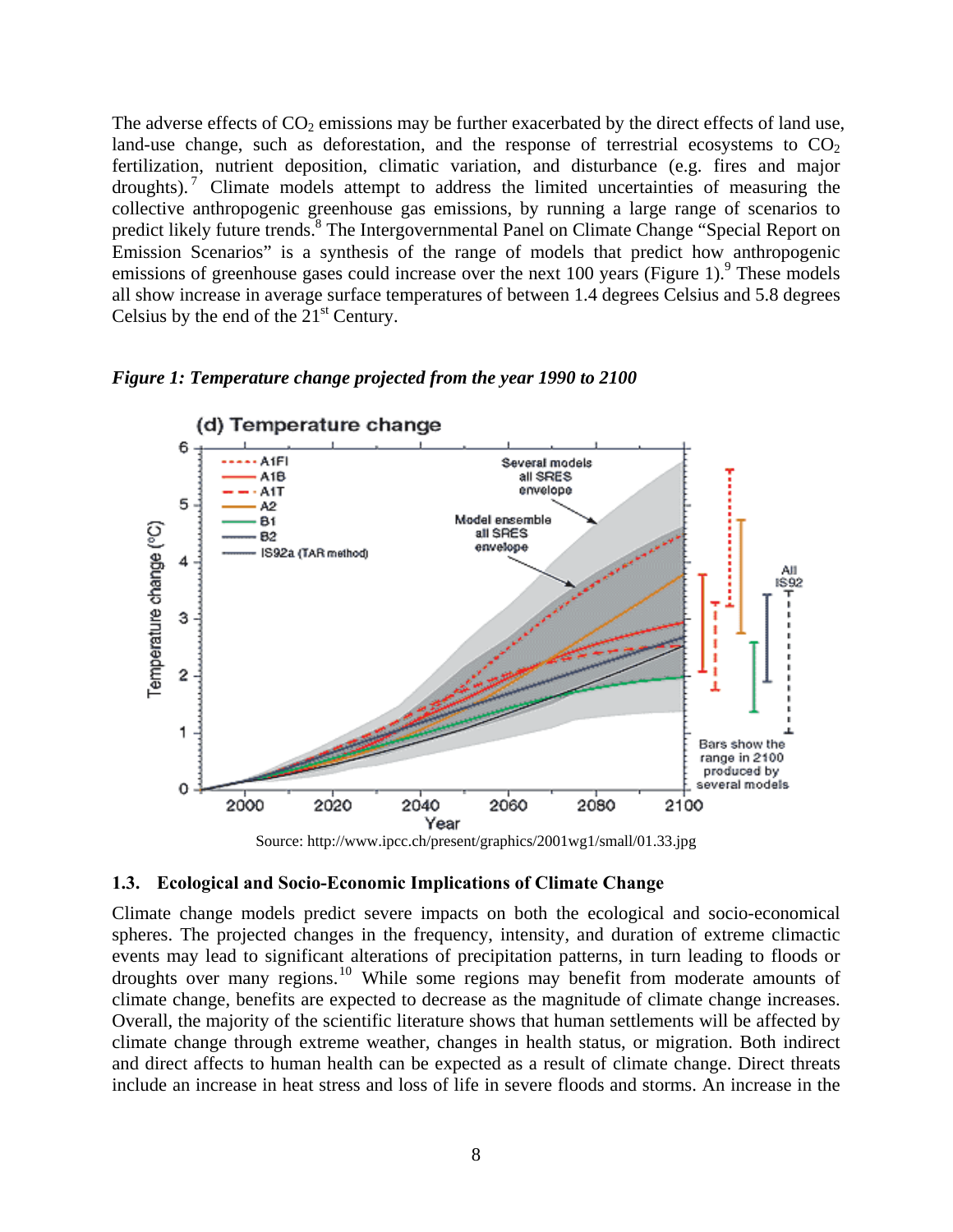The adverse effects of $CO_2$ emissions may be further exacerbated by the direct effects of land use, land-use change, such as deforestation, and the response of terrestrial ecosystems to $CO_2$ fertilization, nutrient deposition, climatic variation, and disturbance (e.g. fires and major droughts).[7] Climate models attempt to address the limited uncertainties of measuring the collective anthropogenic greenhouse gas emissions, by running a large range of scenarios to predict likely future trends.[8] The Intergovernmental Panel on Climate Change "Special Report on Emission Scenarios" is a synthesis of the range of models that predict how anthropogenic emissions of greenhouse gases could increase over the next 100 years (Figure 1).[9] These models all show increase in average surface temperatures of between 1.4 degrees Celsius and 5.8 degrees Celsius by the end of the 21st Century.

***Figure 1: Temperature change projected from the year 1990 to 2100***

Source: http://www.ipcc.ch/present/graphics/2001wg1/small/01.33.jpg

### 1.3. Ecological and Socio-Economic Implications of Climate Change

Climate change models predict severe impacts on both the ecological and socio-economical spheres. The projected changes in the frequency, intensity, and duration of extreme climactic events may lead to significant alterations of precipitation patterns, in turn leading to floods or droughts over many regions.[10] While some regions may benefit from moderate amounts of climate change, benefits are expected to decrease as the magnitude of climate change increases. Overall, the majority of the scientific literature shows that human settlements will be affected by climate change through extreme weather, changes in health status, or migration. Both indirect and direct affects to human health can be expected as a result of climate change. Direct threats include an increase in heat stress and loss of life in severe floods and storms. An increase in the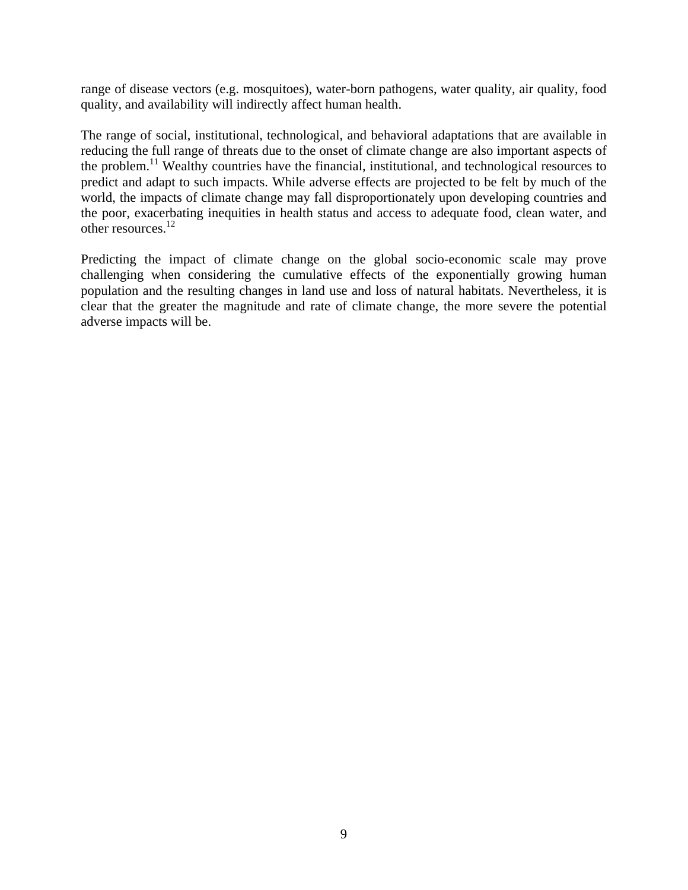range of disease vectors (e.g. mosquitoes), water-born pathogens, water quality, air quality, food quality, and availability will indirectly affect human health.

The range of social, institutional, technological, and behavioral adaptations that are available in reducing the full range of threats due to the onset of climate change are also important aspects of the problem.[11] Wealthy countries have the financial, institutional, and technological resources to predict and adapt to such impacts. While adverse effects are projected to be felt by much of the world, the impacts of climate change may fall disproportionately upon developing countries and the poor, exacerbating inequities in health status and access to adequate food, clean water, and other resources.[12]

Predicting the impact of climate change on the global socio-economic scale may prove challenging when considering the cumulative effects of the exponentially growing human population and the resulting changes in land use and loss of natural habitats. Nevertheless, it is clear that the greater the magnitude and rate of climate change, the more severe the potential adverse impacts will be.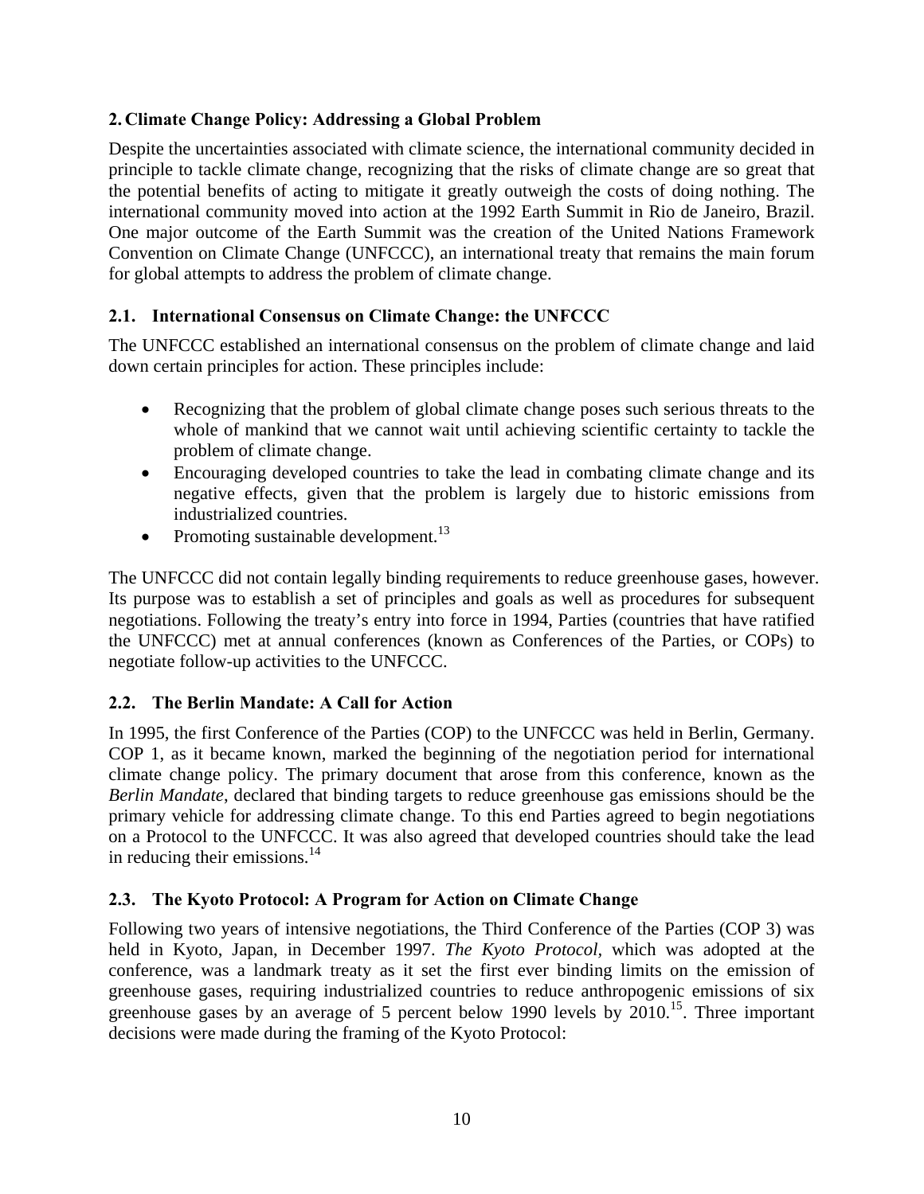## 2. Climate Change Policy: Addressing a Global Problem

Despite the uncertainties associated with climate science, the international community decided in principle to tackle climate change, recognizing that the risks of climate change are so great that the potential benefits of acting to mitigate it greatly outweigh the costs of doing nothing. The international community moved into action at the 1992 Earth Summit in Rio de Janeiro, Brazil. One major outcome of the Earth Summit was the creation of the United Nations Framework Convention on Climate Change (UNFCCC), an international treaty that remains the main forum for global attempts to address the problem of climate change.

### 2.1. International Consensus on Climate Change: the UNFCCC

The UNFCCC established an international consensus on the problem of climate change and laid down certain principles for action. These principles include:

- Recognizing that the problem of global climate change poses such serious threats to the whole of mankind that we cannot wait until achieving scientific certainty to tackle the problem of climate change.
- Encouraging developed countries to take the lead in combating climate change and its negative effects, given that the problem is largely due to historic emissions from industrialized countries.
- Promoting sustainable development.[13]

The UNFCCC did not contain legally binding requirements to reduce greenhouse gases, however. Its purpose was to establish a set of principles and goals as well as procedures for subsequent negotiations. Following the treaty's entry into force in 1994, Parties (countries that have ratified the UNFCCC) met at annual conferences (known as Conferences of the Parties, or COPs) to negotiate follow-up activities to the UNFCCC.

### 2.2. The Berlin Mandate: A Call for Action

In 1995, the first Conference of the Parties (COP) to the UNFCCC was held in Berlin, Germany. COP 1, as it became known, marked the beginning of the negotiation period for international climate change policy. The primary document that arose from this conference, known as the *Berlin Mandate*, declared that binding targets to reduce greenhouse gas emissions should be the primary vehicle for addressing climate change. To this end Parties agreed to begin negotiations on a Protocol to the UNFCCC. It was also agreed that developed countries should take the lead in reducing their emissions.[14]

### 2.3. The Kyoto Protocol: A Program for Action on Climate Change

Following two years of intensive negotiations, the Third Conference of the Parties (COP 3) was held in Kyoto, Japan, in December 1997. *The Kyoto Protocol*, which was adopted at the conference, was a landmark treaty as it set the first ever binding limits on the emission of greenhouse gases, requiring industrialized countries to reduce anthropogenic emissions of six greenhouse gases by an average of 5 percent below 1990 levels by 2010.[15]. Three important decisions were made during the framing of the Kyoto Protocol: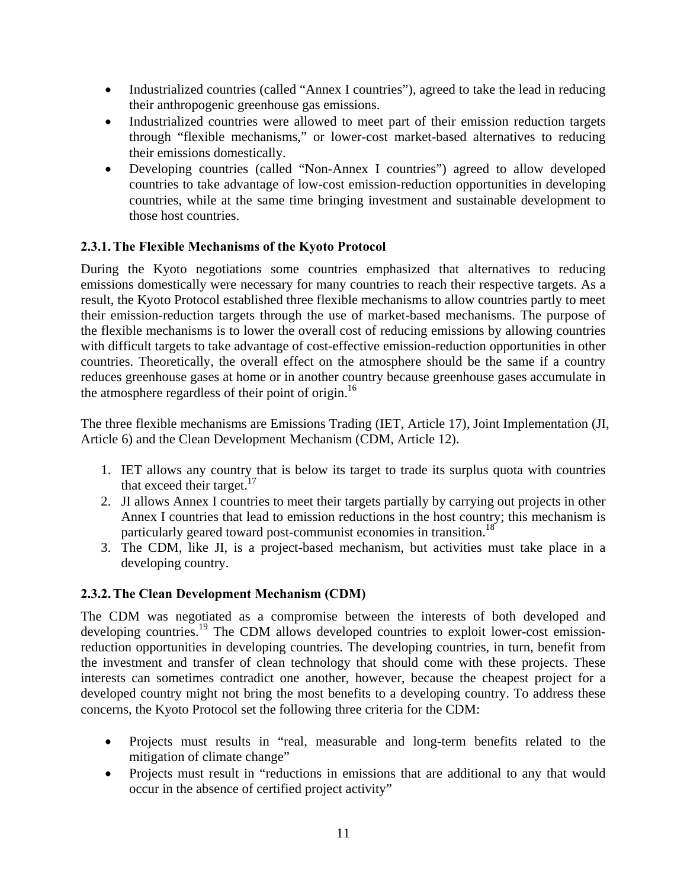- Industrialized countries (called "Annex I countries"), agreed to take the lead in reducing their anthropogenic greenhouse gas emissions.
- Industrialized countries were allowed to meet part of their emission reduction targets through "flexible mechanisms," or lower-cost market-based alternatives to reducing their emissions domestically.
- Developing countries (called "Non-Annex I countries") agreed to allow developed countries to take advantage of low-cost emission-reduction opportunities in developing countries, while at the same time bringing investment and sustainable development to those host countries.

### 2.3.1. The Flexible Mechanisms of the Kyoto Protocol

During the Kyoto negotiations some countries emphasized that alternatives to reducing emissions domestically were necessary for many countries to reach their respective targets. As a result, the Kyoto Protocol established three flexible mechanisms to allow countries partly to meet their emission-reduction targets through the use of market-based mechanisms. The purpose of the flexible mechanisms is to lower the overall cost of reducing emissions by allowing countries with difficult targets to take advantage of cost-effective emission-reduction opportunities in other countries. Theoretically, the overall effect on the atmosphere should be the same if a country reduces greenhouse gases at home or in another country because greenhouse gases accumulate in the atmosphere regardless of their point of origin.[16]

The three flexible mechanisms are Emissions Trading (IET, Article 17), Joint Implementation (JI, Article 6) and the Clean Development Mechanism (CDM, Article 12).

1. IET allows any country that is below its target to trade its surplus quota with countries that exceed their target.[17]
2. JI allows Annex I countries to meet their targets partially by carrying out projects in other Annex I countries that lead to emission reductions in the host country; this mechanism is particularly geared toward post-communist economies in transition.[18]
3. The CDM, like JI, is a project-based mechanism, but activities must take place in a developing country.

### 2.3.2. The Clean Development Mechanism (CDM)

The CDM was negotiated as a compromise between the interests of both developed and developing countries.[19] The CDM allows developed countries to exploit lower-cost emission-reduction opportunities in developing countries. The developing countries, in turn, benefit from the investment and transfer of clean technology that should come with these projects. These interests can sometimes contradict one another, however, because the cheapest project for a developed country might not bring the most benefits to a developing country. To address these concerns, the Kyoto Protocol set the following three criteria for the CDM:

- Projects must results in "real, measurable and long-term benefits related to the mitigation of climate change"
- Projects must result in "reductions in emissions that are additional to any that would occur in the absence of certified project activity"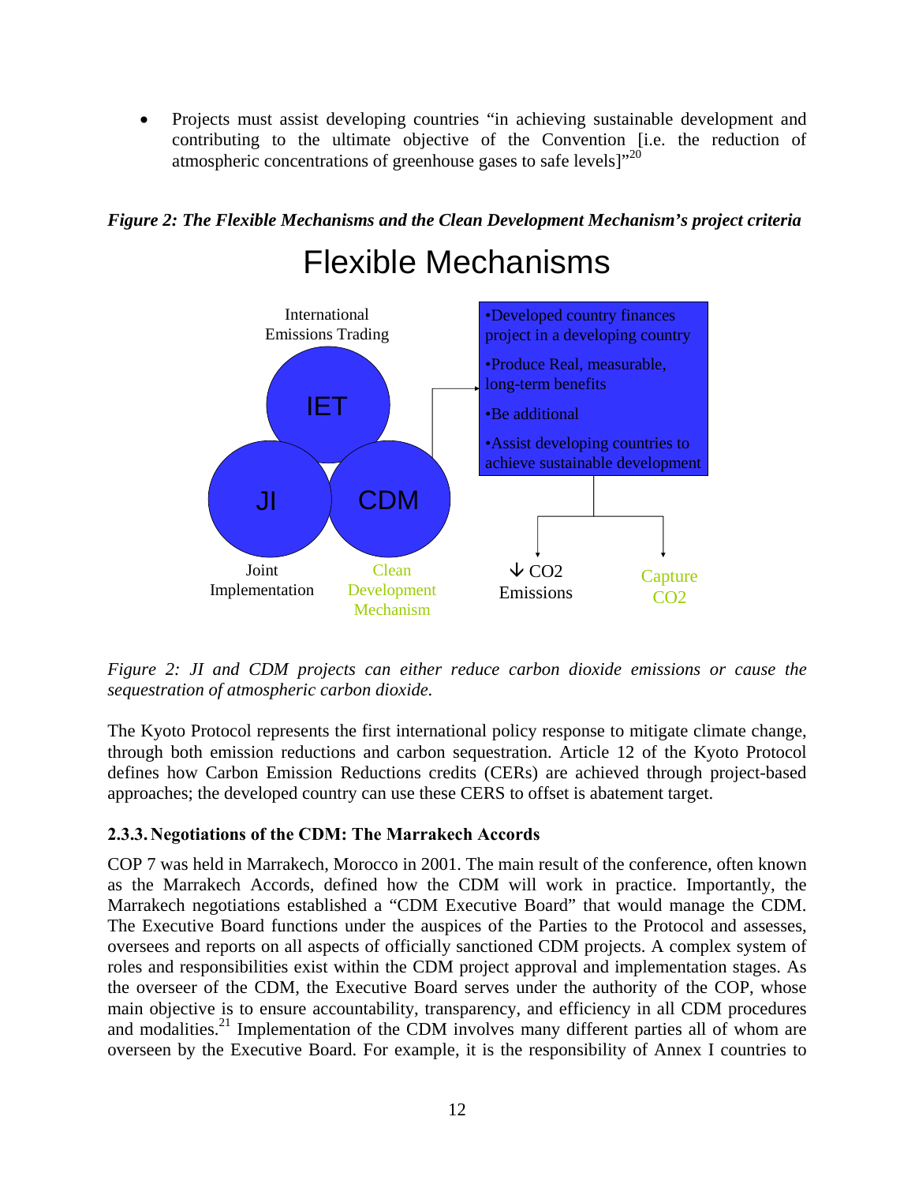- Projects must assist developing countries "in achieving sustainable development and contributing to the ultimate objective of the Convention [i.e. the reduction of atmospheric concentrations of greenhouse gases to safe levels]"[20]

***Figure 2: The Flexible Mechanisms and the Clean Development Mechanism's project criteria***

Flexible Mechanisms

International Emissions Trading

IET

JI

CDM

Joint Implementation

Clean Development Mechanism

- Developed country finances project in a developing country
- Produce Real, measurable, long-term benefits
- Be additional
- Assist developing countries to achieve sustainable development

↓ $CO_2$ Emissions

Capture $CO_2$

*Figure 2: JI and CDM projects can either reduce carbon dioxide emissions or cause the sequestration of atmospheric carbon dioxide.*

The Kyoto Protocol represents the first international policy response to mitigate climate change, through both emission reductions and carbon sequestration. Article 12 of the Kyoto Protocol defines how Carbon Emission Reductions credits (CERs) are achieved through project-based approaches; the developed country can use these CERS to offset is abatement target.

### 2.3.3. Negotiations of the CDM: The Marrakech Accords

COP 7 was held in Marrakech, Morocco in 2001. The main result of the conference, often known as the Marrakech Accords, defined how the CDM will work in practice. Importantly, the Marrakech negotiations established a "CDM Executive Board" that would manage the CDM. The Executive Board functions under the auspices of the Parties to the Protocol and assesses, oversees and reports on all aspects of officially sanctioned CDM projects. A complex system of roles and responsibilities exist within the CDM project approval and implementation stages. As the overseer of the CDM, the Executive Board serves under the authority of the COP, whose main objective is to ensure accountability, transparency, and efficiency in all CDM procedures and modalities.[21] Implementation of the CDM involves many different parties all of whom are overseen by the Executive Board. For example, it is the responsibility of Annex I countries to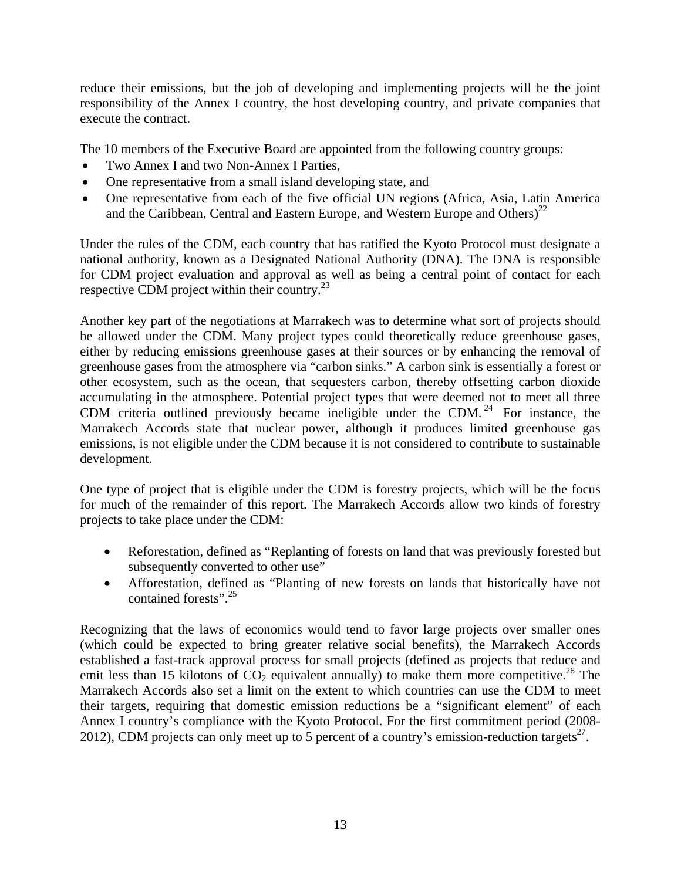reduce their emissions, but the job of developing and implementing projects will be the joint responsibility of the Annex I country, the host developing country, and private companies that execute the contract.

The 10 members of the Executive Board are appointed from the following country groups:

- Two Annex I and two Non-Annex I Parties,
- One representative from a small island developing state, and
- One representative from each of the five official UN regions (Africa, Asia, Latin America and the Caribbean, Central and Eastern Europe, and Western Europe and Others)[22]

Under the rules of the CDM, each country that has ratified the Kyoto Protocol must designate a national authority, known as a Designated National Authority (DNA). The DNA is responsible for CDM project evaluation and approval as well as being a central point of contact for each respective CDM project within their country.[23]

Another key part of the negotiations at Marrakech was to determine what sort of projects should be allowed under the CDM. Many project types could theoretically reduce greenhouse gases, either by reducing emissions greenhouse gases at their sources or by enhancing the removal of greenhouse gases from the atmosphere via "carbon sinks." A carbon sink is essentially a forest or other ecosystem, such as the ocean, that sequesters carbon, thereby offsetting carbon dioxide accumulating in the atmosphere. Potential project types that were deemed not to meet all three CDM criteria outlined previously became ineligible under the CDM.[24] For instance, the Marrakech Accords state that nuclear power, although it produces limited greenhouse gas emissions, is not eligible under the CDM because it is not considered to contribute to sustainable development.

One type of project that is eligible under the CDM is forestry projects, which will be the focus for much of the remainder of this report. The Marrakech Accords allow two kinds of forestry projects to take place under the CDM:

- Reforestation, defined as "Replanting of forests on land that was previously forested but subsequently converted to other use"
- Afforestation, defined as "Planting of new forests on lands that historically have not contained forests".[25]

Recognizing that the laws of economics would tend to favor large projects over smaller ones (which could be expected to bring greater relative social benefits), the Marrakech Accords established a fast-track approval process for small projects (defined as projects that reduce and emit less than 15 kilotons of $CO_2$ equivalent annually) to make them more competitive.[26] The Marrakech Accords also set a limit on the extent to which countries can use the CDM to meet their targets, requiring that domestic emission reductions be a "significant element" of each Annex I country's compliance with the Kyoto Protocol. For the first commitment period (2008-2012), CDM projects can only meet up to 5 percent of a country's emission-reduction targets[27].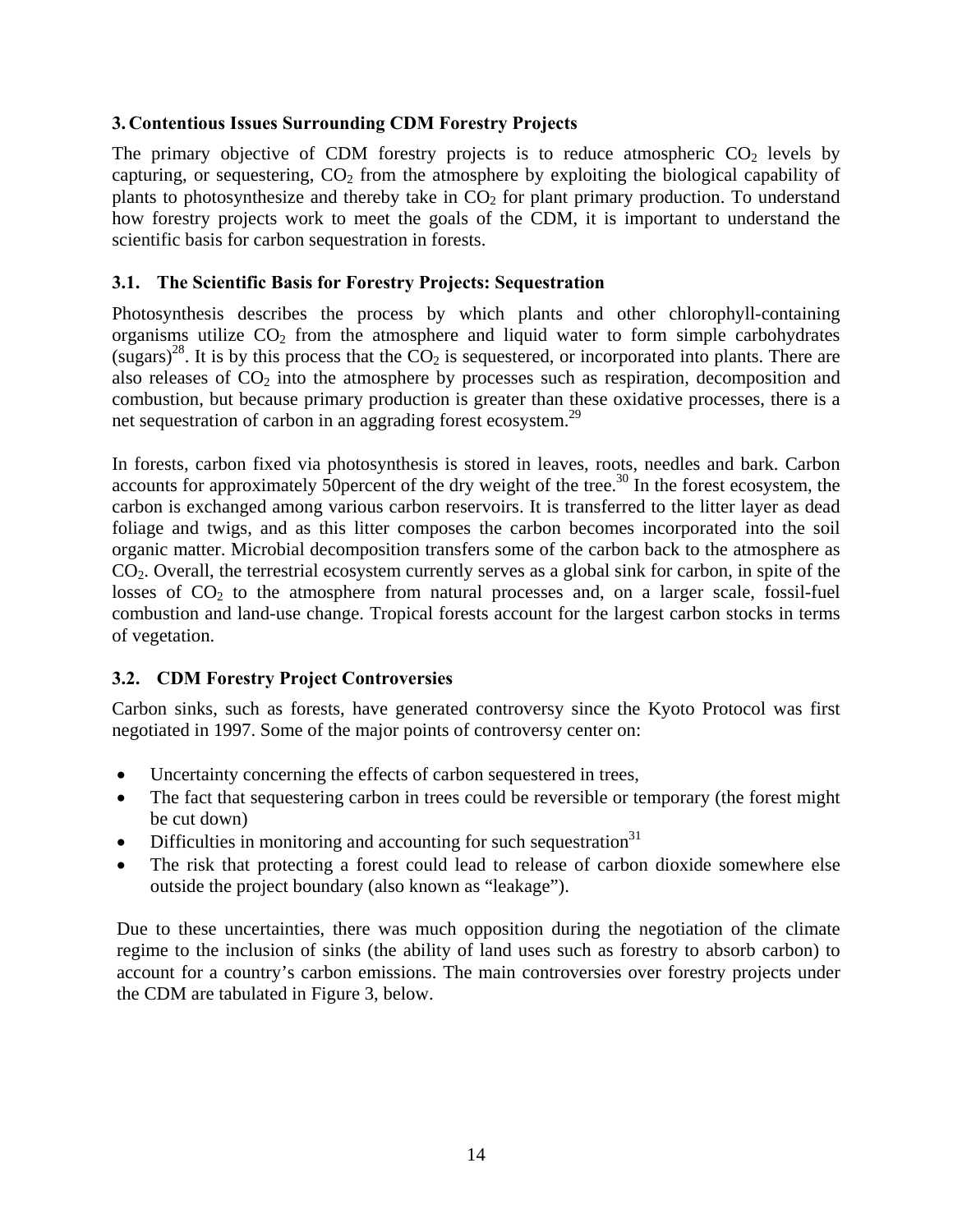## 3. Contentious Issues Surrounding CDM Forestry Projects

The primary objective of CDM forestry projects is to reduce atmospheric $CO_2$ levels by capturing, or sequestering, $CO_2$ from the atmosphere by exploiting the biological capability of plants to photosynthesize and thereby take in $CO_2$ for plant primary production. To understand how forestry projects work to meet the goals of the CDM, it is important to understand the scientific basis for carbon sequestration in forests.

### 3.1. The Scientific Basis for Forestry Projects: Sequestration

Photosynthesis describes the process by which plants and other chlorophyll-containing organisms utilize $CO_2$ from the atmosphere and liquid water to form simple carbohydrates (sugars)[28]. It is by this process that the $CO_2$ is sequestered, or incorporated into plants. There are also releases of $CO_2$ into the atmosphere by processes such as respiration, decomposition and combustion, but because primary production is greater than these oxidative processes, there is a net sequestration of carbon in an aggrading forest ecosystem.[29]

In forests, carbon fixed via photosynthesis is stored in leaves, roots, needles and bark. Carbon accounts for approximately 50percent of the dry weight of the tree.[30] In the forest ecosystem, the carbon is exchanged among various carbon reservoirs. It is transferred to the litter layer as dead foliage and twigs, and as this litter composes the carbon becomes incorporated into the soil organic matter. Microbial decomposition transfers some of the carbon back to the atmosphere as $CO_2$. Overall, the terrestrial ecosystem currently serves as a global sink for carbon, in spite of the losses of $CO_2$ to the atmosphere from natural processes and, on a larger scale, fossil-fuel combustion and land-use change. Tropical forests account for the largest carbon stocks in terms of vegetation.

### 3.2. CDM Forestry Project Controversies

Carbon sinks, such as forests, have generated controversy since the Kyoto Protocol was first negotiated in 1997. Some of the major points of controversy center on:

- Uncertainty concerning the effects of carbon sequestered in trees,
- The fact that sequestering carbon in trees could be reversible or temporary (the forest might be cut down)
- Difficulties in monitoring and accounting for such sequestration[31]
- The risk that protecting a forest could lead to release of carbon dioxide somewhere else outside the project boundary (also known as "leakage").

Due to these uncertainties, there was much opposition during the negotiation of the climate regime to the inclusion of sinks (the ability of land uses such as forestry to absorb carbon) to account for a country's carbon emissions. The main controversies over forestry projects under the CDM are tabulated in Figure 3, below.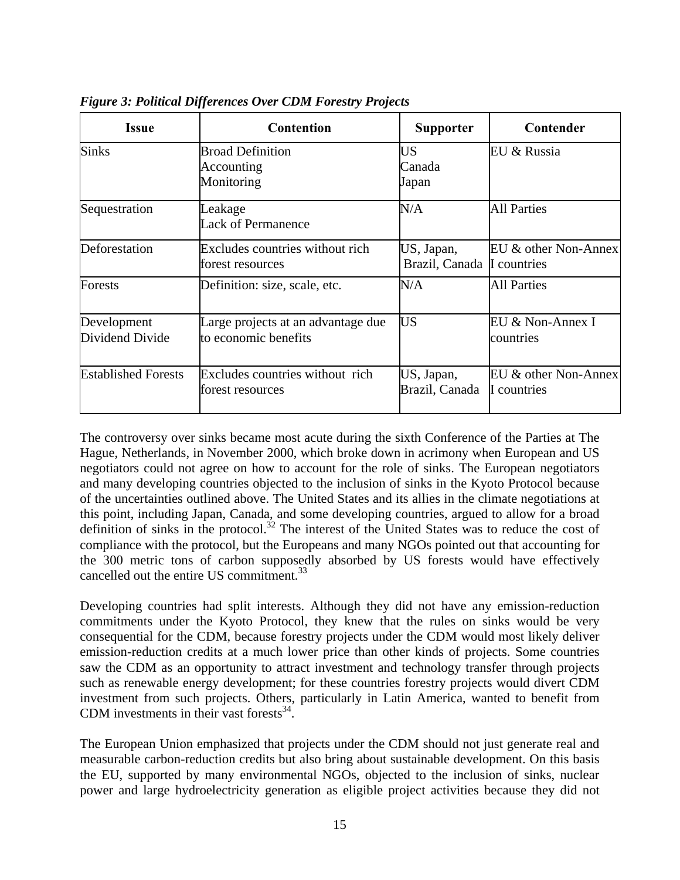*Figure 3: Political Differences Over CDM Forestry Projects*

| Issue | Contention | Supporter | Contender |
|---|---|---|---|
| Sinks | Broad Definition<br>Accounting<br>Monitoring | US<br>Canada<br>Japan | EU & Russia |
| Sequestration | Leakage<br>Lack of Permanence | N/A | All Parties |
| Deforestation | Excludes countries without rich forest resources | US, Japan, Brazil, Canada | EU & other Non-Annex I countries |
| Forests | Definition: size, scale, etc. | N/A | All Parties |
| Development Dividend Divide | Large projects at an advantage due to economic benefits | US | EU & Non-Annex I countries |
| Established Forests | Excludes countries without rich forest resources | US, Japan, Brazil, Canada | EU & other Non-Annex I countries |

The controversy over sinks became most acute during the sixth Conference of the Parties at The Hague, Netherlands, in November 2000, which broke down in acrimony when European and US negotiators could not agree on how to account for the role of sinks. The European negotiators and many developing countries objected to the inclusion of sinks in the Kyoto Protocol because of the uncertainties outlined above. The United States and its allies in the climate negotiations at this point, including Japan, Canada, and some developing countries, argued to allow for a broad definition of sinks in the protocol.[32] The interest of the United States was to reduce the cost of compliance with the protocol, but the Europeans and many NGOs pointed out that accounting for the 300 metric tons of carbon supposedly absorbed by US forests would have effectively cancelled out the entire US commitment.[33]

Developing countries had split interests. Although they did not have any emission-reduction commitments under the Kyoto Protocol, they knew that the rules on sinks would be very consequential for the CDM, because forestry projects under the CDM would most likely deliver emission-reduction credits at a much lower price than other kinds of projects. Some countries saw the CDM as an opportunity to attract investment and technology transfer through projects such as renewable energy development; for these countries forestry projects would divert CDM investment from such projects. Others, particularly in Latin America, wanted to benefit from CDM investments in their vast forests[34].

The European Union emphasized that projects under the CDM should not just generate real and measurable carbon-reduction credits but also bring about sustainable development. On this basis the EU, supported by many environmental NGOs, objected to the inclusion of sinks, nuclear power and large hydroelectricity generation as eligible project activities because they did not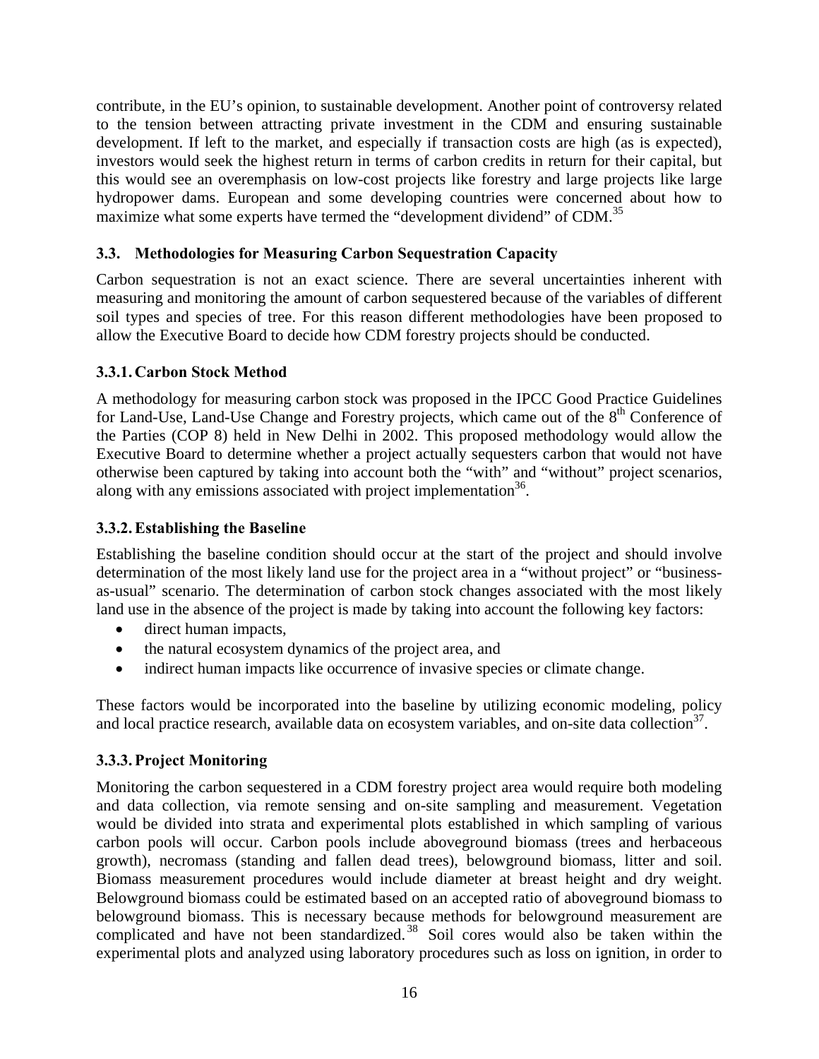contribute, in the EU's opinion, to sustainable development. Another point of controversy related to the tension between attracting private investment in the CDM and ensuring sustainable development. If left to the market, and especially if transaction costs are high (as is expected), investors would seek the highest return in terms of carbon credits in return for their capital, but this would see an overemphasis on low-cost projects like forestry and large projects like large hydropower dams. European and some developing countries were concerned about how to maximize what some experts have termed the "development dividend" of CDM.[35]

### 3.3. Methodologies for Measuring Carbon Sequestration Capacity

Carbon sequestration is not an exact science. There are several uncertainties inherent with measuring and monitoring the amount of carbon sequestered because of the variables of different soil types and species of tree. For this reason different methodologies have been proposed to allow the Executive Board to decide how CDM forestry projects should be conducted.

#### 3.3.1. Carbon Stock Method

A methodology for measuring carbon stock was proposed in the IPCC Good Practice Guidelines for Land-Use, Land-Use Change and Forestry projects, which came out of the 8th Conference of the Parties (COP 8) held in New Delhi in 2002. This proposed methodology would allow the Executive Board to determine whether a project actually sequesters carbon that would not have otherwise been captured by taking into account both the "with" and "without" project scenarios, along with any emissions associated with project implementation[36].

#### 3.3.2. Establishing the Baseline

Establishing the baseline condition should occur at the start of the project and should involve determination of the most likely land use for the project area in a "without project" or "business-as-usual" scenario. The determination of carbon stock changes associated with the most likely land use in the absence of the project is made by taking into account the following key factors:

- direct human impacts,
- the natural ecosystem dynamics of the project area, and
- indirect human impacts like occurrence of invasive species or climate change.

These factors would be incorporated into the baseline by utilizing economic modeling, policy and local practice research, available data on ecosystem variables, and on-site data collection[37].

#### 3.3.3. Project Monitoring

Monitoring the carbon sequestered in a CDM forestry project area would require both modeling and data collection, via remote sensing and on-site sampling and measurement. Vegetation would be divided into strata and experimental plots established in which sampling of various carbon pools will occur. Carbon pools include aboveground biomass (trees and herbaceous growth), necromass (standing and fallen dead trees), belowground biomass, litter and soil. Biomass measurement procedures would include diameter at breast height and dry weight. Belowground biomass could be estimated based on an accepted ratio of aboveground biomass to belowground biomass. This is necessary because methods for belowground measurement are complicated and have not been standardized.[38] Soil cores would also be taken within the experimental plots and analyzed using laboratory procedures such as loss on ignition, in order to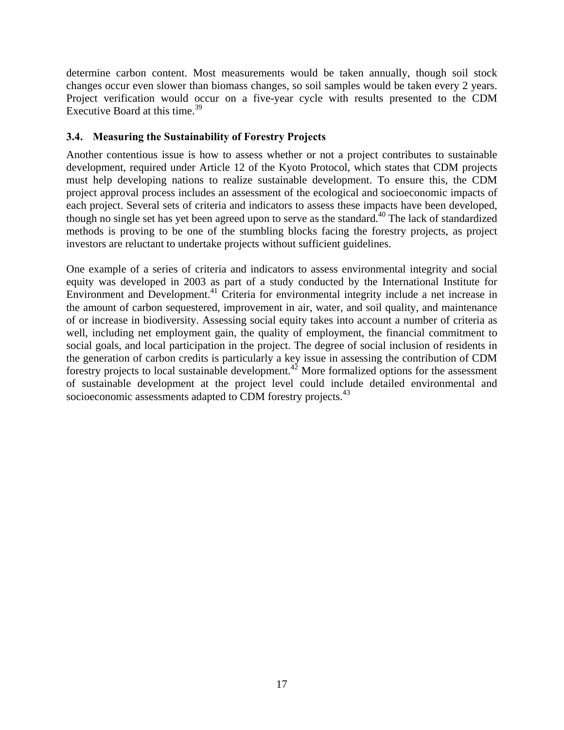determine carbon content. Most measurements would be taken annually, though soil stock changes occur even slower than biomass changes, so soil samples would be taken every 2 years. Project verification would occur on a five-year cycle with results presented to the CDM Executive Board at this time.[39]

### 3.4. Measuring the Sustainability of Forestry Projects

Another contentious issue is how to assess whether or not a project contributes to sustainable development, required under Article 12 of the Kyoto Protocol, which states that CDM projects must help developing nations to realize sustainable development. To ensure this, the CDM project approval process includes an assessment of the ecological and socioeconomic impacts of each project. Several sets of criteria and indicators to assess these impacts have been developed, though no single set has yet been agreed upon to serve as the standard.[40] The lack of standardized methods is proving to be one of the stumbling blocks facing the forestry projects, as project investors are reluctant to undertake projects without sufficient guidelines.

One example of a series of criteria and indicators to assess environmental integrity and social equity was developed in 2003 as part of a study conducted by the International Institute for Environment and Development.[41] Criteria for environmental integrity include a net increase in the amount of carbon sequestered, improvement in air, water, and soil quality, and maintenance of or increase in biodiversity. Assessing social equity takes into account a number of criteria as well, including net employment gain, the quality of employment, the financial commitment to social goals, and local participation in the project. The degree of social inclusion of residents in the generation of carbon credits is particularly a key issue in assessing the contribution of CDM forestry projects to local sustainable development.[42] More formalized options for the assessment of sustainable development at the project level could include detailed environmental and socioeconomic assessments adapted to CDM forestry projects.[43]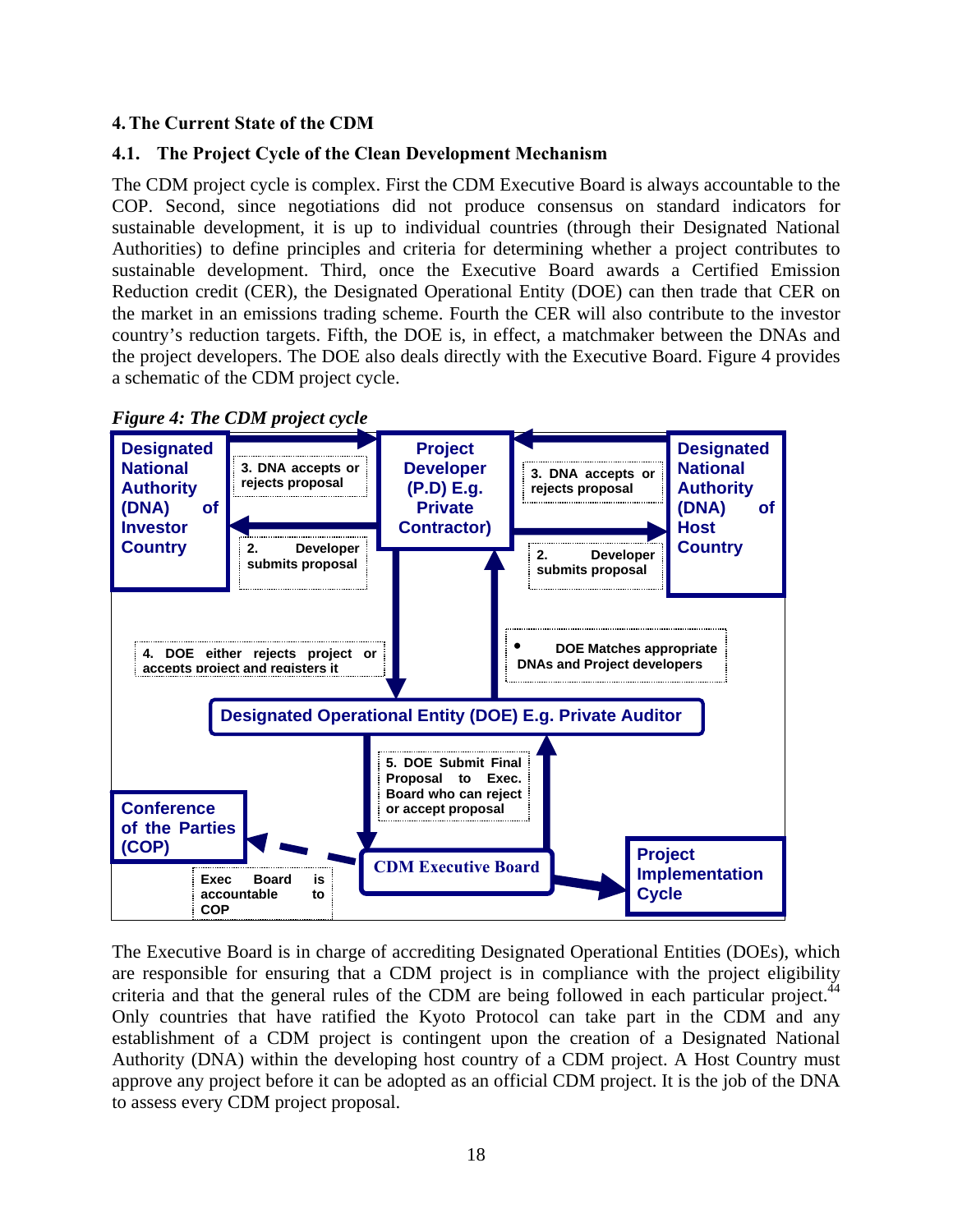## 4. The Current State of the CDM

### 4.1. The Project Cycle of the Clean Development Mechanism

The CDM project cycle is complex. First the CDM Executive Board is always accountable to the COP. Second, since negotiations did not produce consensus on standard indicators for sustainable development, it is up to individual countries (through their Designated National Authorities) to define principles and criteria for determining whether a project contributes to sustainable development. Third, once the Executive Board awards a Certified Emission Reduction credit (CER), the Designated Operational Entity (DOE) can then trade that CER on the market in an emissions trading scheme. Fourth the CER will also contribute to the investor country's reduction targets. Fifth, the DOE is, in effect, a matchmaker between the DNAs and the project developers. The DOE also deals directly with the Executive Board. Figure 4 provides a schematic of the CDM project cycle.

*Figure 4: The CDM project cycle*

Designated National Authority (DNA) of Investor Country

3. DNA accepts or rejects proposal

2. Developer submits proposal

Project Developer (P.D) E.g. Private Contractor)

3. DNA accepts or rejects proposal

2. Developer submits proposal

Designated National Authority (DNA) of Host Country

4. DOE either rejects project or accepts project and registers it

• DOE Matches appropriate DNAs and Project developers

Designated Operational Entity (DOE) E.g. Private Auditor

5. DOE Submit Final Proposal to Exec. Board who can reject or accept proposal

Conference of the Parties (COP)

Exec Board is accountable to COP

CDM Executive Board

Project Implementation Cycle

The Executive Board is in charge of accrediting Designated Operational Entities (DOEs), which are responsible for ensuring that a CDM project is in compliance with the project eligibility criteria and that the general rules of the CDM are being followed in each particular project.[44] Only countries that have ratified the Kyoto Protocol can take part in the CDM and any establishment of a CDM project is contingent upon the creation of a Designated National Authority (DNA) within the developing host country of a CDM project. A Host Country must approve any project before it can be adopted as an official CDM project. It is the job of the DNA to assess every CDM project proposal.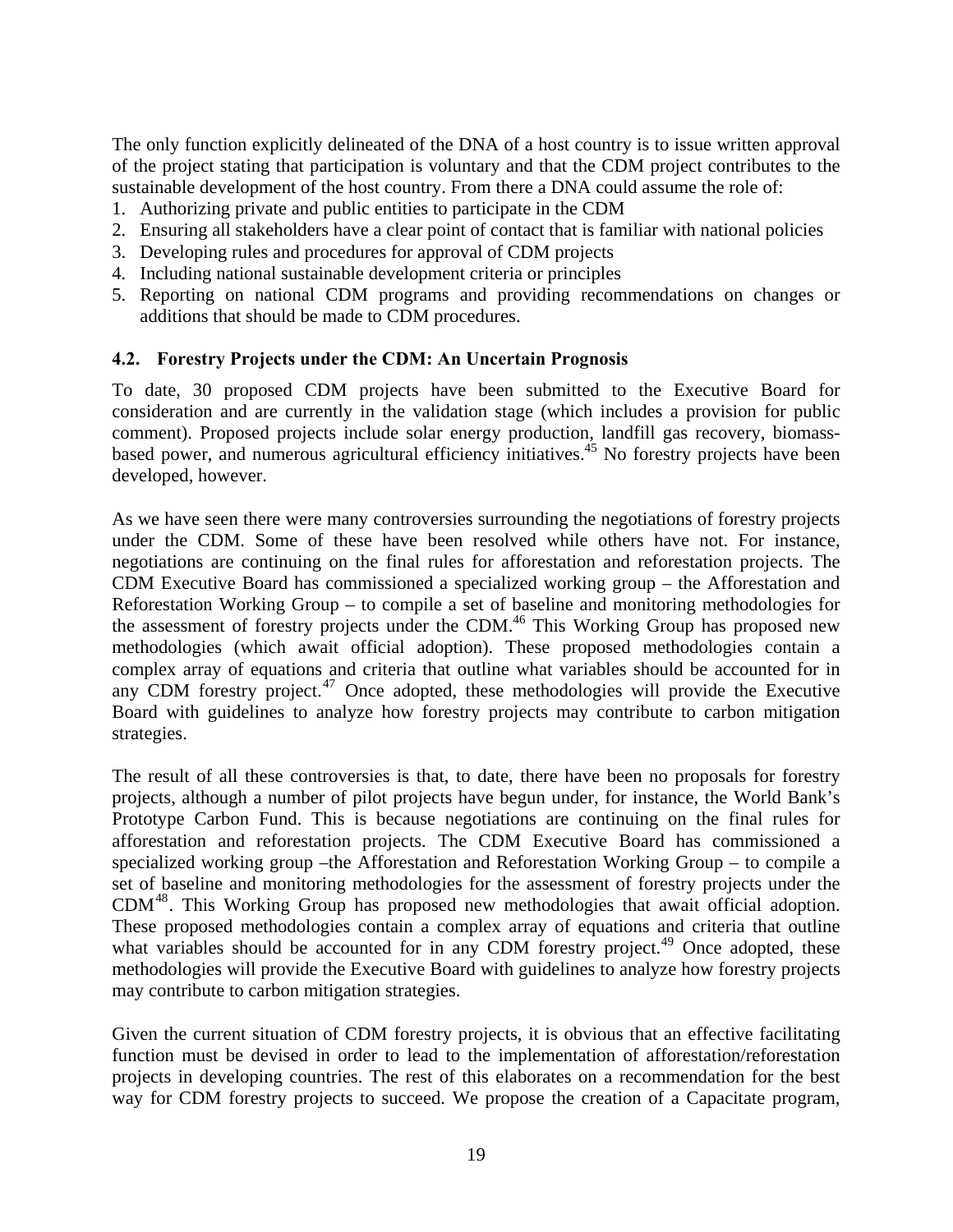The only function explicitly delineated of the DNA of a host country is to issue written approval of the project stating that participation is voluntary and that the CDM project contributes to the sustainable development of the host country. From there a DNA could assume the role of:

1. Authorizing private and public entities to participate in the CDM
2. Ensuring all stakeholders have a clear point of contact that is familiar with national policies
3. Developing rules and procedures for approval of CDM projects
4. Including national sustainable development criteria or principles
5. Reporting on national CDM programs and providing recommendations on changes or additions that should be made to CDM procedures.

### 4.2. Forestry Projects under the CDM: An Uncertain Prognosis

To date, 30 proposed CDM projects have been submitted to the Executive Board for consideration and are currently in the validation stage (which includes a provision for public comment). Proposed projects include solar energy production, landfill gas recovery, biomass-based power, and numerous agricultural efficiency initiatives.[45] No forestry projects have been developed, however.

As we have seen there were many controversies surrounding the negotiations of forestry projects under the CDM. Some of these have been resolved while others have not. For instance, negotiations are continuing on the final rules for afforestation and reforestation projects. The CDM Executive Board has commissioned a specialized working group – the Afforestation and Reforestation Working Group – to compile a set of baseline and monitoring methodologies for the assessment of forestry projects under the CDM.[46] This Working Group has proposed new methodologies (which await official adoption). These proposed methodologies contain a complex array of equations and criteria that outline what variables should be accounted for in any CDM forestry project.[47] Once adopted, these methodologies will provide the Executive Board with guidelines to analyze how forestry projects may contribute to carbon mitigation strategies.

The result of all these controversies is that, to date, there have been no proposals for forestry projects, although a number of pilot projects have begun under, for instance, the World Bank's Prototype Carbon Fund. This is because negotiations are continuing on the final rules for afforestation and reforestation projects. The CDM Executive Board has commissioned a specialized working group –the Afforestation and Reforestation Working Group – to compile a set of baseline and monitoring methodologies for the assessment of forestry projects under the CDM[48]. This Working Group has proposed new methodologies that await official adoption. These proposed methodologies contain a complex array of equations and criteria that outline what variables should be accounted for in any CDM forestry project.[49] Once adopted, these methodologies will provide the Executive Board with guidelines to analyze how forestry projects may contribute to carbon mitigation strategies.

Given the current situation of CDM forestry projects, it is obvious that an effective facilitating function must be devised in order to lead to the implementation of afforestation/reforestation projects in developing countries. The rest of this elaborates on a recommendation for the best way for CDM forestry projects to succeed. We propose the creation of a Capacitate program,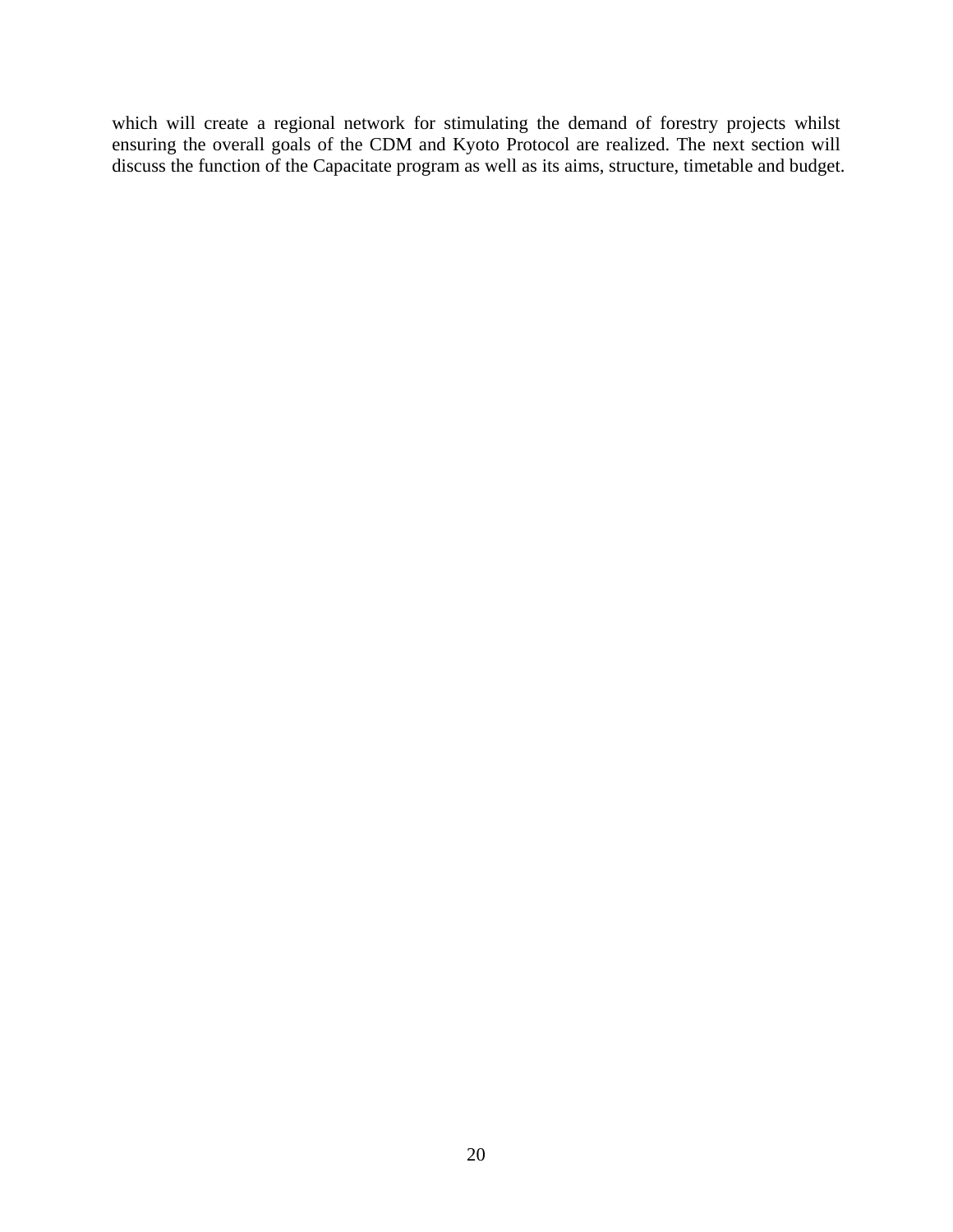which will create a regional network for stimulating the demand of forestry projects whilst ensuring the overall goals of the CDM and Kyoto Protocol are realized. The next section will discuss the function of the Capacitate program as well as its aims, structure, timetable and budget.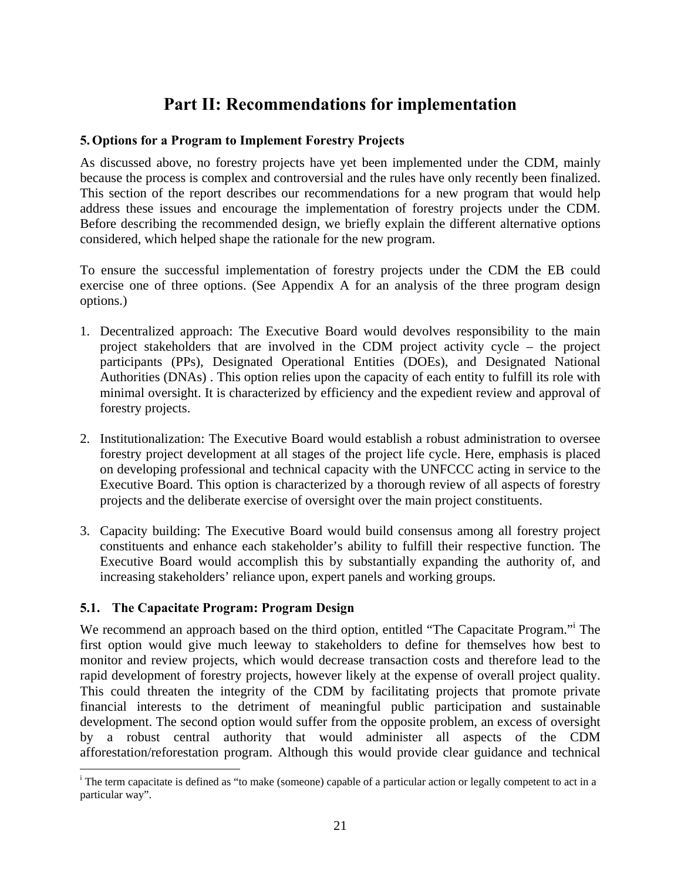# Part II: Recommendations for implementation

## 5. Options for a Program to Implement Forestry Projects

As discussed above, no forestry projects have yet been implemented under the CDM, mainly because the process is complex and controversial and the rules have only recently been finalized. This section of the report describes our recommendations for a new program that would help address these issues and encourage the implementation of forestry projects under the CDM. Before describing the recommended design, we briefly explain the different alternative options considered, which helped shape the rationale for the new program.

To ensure the successful implementation of forestry projects under the CDM the EB could exercise one of three options. (See Appendix A for an analysis of the three program design options.)

1. Decentralized approach: The Executive Board would devolves responsibility to the main project stakeholders that are involved in the CDM project activity cycle – the project participants (PPs), Designated Operational Entities (DOEs), and Designated National Authorities (DNAs) . This option relies upon the capacity of each entity to fulfill its role with minimal oversight. It is characterized by efficiency and the expedient review and approval of forestry projects.

2. Institutionalization: The Executive Board would establish a robust administration to oversee forestry project development at all stages of the project life cycle. Here, emphasis is placed on developing professional and technical capacity with the UNFCCC acting in service to the Executive Board. This option is characterized by a thorough review of all aspects of forestry projects and the deliberate exercise of oversight over the main project constituents.

3. Capacity building: The Executive Board would build consensus among all forestry project constituents and enhance each stakeholder's ability to fulfill their respective function. The Executive Board would accomplish this by substantially expanding the authority of, and increasing stakeholders' reliance upon, expert panels and working groups.

### 5.1. The Capacitate Program: Program Design

We recommend an approach based on the third option, entitled "The Capacitate Program."[i] The first option would give much leeway to stakeholders to define for themselves how best to monitor and review projects, which would decrease transaction costs and therefore lead to the rapid development of forestry projects, however likely at the expense of overall project quality. This could threaten the integrity of the CDM by facilitating projects that promote private financial interests to the detriment of meaningful public participation and sustainable development. The second option would suffer from the opposite problem, an excess of oversight by a robust central authority that would administer all aspects of the CDM afforestation/reforestation program. Although this would provide clear guidance and technical

---

[i] The term capacitate is defined as "to make (someone) capable of a particular action or legally competent to act in a particular way".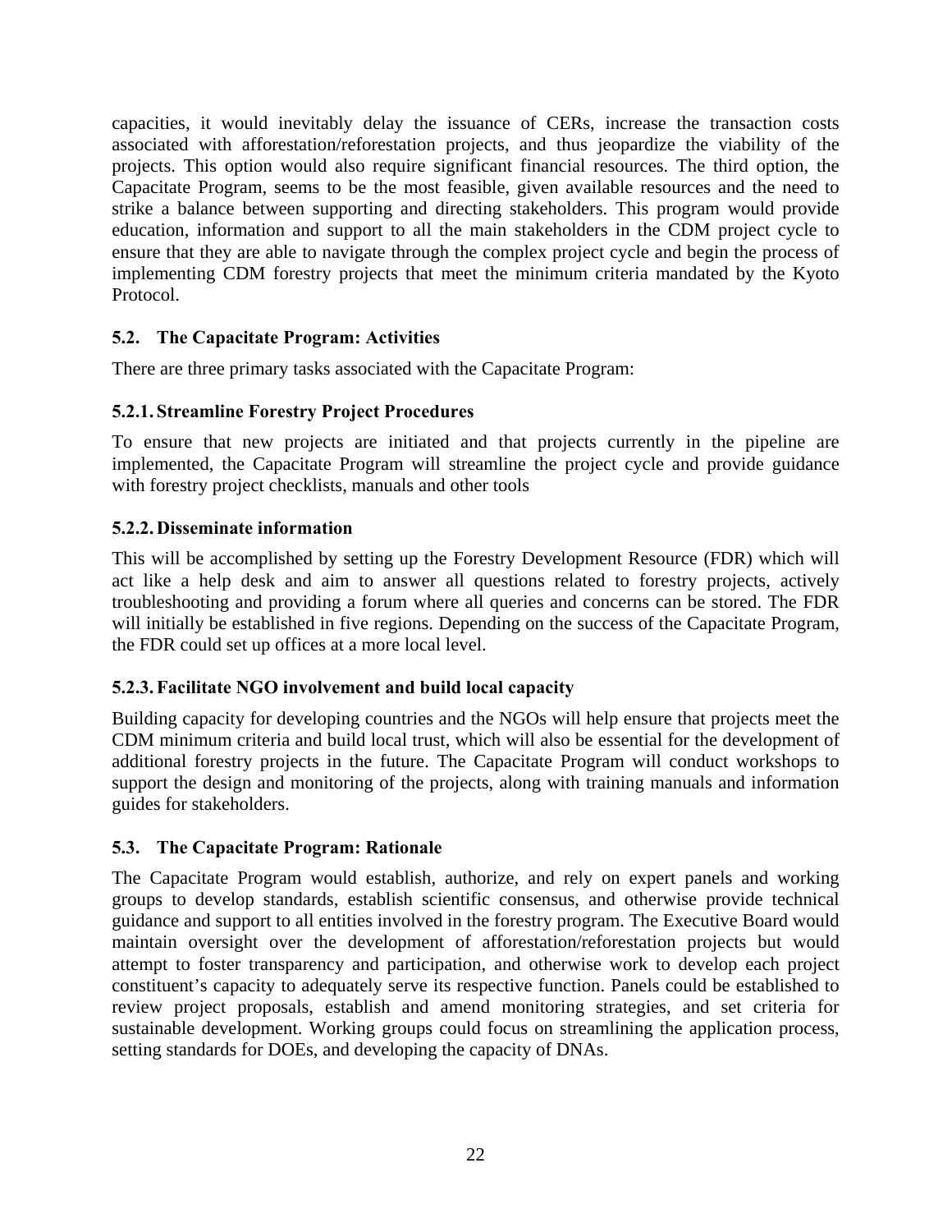capacities, it would inevitably delay the issuance of CERs, increase the transaction costs associated with afforestation/reforestation projects, and thus jeopardize the viability of the projects. This option would also require significant financial resources. The third option, the Capacitate Program, seems to be the most feasible, given available resources and the need to strike a balance between supporting and directing stakeholders. This program would provide education, information and support to all the main stakeholders in the CDM project cycle to ensure that they are able to navigate through the complex project cycle and begin the process of implementing CDM forestry projects that meet the minimum criteria mandated by the Kyoto Protocol.

### 5.2. The Capacitate Program: Activities

There are three primary tasks associated with the Capacitate Program:

#### 5.2.1. Streamline Forestry Project Procedures

To ensure that new projects are initiated and that projects currently in the pipeline are implemented, the Capacitate Program will streamline the project cycle and provide guidance with forestry project checklists, manuals and other tools

#### 5.2.2. Disseminate information

This will be accomplished by setting up the Forestry Development Resource (FDR) which will act like a help desk and aim to answer all questions related to forestry projects, actively troubleshooting and providing a forum where all queries and concerns can be stored. The FDR will initially be established in five regions. Depending on the success of the Capacitate Program, the FDR could set up offices at a more local level.

#### 5.2.3. Facilitate NGO involvement and build local capacity

Building capacity for developing countries and the NGOs will help ensure that projects meet the CDM minimum criteria and build local trust, which will also be essential for the development of additional forestry projects in the future. The Capacitate Program will conduct workshops to support the design and monitoring of the projects, along with training manuals and information guides for stakeholders.

### 5.3. The Capacitate Program: Rationale

The Capacitate Program would establish, authorize, and rely on expert panels and working groups to develop standards, establish scientific consensus, and otherwise provide technical guidance and support to all entities involved in the forestry program. The Executive Board would maintain oversight over the development of afforestation/reforestation projects but would attempt to foster transparency and participation, and otherwise work to develop each project constituent's capacity to adequately serve its respective function. Panels could be established to review project proposals, establish and amend monitoring strategies, and set criteria for sustainable development. Working groups could focus on streamlining the application process, setting standards for DOEs, and developing the capacity of DNAs.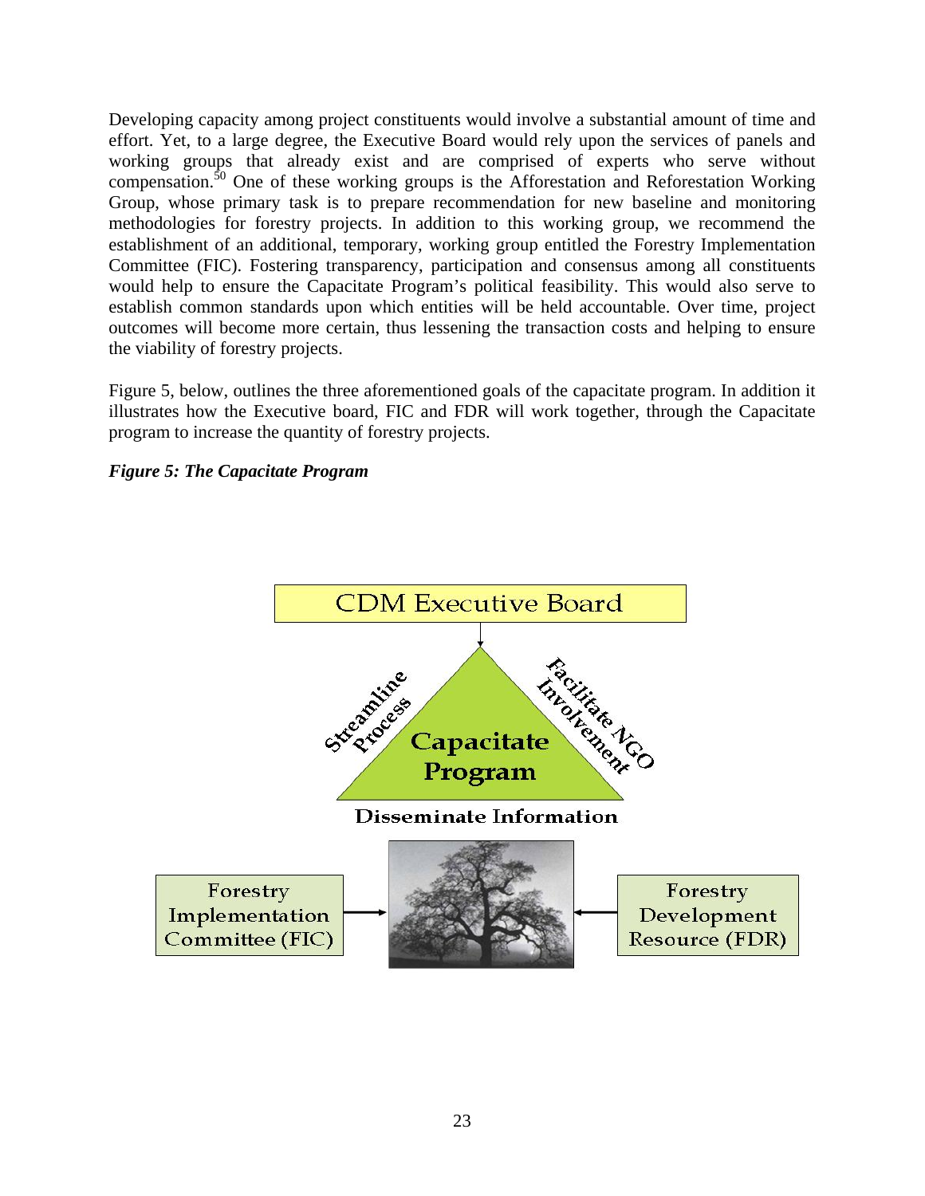Developing capacity among project constituents would involve a substantial amount of time and effort. Yet, to a large degree, the Executive Board would rely upon the services of panels and working groups that already exist and are comprised of experts who serve without compensation.[50] One of these working groups is the Afforestation and Reforestation Working Group, whose primary task is to prepare recommendation for new baseline and monitoring methodologies for forestry projects. In addition to this working group, we recommend the establishment of an additional, temporary, working group entitled the Forestry Implementation Committee (FIC). Fostering transparency, participation and consensus among all constituents would help to ensure the Capacitate Program's political feasibility. This would also serve to establish common standards upon which entities will be held accountable. Over time, project outcomes will become more certain, thus lessening the transaction costs and helping to ensure the viability of forestry projects.

Figure 5, below, outlines the three aforementioned goals of the capacitate program. In addition it illustrates how the Executive board, FIC and FDR will work together, through the Capacitate program to increase the quantity of forestry projects.

***Figure 5: The Capacitate Program***

CDM Executive Board

Streamline Process

Facilitate NGO Involvement

Capacitate Program

Disseminate Information

Forestry Implementation Committee (FIC)

Forestry Development Resource (FDR)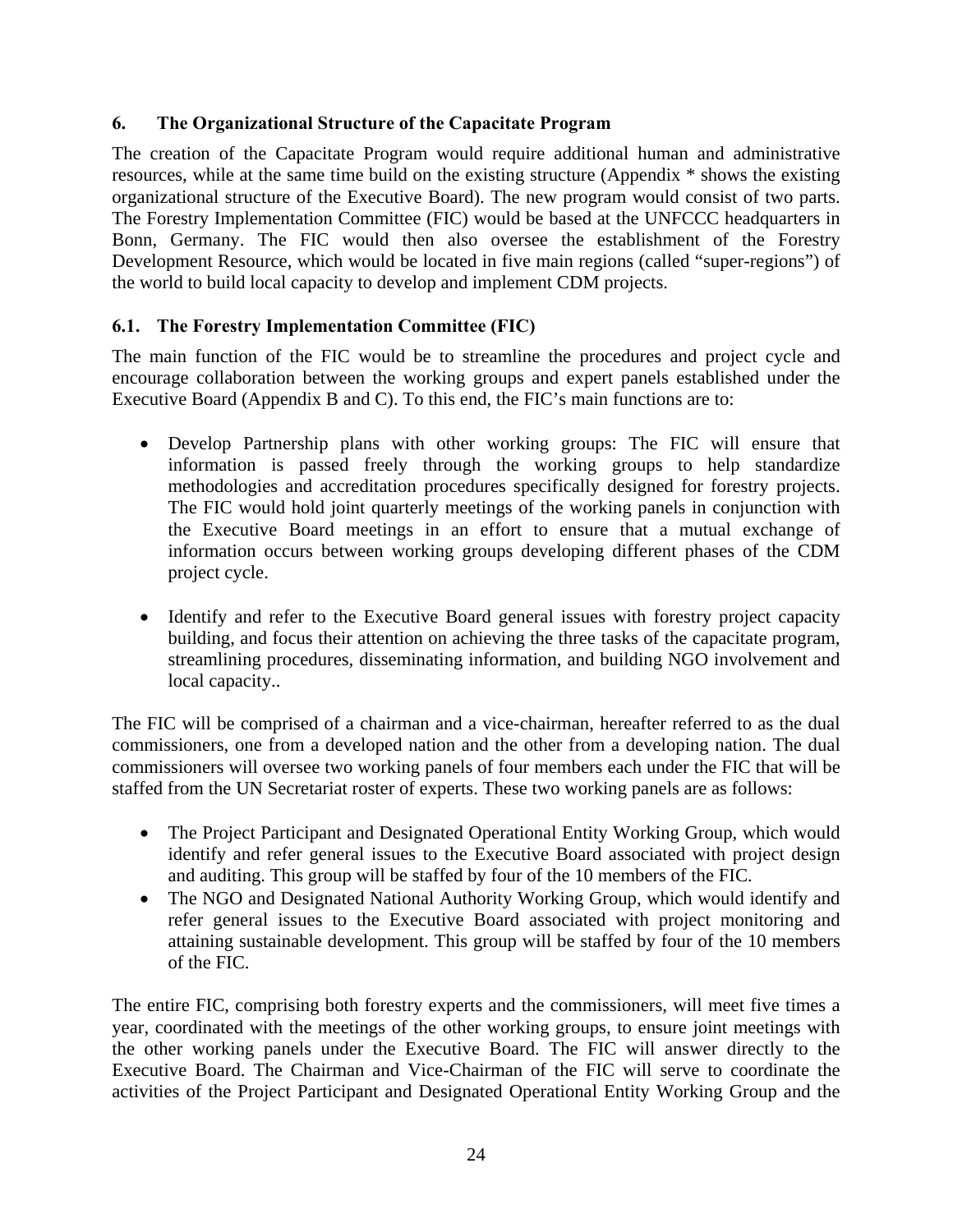## 6. The Organizational Structure of the Capacitate Program

The creation of the Capacitate Program would require additional human and administrative resources, while at the same time build on the existing structure (Appendix * shows the existing organizational structure of the Executive Board). The new program would consist of two parts. The Forestry Implementation Committee (FIC) would be based at the UNFCCC headquarters in Bonn, Germany. The FIC would then also oversee the establishment of the Forestry Development Resource, which would be located in five main regions (called "super-regions") of the world to build local capacity to develop and implement CDM projects.

### 6.1. The Forestry Implementation Committee (FIC)

The main function of the FIC would be to streamline the procedures and project cycle and encourage collaboration between the working groups and expert panels established under the Executive Board (Appendix B and C). To this end, the FIC's main functions are to:

- Develop Partnership plans with other working groups: The FIC will ensure that information is passed freely through the working groups to help standardize methodologies and accreditation procedures specifically designed for forestry projects. The FIC would hold joint quarterly meetings of the working panels in conjunction with the Executive Board meetings in an effort to ensure that a mutual exchange of information occurs between working groups developing different phases of the CDM project cycle.

- Identify and refer to the Executive Board general issues with forestry project capacity building, and focus their attention on achieving the three tasks of the capacitate program, streamlining procedures, disseminating information, and building NGO involvement and local capacity..

The FIC will be comprised of a chairman and a vice-chairman, hereafter referred to as the dual commissioners, one from a developed nation and the other from a developing nation. The dual commissioners will oversee two working panels of four members each under the FIC that will be staffed from the UN Secretariat roster of experts. These two working panels are as follows:

- The Project Participant and Designated Operational Entity Working Group, which would identify and refer general issues to the Executive Board associated with project design and auditing. This group will be staffed by four of the 10 members of the FIC.
- The NGO and Designated National Authority Working Group, which would identify and refer general issues to the Executive Board associated with project monitoring and attaining sustainable development. This group will be staffed by four of the 10 members of the FIC.

The entire FIC, comprising both forestry experts and the commissioners, will meet five times a year, coordinated with the meetings of the other working groups, to ensure joint meetings with the other working panels under the Executive Board. The FIC will answer directly to the Executive Board. The Chairman and Vice-Chairman of the FIC will serve to coordinate the activities of the Project Participant and Designated Operational Entity Working Group and the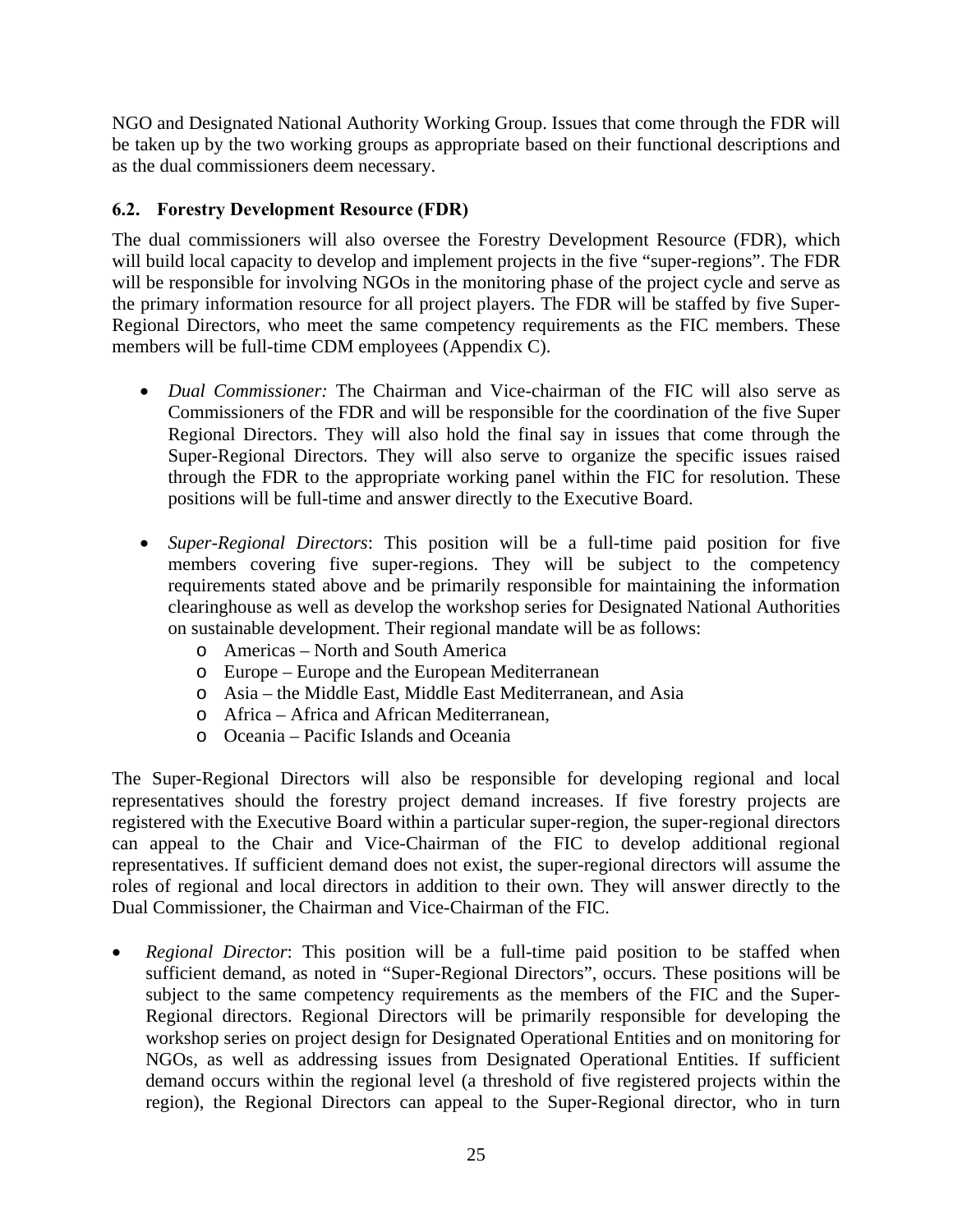NGO and Designated National Authority Working Group. Issues that come through the FDR will be taken up by the two working groups as appropriate based on their functional descriptions and as the dual commissioners deem necessary.

### 6.2. Forestry Development Resource (FDR)

The dual commissioners will also oversee the Forestry Development Resource (FDR), which will build local capacity to develop and implement projects in the five "super-regions". The FDR will be responsible for involving NGOs in the monitoring phase of the project cycle and serve as the primary information resource for all project players. The FDR will be staffed by five Super-Regional Directors, who meet the same competency requirements as the FIC members. These members will be full-time CDM employees (Appendix C).

- *Dual Commissioner:* The Chairman and Vice-chairman of the FIC will also serve as Commissioners of the FDR and will be responsible for the coordination of the five Super Regional Directors. They will also hold the final say in issues that come through the Super-Regional Directors. They will also serve to organize the specific issues raised through the FDR to the appropriate working panel within the FIC for resolution. These positions will be full-time and answer directly to the Executive Board.

- *Super-Regional Directors*: This position will be a full-time paid position for five members covering five super-regions. They will be subject to the competency requirements stated above and be primarily responsible for maintaining the information clearinghouse as well as develop the workshop series for Designated National Authorities on sustainable development. Their regional mandate will be as follows:
  - Americas – North and South America
  - Europe – Europe and the European Mediterranean
  - Asia – the Middle East, Middle East Mediterranean, and Asia
  - Africa – Africa and African Mediterranean,
  - Oceania – Pacific Islands and Oceania

The Super-Regional Directors will also be responsible for developing regional and local representatives should the forestry project demand increases. If five forestry projects are registered with the Executive Board within a particular super-region, the super-regional directors can appeal to the Chair and Vice-Chairman of the FIC to develop additional regional representatives. If sufficient demand does not exist, the super-regional directors will assume the roles of regional and local directors in addition to their own. They will answer directly to the Dual Commissioner, the Chairman and Vice-Chairman of the FIC.

- *Regional Director*: This position will be a full-time paid position to be staffed when sufficient demand, as noted in "Super-Regional Directors", occurs. These positions will be subject to the same competency requirements as the members of the FIC and the Super-Regional directors. Regional Directors will be primarily responsible for developing the workshop series on project design for Designated Operational Entities and on monitoring for NGOs, as well as addressing issues from Designated Operational Entities. If sufficient demand occurs within the regional level (a threshold of five registered projects within the region), the Regional Directors can appeal to the Super-Regional director, who in turn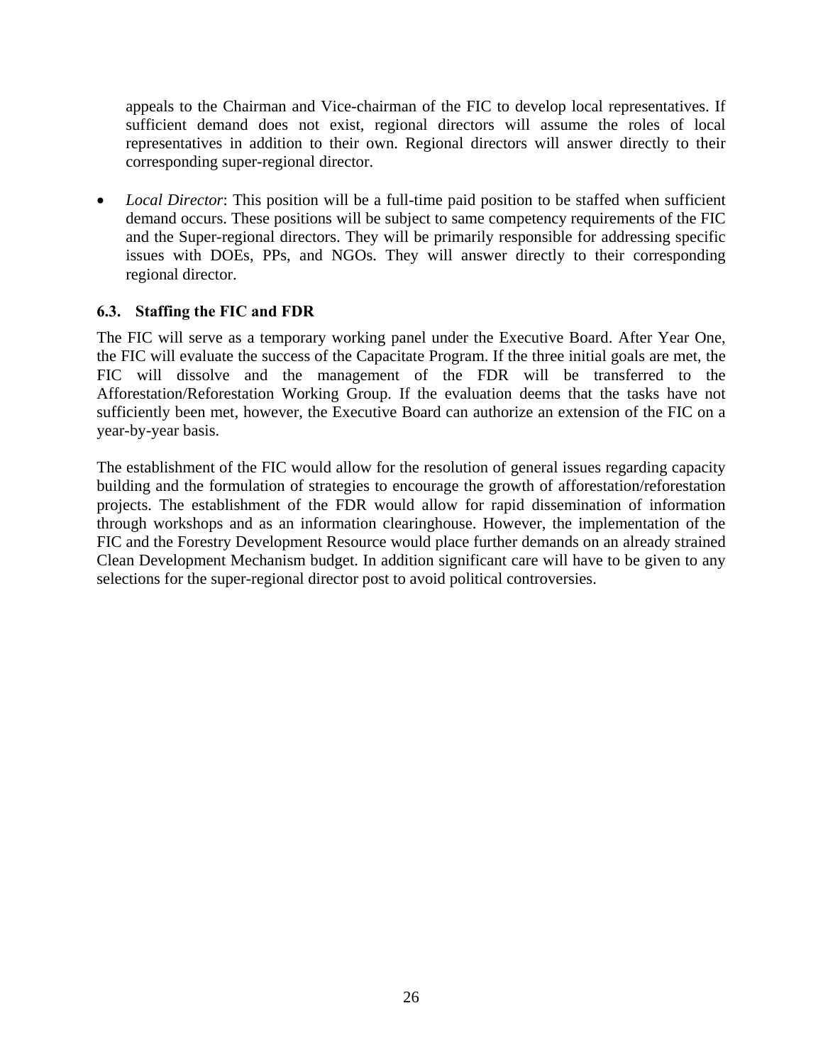appeals to the Chairman and Vice-chairman of the FIC to develop local representatives. If sufficient demand does not exist, regional directors will assume the roles of local representatives in addition to their own. Regional directors will answer directly to their corresponding super-regional director.

- *Local Director*: This position will be a full-time paid position to be staffed when sufficient demand occurs. These positions will be subject to same competency requirements of the FIC and the Super-regional directors. They will be primarily responsible for addressing specific issues with DOEs, PPs, and NGOs. They will answer directly to their corresponding regional director.

### 6.3. Staffing the FIC and FDR

The FIC will serve as a temporary working panel under the Executive Board. After Year One, the FIC will evaluate the success of the Capacitate Program. If the three initial goals are met, the FIC will dissolve and the management of the FDR will be transferred to the Afforestation/Reforestation Working Group. If the evaluation deems that the tasks have not sufficiently been met, however, the Executive Board can authorize an extension of the FIC on a year-by-year basis.

The establishment of the FIC would allow for the resolution of general issues regarding capacity building and the formulation of strategies to encourage the growth of afforestation/reforestation projects. The establishment of the FDR would allow for rapid dissemination of information through workshops and as an information clearinghouse. However, the implementation of the FIC and the Forestry Development Resource would place further demands on an already strained Clean Development Mechanism budget. In addition significant care will have to be given to any selections for the super-regional director post to avoid political controversies.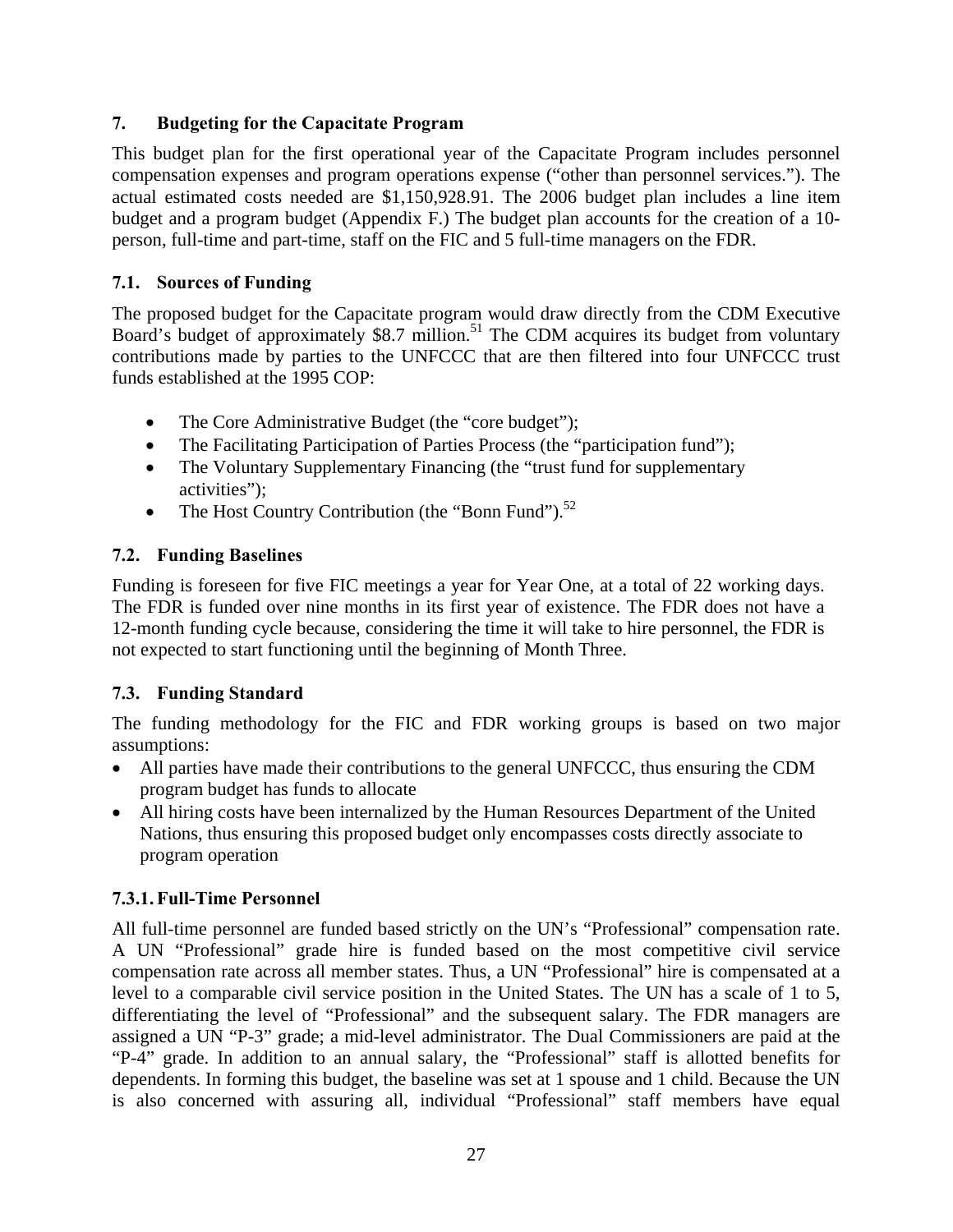## 7. Budgeting for the Capacitate Program

This budget plan for the first operational year of the Capacitate Program includes personnel compensation expenses and program operations expense ("other than personnel services."). The actual estimated costs needed are $1,150,928.91. The 2006 budget plan includes a line item budget and a program budget (Appendix F.) The budget plan accounts for the creation of a 10-person, full-time and part-time, staff on the FIC and 5 full-time managers on the FDR.

### 7.1. Sources of Funding

The proposed budget for the Capacitate program would draw directly from the CDM Executive Board's budget of approximately $8.7 million.[51] The CDM acquires its budget from voluntary contributions made by parties to the UNFCCC that are then filtered into four UNFCCC trust funds established at the 1995 COP:

- The Core Administrative Budget (the "core budget");
- The Facilitating Participation of Parties Process (the "participation fund");
- The Voluntary Supplementary Financing (the "trust fund for supplementary activities");
- The Host Country Contribution (the "Bonn Fund").[52]

### 7.2. Funding Baselines

Funding is foreseen for five FIC meetings a year for Year One, at a total of 22 working days. The FDR is funded over nine months in its first year of existence. The FDR does not have a 12-month funding cycle because, considering the time it will take to hire personnel, the FDR is not expected to start functioning until the beginning of Month Three.

### 7.3. Funding Standard

The funding methodology for the FIC and FDR working groups is based on two major assumptions:

- All parties have made their contributions to the general UNFCCC, thus ensuring the CDM program budget has funds to allocate
- All hiring costs have been internalized by the Human Resources Department of the United Nations, thus ensuring this proposed budget only encompasses costs directly associate to program operation

#### 7.3.1. Full-Time Personnel

All full-time personnel are funded based strictly on the UN's "Professional" compensation rate. A UN "Professional" grade hire is funded based on the most competitive civil service compensation rate across all member states. Thus, a UN "Professional" hire is compensated at a level to a comparable civil service position in the United States. The UN has a scale of 1 to 5, differentiating the level of "Professional" and the subsequent salary. The FDR managers are assigned a UN "P-3" grade; a mid-level administrator. The Dual Commissioners are paid at the "P-4" grade. In addition to an annual salary, the "Professional" staff is allotted benefits for dependents. In forming this budget, the baseline was set at 1 spouse and 1 child. Because the UN is also concerned with assuring all, individual "Professional" staff members have equal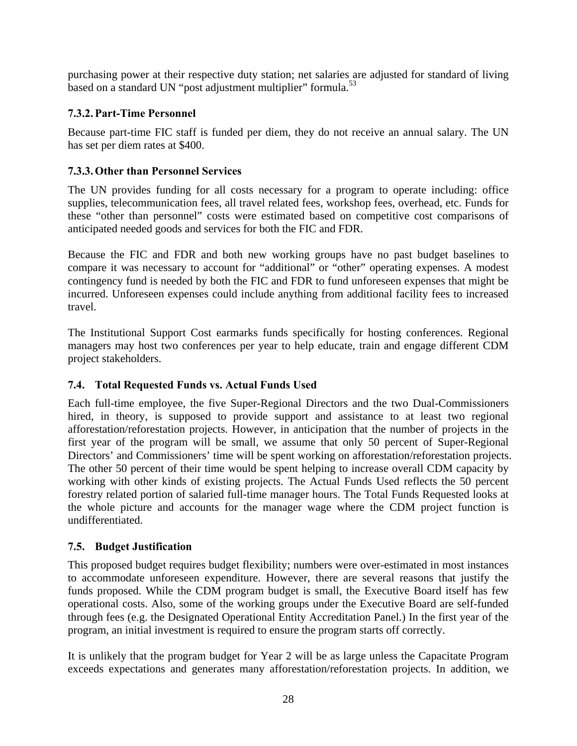purchasing power at their respective duty station; net salaries are adjusted for standard of living based on a standard UN "post adjustment multiplier" formula.[53]

### 7.3.2. Part-Time Personnel

Because part-time FIC staff is funded per diem, they do not receive an annual salary. The UN has set per diem rates at $400.

### 7.3.3. Other than Personnel Services

The UN provides funding for all costs necessary for a program to operate including: office supplies, telecommunication fees, all travel related fees, workshop fees, overhead, etc. Funds for these "other than personnel" costs were estimated based on competitive cost comparisons of anticipated needed goods and services for both the FIC and FDR.

Because the FIC and FDR and both new working groups have no past budget baselines to compare it was necessary to account for "additional" or "other" operating expenses. A modest contingency fund is needed by both the FIC and FDR to fund unforeseen expenses that might be incurred. Unforeseen expenses could include anything from additional facility fees to increased travel.

The Institutional Support Cost earmarks funds specifically for hosting conferences. Regional managers may host two conferences per year to help educate, train and engage different CDM project stakeholders.

## 7.4. Total Requested Funds vs. Actual Funds Used

Each full-time employee, the five Super-Regional Directors and the two Dual-Commissioners hired, in theory, is supposed to provide support and assistance to at least two regional afforestation/reforestation projects. However, in anticipation that the number of projects in the first year of the program will be small, we assume that only 50 percent of Super-Regional Directors' and Commissioners' time will be spent working on afforestation/reforestation projects. The other 50 percent of their time would be spent helping to increase overall CDM capacity by working with other kinds of existing projects. The Actual Funds Used reflects the 50 percent forestry related portion of salaried full-time manager hours. The Total Funds Requested looks at the whole picture and accounts for the manager wage where the CDM project function is undifferentiated.

## 7.5. Budget Justification

This proposed budget requires budget flexibility; numbers were over-estimated in most instances to accommodate unforeseen expenditure. However, there are several reasons that justify the funds proposed. While the CDM program budget is small, the Executive Board itself has few operational costs. Also, some of the working groups under the Executive Board are self-funded through fees (e.g. the Designated Operational Entity Accreditation Panel.) In the first year of the program, an initial investment is required to ensure the program starts off correctly.

It is unlikely that the program budget for Year 2 will be as large unless the Capacitate Program exceeds expectations and generates many afforestation/reforestation projects. In addition, we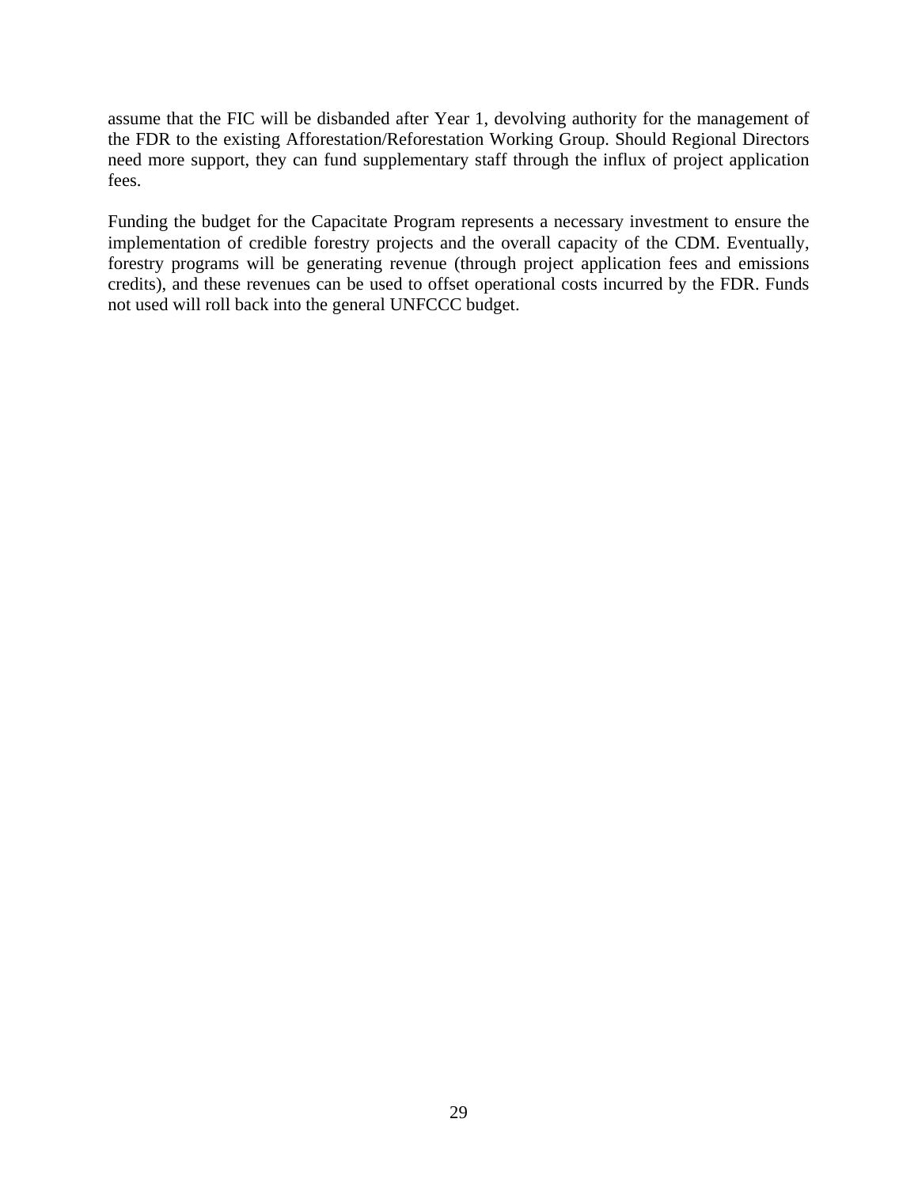assume that the FIC will be disbanded after Year 1, devolving authority for the management of the FDR to the existing Afforestation/Reforestation Working Group. Should Regional Directors need more support, they can fund supplementary staff through the influx of project application fees.

Funding the budget for the Capacitate Program represents a necessary investment to ensure the implementation of credible forestry projects and the overall capacity of the CDM. Eventually, forestry programs will be generating revenue (through project application fees and emissions credits), and these revenues can be used to offset operational costs incurred by the FDR. Funds not used will roll back into the general UNFCCC budget.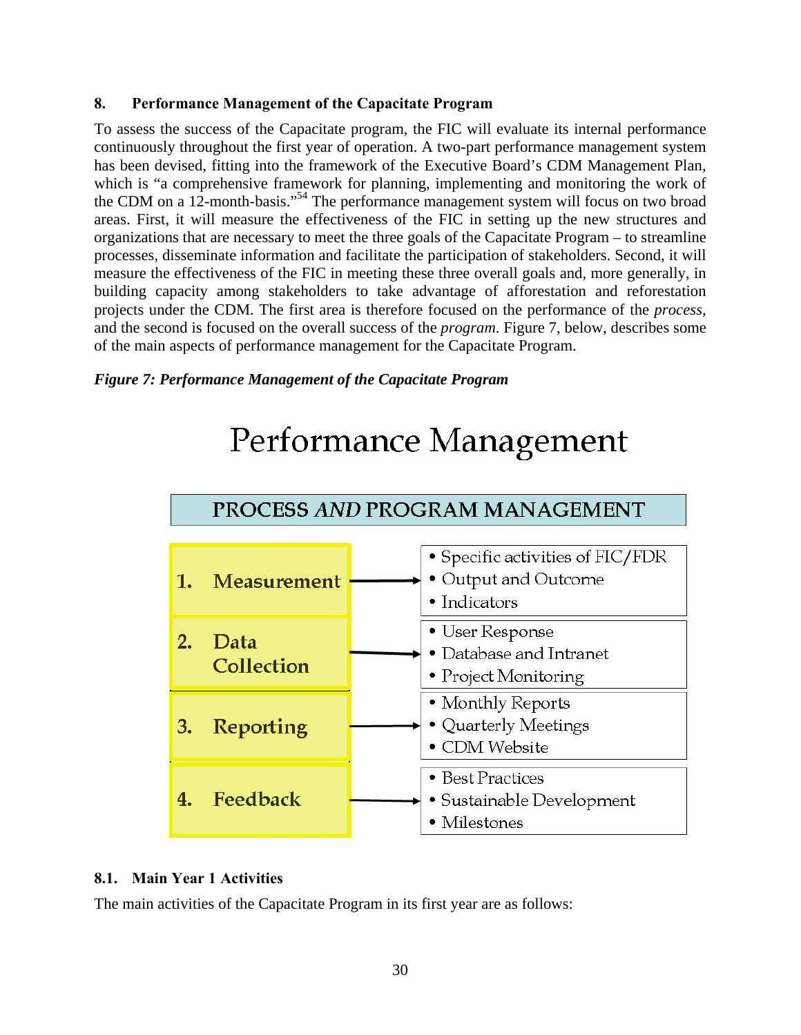## 8. Performance Management of the Capacitate Program

To assess the success of the Capacitate program, the FIC will evaluate its internal performance continuously throughout the first year of operation. A two-part performance management system has been devised, fitting into the framework of the Executive Board's CDM Management Plan, which is "a comprehensive framework for planning, implementing and monitoring the work of the CDM on a 12-month-basis."[54] The performance management system will focus on two broad areas. First, it will measure the effectiveness of the FIC in setting up the new structures and organizations that are necessary to meet the three goals of the Capacitate Program – to streamline processes, disseminate information and facilitate the participation of stakeholders. Second, it will measure the effectiveness of the FIC in meeting these three overall goals and, more generally, in building capacity among stakeholders to take advantage of afforestation and reforestation projects under the CDM. The first area is therefore focused on the performance of the *process*, and the second is focused on the overall success of the *program*. Figure 7, below, describes some of the main aspects of performance management for the Capacitate Program.

***Figure 7: Performance Management of the Capacitate Program***

**Performance Management**

**PROCESS *AND* PROGRAM MANAGEMENT**

| Stage | Elements |
| --- | --- |
| 1. Measurement | • Specific activities of FIC/FDR<br>• Output and Outcome<br>• Indicators |
| 2. Data Collection | • User Response<br>• Database and Intranet<br>• Project Monitoring |
| 3. Reporting | • Monthly Reports<br>• Quarterly Meetings<br>• CDM Website |
| 4. Feedback | • Best Practices<br>• Sustainable Development<br>• Milestones |

### 8.1. Main Year 1 Activities

The main activities of the Capacitate Program in its first year are as follows: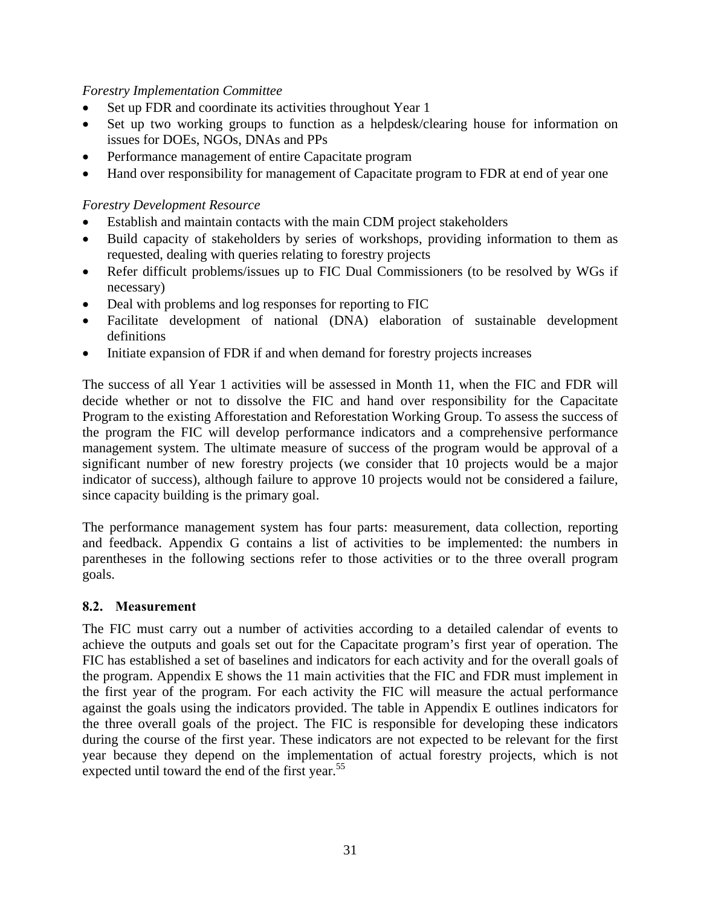*Forestry Implementation Committee*

- Set up FDR and coordinate its activities throughout Year 1
- Set up two working groups to function as a helpdesk/clearing house for information on issues for DOEs, NGOs, DNAs and PPs
- Performance management of entire Capacitate program
- Hand over responsibility for management of Capacitate program to FDR at end of year one

*Forestry Development Resource*

- Establish and maintain contacts with the main CDM project stakeholders
- Build capacity of stakeholders by series of workshops, providing information to them as requested, dealing with queries relating to forestry projects
- Refer difficult problems/issues up to FIC Dual Commissioners (to be resolved by WGs if necessary)
- Deal with problems and log responses for reporting to FIC
- Facilitate development of national (DNA) elaboration of sustainable development definitions
- Initiate expansion of FDR if and when demand for forestry projects increases

The success of all Year 1 activities will be assessed in Month 11, when the FIC and FDR will decide whether or not to dissolve the FIC and hand over responsibility for the Capacitate Program to the existing Afforestation and Reforestation Working Group. To assess the success of the program the FIC will develop performance indicators and a comprehensive performance management system. The ultimate measure of success of the program would be approval of a significant number of new forestry projects (we consider that 10 projects would be a major indicator of success), although failure to approve 10 projects would not be considered a failure, since capacity building is the primary goal.

The performance management system has four parts: measurement, data collection, reporting and feedback. Appendix G contains a list of activities to be implemented: the numbers in parentheses in the following sections refer to those activities or to the three overall program goals.

### 8.2. Measurement

The FIC must carry out a number of activities according to a detailed calendar of events to achieve the outputs and goals set out for the Capacitate program's first year of operation. The FIC has established a set of baselines and indicators for each activity and for the overall goals of the program. Appendix E shows the 11 main activities that the FIC and FDR must implement in the first year of the program. For each activity the FIC will measure the actual performance against the goals using the indicators provided. The table in Appendix E outlines indicators for the three overall goals of the project. The FIC is responsible for developing these indicators during the course of the first year. These indicators are not expected to be relevant for the first year because they depend on the implementation of actual forestry projects, which is not expected until toward the end of the first year.[55]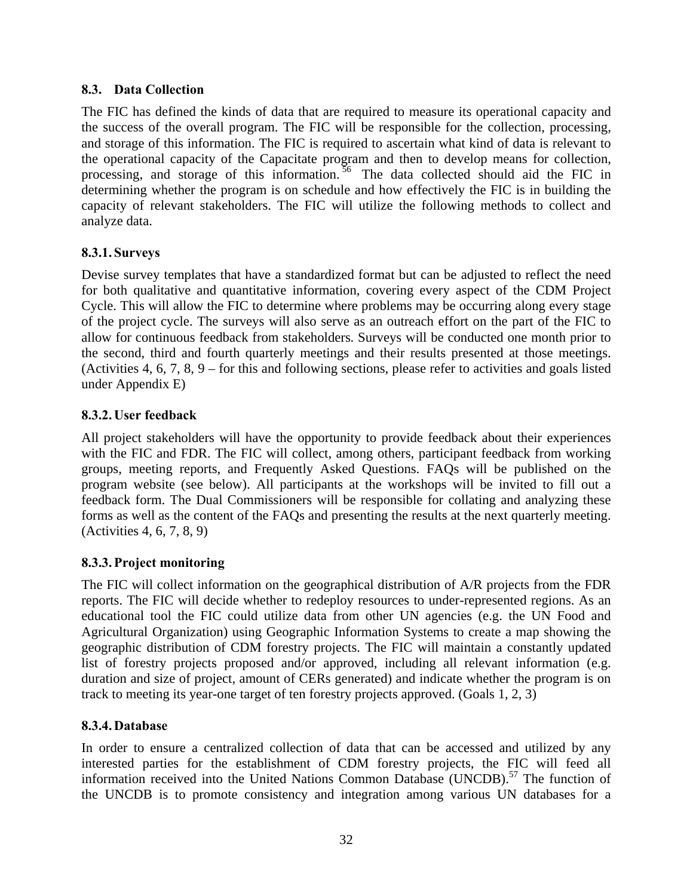### 8.3. Data Collection

The FIC has defined the kinds of data that are required to measure its operational capacity and the success of the overall program. The FIC will be responsible for the collection, processing, and storage of this information. The FIC is required to ascertain what kind of data is relevant to the operational capacity of the Capacitate program and then to develop means for collection, processing, and storage of this information.[56] The data collected should aid the FIC in determining whether the program is on schedule and how effectively the FIC is in building the capacity of relevant stakeholders. The FIC will utilize the following methods to collect and analyze data.

#### 8.3.1. Surveys

Devise survey templates that have a standardized format but can be adjusted to reflect the need for both qualitative and quantitative information, covering every aspect of the CDM Project Cycle. This will allow the FIC to determine where problems may be occurring along every stage of the project cycle. The surveys will also serve as an outreach effort on the part of the FIC to allow for continuous feedback from stakeholders. Surveys will be conducted one month prior to the second, third and fourth quarterly meetings and their results presented at those meetings. (Activities 4, 6, 7, 8, 9 – for this and following sections, please refer to activities and goals listed under Appendix E)

#### 8.3.2. User feedback

All project stakeholders will have the opportunity to provide feedback about their experiences with the FIC and FDR. The FIC will collect, among others, participant feedback from working groups, meeting reports, and Frequently Asked Questions. FAQs will be published on the program website (see below). All participants at the workshops will be invited to fill out a feedback form. The Dual Commissioners will be responsible for collating and analyzing these forms as well as the content of the FAQs and presenting the results at the next quarterly meeting. (Activities 4, 6, 7, 8, 9)

#### 8.3.3. Project monitoring

The FIC will collect information on the geographical distribution of A/R projects from the FDR reports. The FIC will decide whether to redeploy resources to under-represented regions. As an educational tool the FIC could utilize data from other UN agencies (e.g. the UN Food and Agricultural Organization) using Geographic Information Systems to create a map showing the geographic distribution of CDM forestry projects. The FIC will maintain a constantly updated list of forestry projects proposed and/or approved, including all relevant information (e.g. duration and size of project, amount of CERs generated) and indicate whether the program is on track to meeting its year-one target of ten forestry projects approved. (Goals 1, 2, 3)

#### 8.3.4. Database

In order to ensure a centralized collection of data that can be accessed and utilized by any interested parties for the establishment of CDM forestry projects, the FIC will feed all information received into the United Nations Common Database (UNCDB).[57] The function of the UNCDB is to promote consistency and integration among various UN databases for a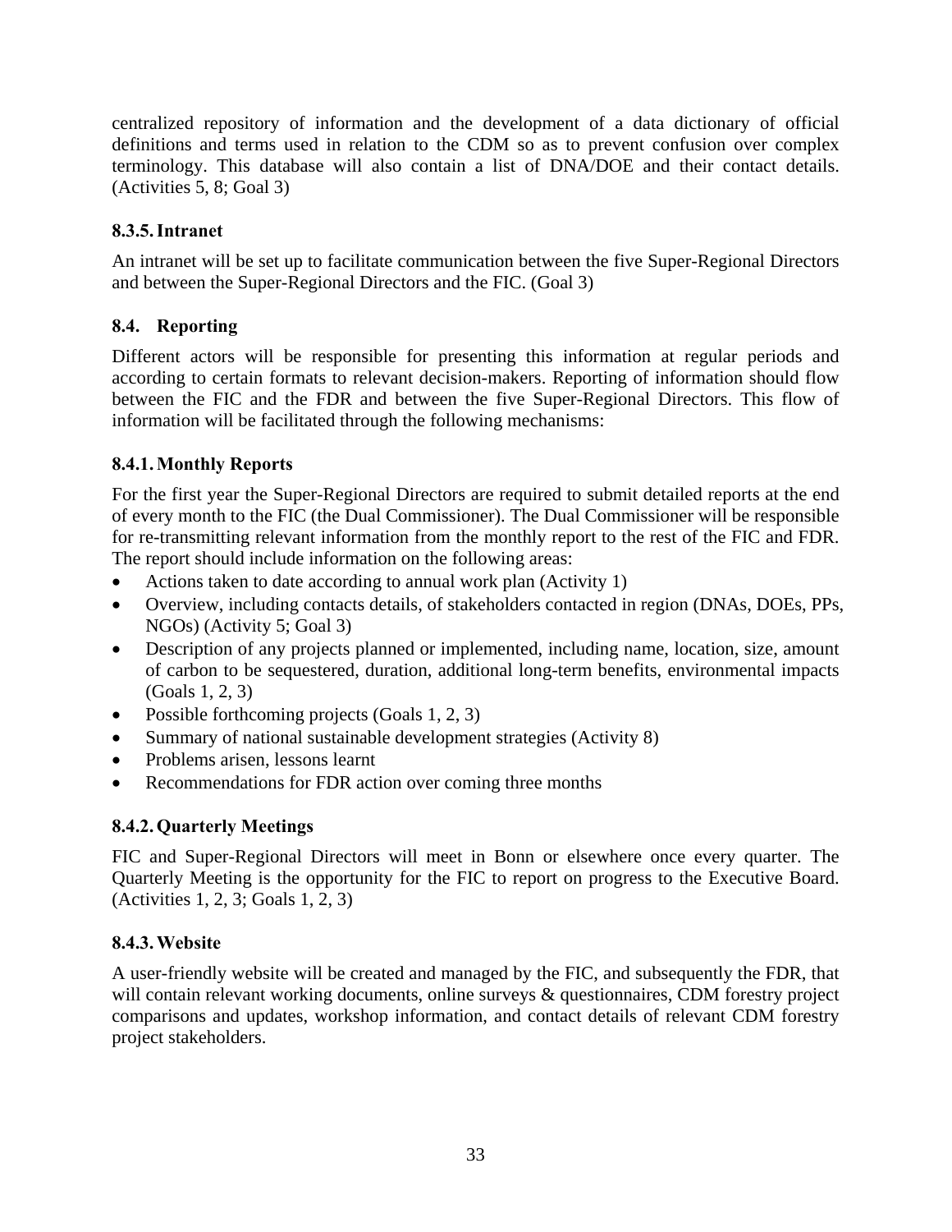centralized repository of information and the development of a data dictionary of official definitions and terms used in relation to the CDM so as to prevent confusion over complex terminology. This database will also contain a list of DNA/DOE and their contact details. (Activities 5, 8; Goal 3)

#### 8.3.5. Intranet

An intranet will be set up to facilitate communication between the five Super-Regional Directors and between the Super-Regional Directors and the FIC. (Goal 3)

### 8.4. Reporting

Different actors will be responsible for presenting this information at regular periods and according to certain formats to relevant decision-makers. Reporting of information should flow between the FIC and the FDR and between the five Super-Regional Directors. This flow of information will be facilitated through the following mechanisms:

#### 8.4.1. Monthly Reports

For the first year the Super-Regional Directors are required to submit detailed reports at the end of every month to the FIC (the Dual Commissioner). The Dual Commissioner will be responsible for re-transmitting relevant information from the monthly report to the rest of the FIC and FDR. The report should include information on the following areas:

- Actions taken to date according to annual work plan (Activity 1)
- Overview, including contacts details, of stakeholders contacted in region (DNAs, DOEs, PPs, NGOs) (Activity 5; Goal 3)
- Description of any projects planned or implemented, including name, location, size, amount of carbon to be sequestered, duration, additional long-term benefits, environmental impacts (Goals 1, 2, 3)
- Possible forthcoming projects (Goals 1, 2, 3)
- Summary of national sustainable development strategies (Activity 8)
- Problems arisen, lessons learnt
- Recommendations for FDR action over coming three months

#### 8.4.2. Quarterly Meetings

FIC and Super-Regional Directors will meet in Bonn or elsewhere once every quarter. The Quarterly Meeting is the opportunity for the FIC to report on progress to the Executive Board. (Activities 1, 2, 3; Goals 1, 2, 3)

#### 8.4.3. Website

A user-friendly website will be created and managed by the FIC, and subsequently the FDR, that will contain relevant working documents, online surveys & questionnaires, CDM forestry project comparisons and updates, workshop information, and contact details of relevant CDM forestry project stakeholders.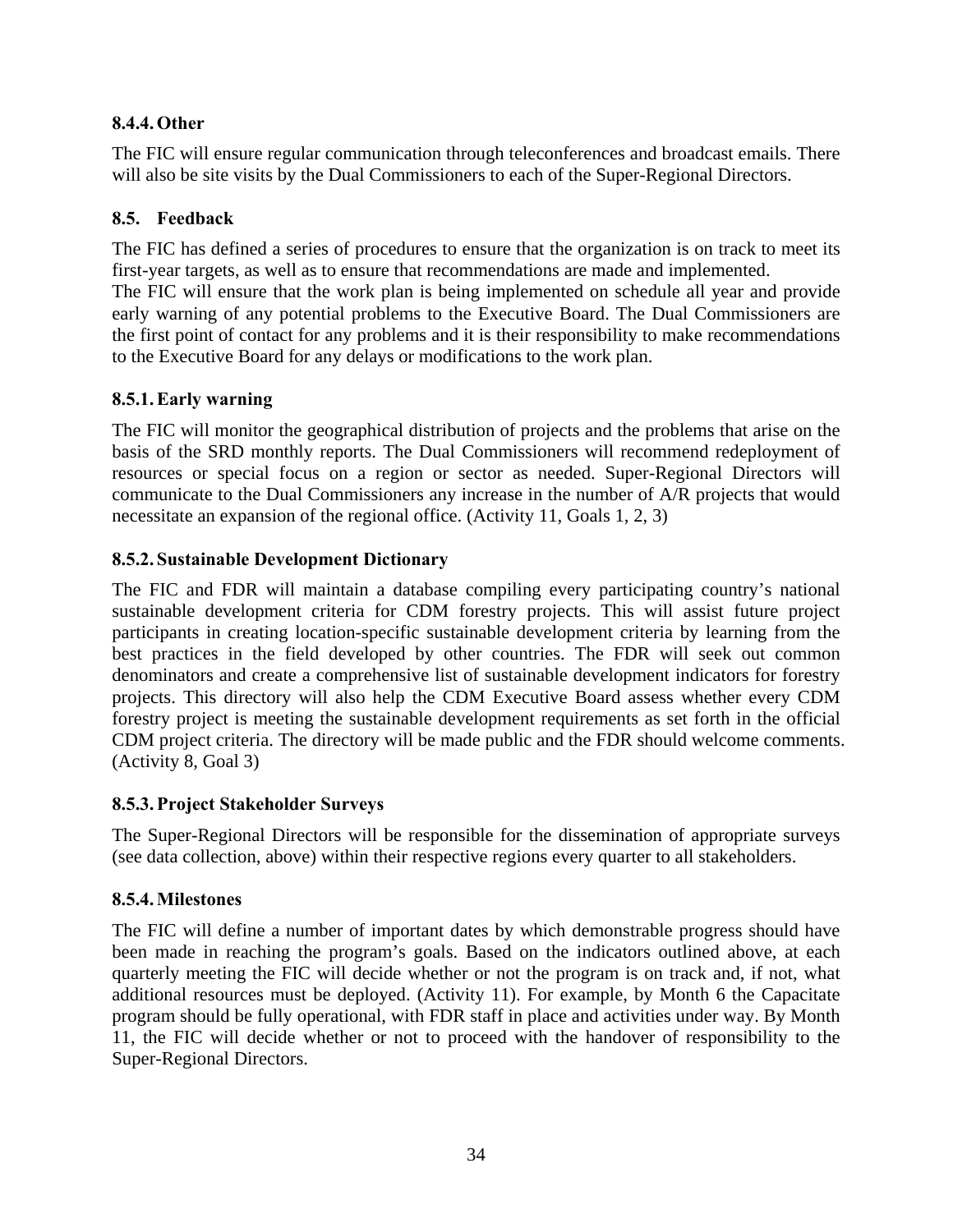#### 8.4.4. Other

The FIC will ensure regular communication through teleconferences and broadcast emails. There will also be site visits by the Dual Commissioners to each of the Super-Regional Directors.

### 8.5. Feedback

The FIC has defined a series of procedures to ensure that the organization is on track to meet its first-year targets, as well as to ensure that recommendations are made and implemented.
The FIC will ensure that the work plan is being implemented on schedule all year and provide early warning of any potential problems to the Executive Board. The Dual Commissioners are the first point of contact for any problems and it is their responsibility to make recommendations to the Executive Board for any delays or modifications to the work plan.

#### 8.5.1. Early warning

The FIC will monitor the geographical distribution of projects and the problems that arise on the basis of the SRD monthly reports. The Dual Commissioners will recommend redeployment of resources or special focus on a region or sector as needed. Super-Regional Directors will communicate to the Dual Commissioners any increase in the number of A/R projects that would necessitate an expansion of the regional office. (Activity 11, Goals 1, 2, 3)

#### 8.5.2. Sustainable Development Dictionary

The FIC and FDR will maintain a database compiling every participating country's national sustainable development criteria for CDM forestry projects. This will assist future project participants in creating location-specific sustainable development criteria by learning from the best practices in the field developed by other countries. The FDR will seek out common denominators and create a comprehensive list of sustainable development indicators for forestry projects. This directory will also help the CDM Executive Board assess whether every CDM forestry project is meeting the sustainable development requirements as set forth in the official CDM project criteria. The directory will be made public and the FDR should welcome comments. (Activity 8, Goal 3)

#### 8.5.3. Project Stakeholder Surveys

The Super-Regional Directors will be responsible for the dissemination of appropriate surveys (see data collection, above) within their respective regions every quarter to all stakeholders.

#### 8.5.4. Milestones

The FIC will define a number of important dates by which demonstrable progress should have been made in reaching the program's goals. Based on the indicators outlined above, at each quarterly meeting the FIC will decide whether or not the program is on track and, if not, what additional resources must be deployed. (Activity 11). For example, by Month 6 the Capacitate program should be fully operational, with FDR staff in place and activities under way. By Month 11, the FIC will decide whether or not to proceed with the handover of responsibility to the Super-Regional Directors.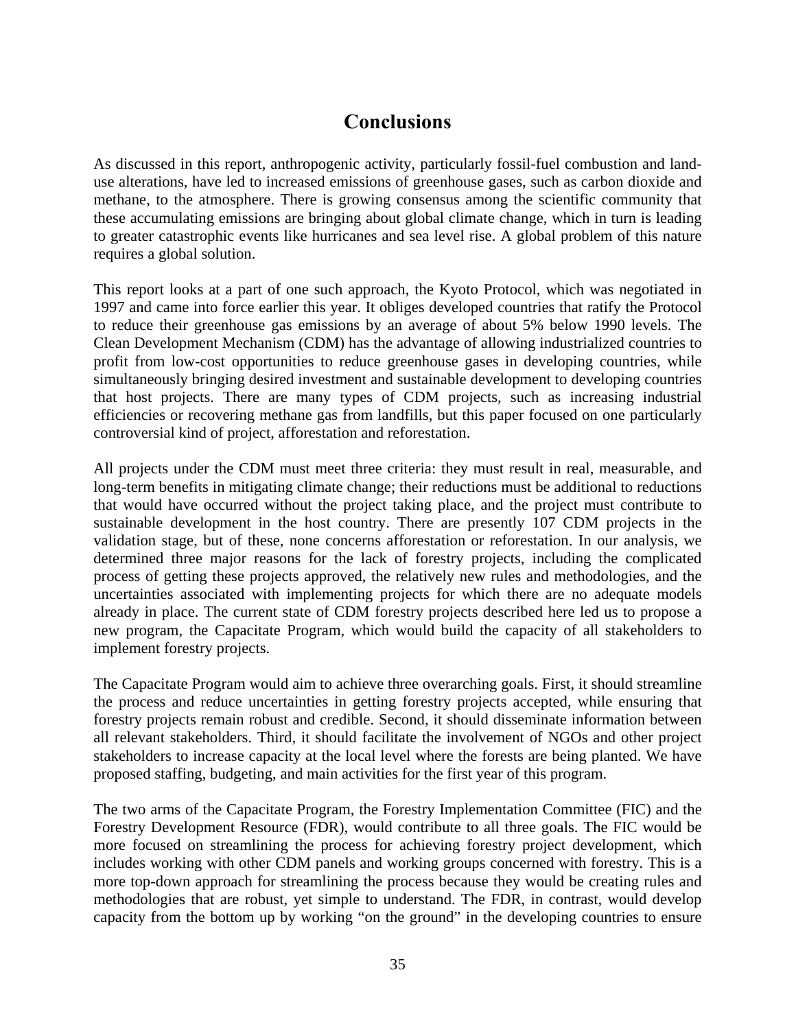# Conclusions

As discussed in this report, anthropogenic activity, particularly fossil-fuel combustion and land-use alterations, have led to increased emissions of greenhouse gases, such as carbon dioxide and methane, to the atmosphere. There is growing consensus among the scientific community that these accumulating emissions are bringing about global climate change, which in turn is leading to greater catastrophic events like hurricanes and sea level rise. A global problem of this nature requires a global solution.

This report looks at a part of one such approach, the Kyoto Protocol, which was negotiated in 1997 and came into force earlier this year. It obliges developed countries that ratify the Protocol to reduce their greenhouse gas emissions by an average of about 5% below 1990 levels. The Clean Development Mechanism (CDM) has the advantage of allowing industrialized countries to profit from low-cost opportunities to reduce greenhouse gases in developing countries, while simultaneously bringing desired investment and sustainable development to developing countries that host projects. There are many types of CDM projects, such as increasing industrial efficiencies or recovering methane gas from landfills, but this paper focused on one particularly controversial kind of project, afforestation and reforestation.

All projects under the CDM must meet three criteria: they must result in real, measurable, and long-term benefits in mitigating climate change; their reductions must be additional to reductions that would have occurred without the project taking place, and the project must contribute to sustainable development in the host country. There are presently 107 CDM projects in the validation stage, but of these, none concerns afforestation or reforestation. In our analysis, we determined three major reasons for the lack of forestry projects, including the complicated process of getting these projects approved, the relatively new rules and methodologies, and the uncertainties associated with implementing projects for which there are no adequate models already in place. The current state of CDM forestry projects described here led us to propose a new program, the Capacitate Program, which would build the capacity of all stakeholders to implement forestry projects.

The Capacitate Program would aim to achieve three overarching goals. First, it should streamline the process and reduce uncertainties in getting forestry projects accepted, while ensuring that forestry projects remain robust and credible. Second, it should disseminate information between all relevant stakeholders. Third, it should facilitate the involvement of NGOs and other project stakeholders to increase capacity at the local level where the forests are being planted. We have proposed staffing, budgeting, and main activities for the first year of this program.

The two arms of the Capacitate Program, the Forestry Implementation Committee (FIC) and the Forestry Development Resource (FDR), would contribute to all three goals. The FIC would be more focused on streamlining the process for achieving forestry project development, which includes working with other CDM panels and working groups concerned with forestry. This is a more top-down approach for streamlining the process because they would be creating rules and methodologies that are robust, yet simple to understand. The FDR, in contrast, would develop capacity from the bottom up by working "on the ground" in the developing countries to ensure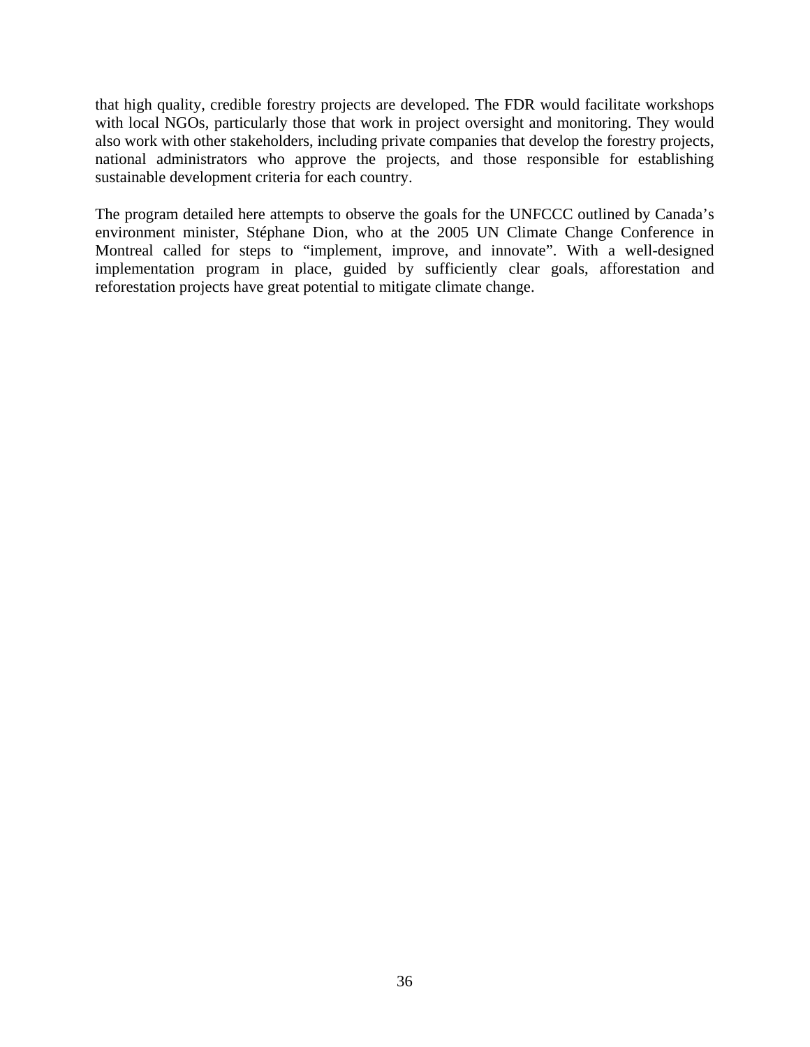that high quality, credible forestry projects are developed. The FDR would facilitate workshops with local NGOs, particularly those that work in project oversight and monitoring. They would also work with other stakeholders, including private companies that develop the forestry projects, national administrators who approve the projects, and those responsible for establishing sustainable development criteria for each country.

The program detailed here attempts to observe the goals for the UNFCCC outlined by Canada's environment minister, Stéphane Dion, who at the 2005 UN Climate Change Conference in Montreal called for steps to "implement, improve, and innovate". With a well-designed implementation program in place, guided by sufficiently clear goals, afforestation and reforestation projects have great potential to mitigate climate change.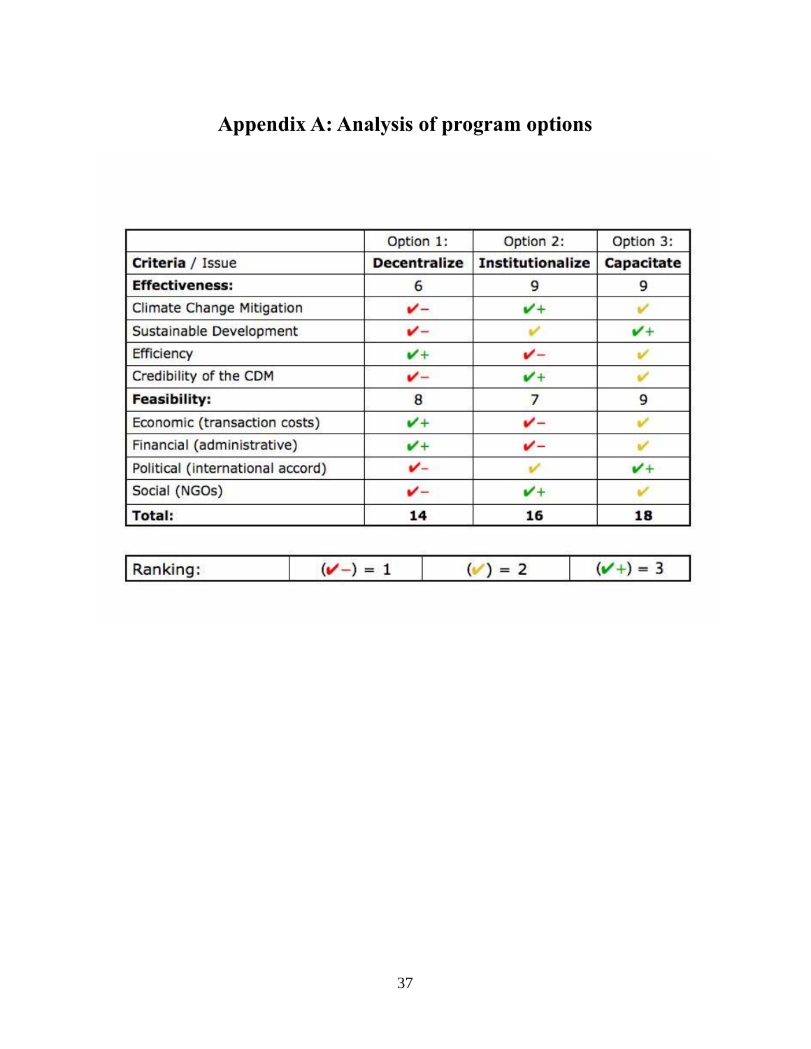# Appendix A: Analysis of program options

| Criteria / Issue | Option 1: **Decentralize** | Option 2: **Institutionalize** | Option 3: **Capacitate** |
|---|---|---|---|
| **Effectiveness:** | 6 | 9 | 9 |
| Climate Change Mitigation | ✔− | ✔+ | ✔ |
| Sustainable Development | ✔− | ✔ | ✔+ |
| Efficiency | ✔+ | ✔− | ✔ |
| Credibility of the CDM | ✔− | ✔+ | ✔ |
| **Feasibility:** | 8 | 7 | 9 |
| Economic (transaction costs) | ✔+ | ✔− | ✔ |
| Financial (administrative) | ✔+ | ✔− | ✔ |
| Political (international accord) | ✔− | ✔ | ✔+ |
| Social (NGOs) | ✔− | ✔+ | ✔ |
| **Total:** | **14** | **16** | **18** |

| Ranking: | (✔−) = 1 | (✔) = 2 | (✔+) = 3 |
|---|---|---|---|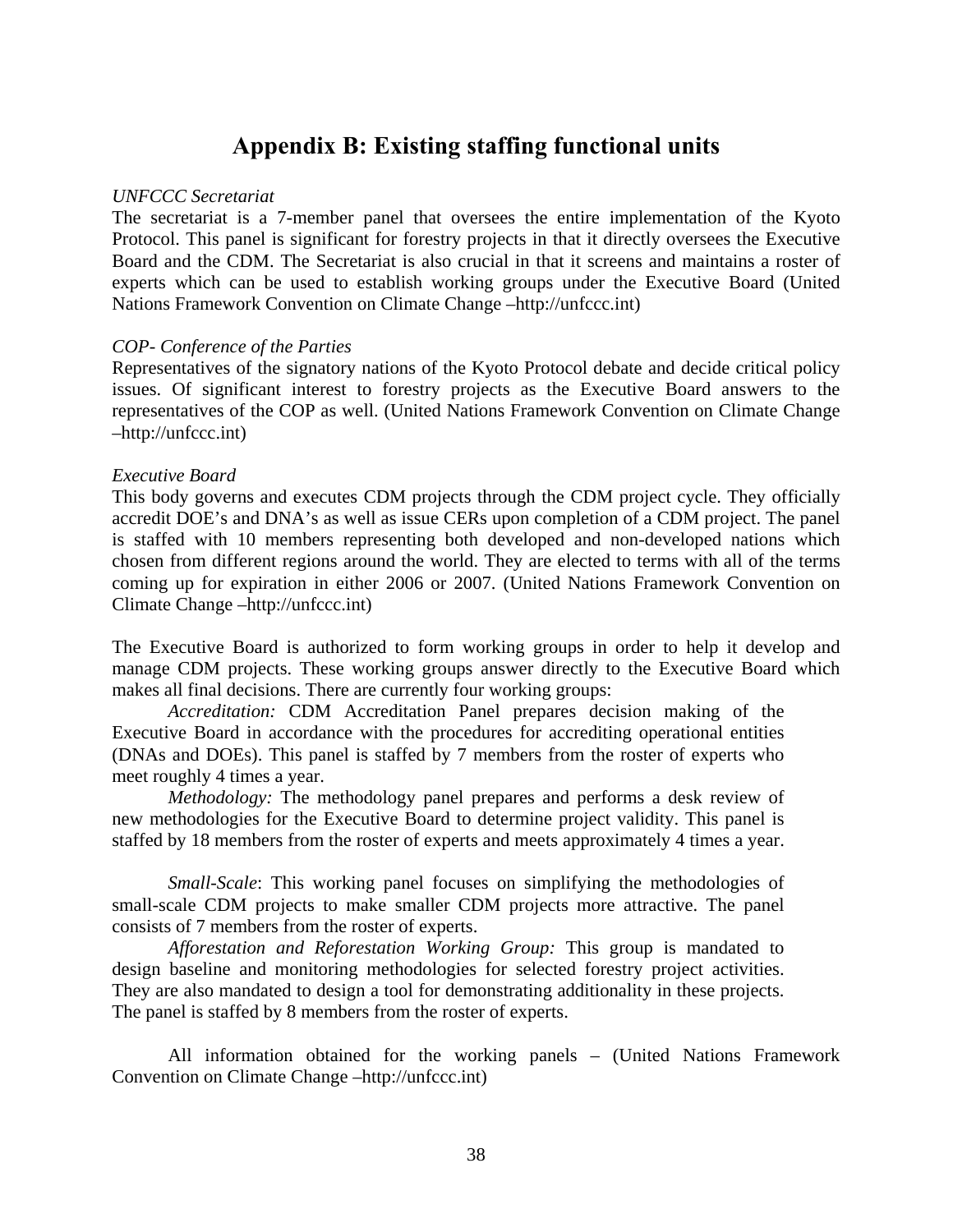# Appendix B: Existing staffing functional units

*UNFCCC Secretariat*

The secretariat is a 7-member panel that oversees the entire implementation of the Kyoto Protocol. This panel is significant for forestry projects in that it directly oversees the Executive Board and the CDM. The Secretariat is also crucial in that it screens and maintains a roster of experts which can be used to establish working groups under the Executive Board (United Nations Framework Convention on Climate Change –http://unfccc.int)

*COP- Conference of the Parties*

Representatives of the signatory nations of the Kyoto Protocol debate and decide critical policy issues. Of significant interest to forestry projects as the Executive Board answers to the representatives of the COP as well. (United Nations Framework Convention on Climate Change –http://unfccc.int)

*Executive Board*

This body governs and executes CDM projects through the CDM project cycle. They officially accredit DOE's and DNA's as well as issue CERs upon completion of a CDM project. The panel is staffed with 10 members representing both developed and non-developed nations which chosen from different regions around the world. They are elected to terms with all of the terms coming up for expiration in either 2006 or 2007. (United Nations Framework Convention on Climate Change –http://unfccc.int)

The Executive Board is authorized to form working groups in order to help it develop and manage CDM projects. These working groups answer directly to the Executive Board which makes all final decisions. There are currently four working groups:

*Accreditation:* CDM Accreditation Panel prepares decision making of the Executive Board in accordance with the procedures for accrediting operational entities (DNAs and DOEs). This panel is staffed by 7 members from the roster of experts who meet roughly 4 times a year.

*Methodology:* The methodology panel prepares and performs a desk review of new methodologies for the Executive Board to determine project validity. This panel is staffed by 18 members from the roster of experts and meets approximately 4 times a year.

*Small-Scale*: This working panel focuses on simplifying the methodologies of small-scale CDM projects to make smaller CDM projects more attractive. The panel consists of 7 members from the roster of experts.

*Afforestation and Reforestation Working Group:* This group is mandated to design baseline and monitoring methodologies for selected forestry project activities. They are also mandated to design a tool for demonstrating additionality in these projects. The panel is staffed by 8 members from the roster of experts.

All information obtained for the working panels – (United Nations Framework Convention on Climate Change –http://unfccc.int)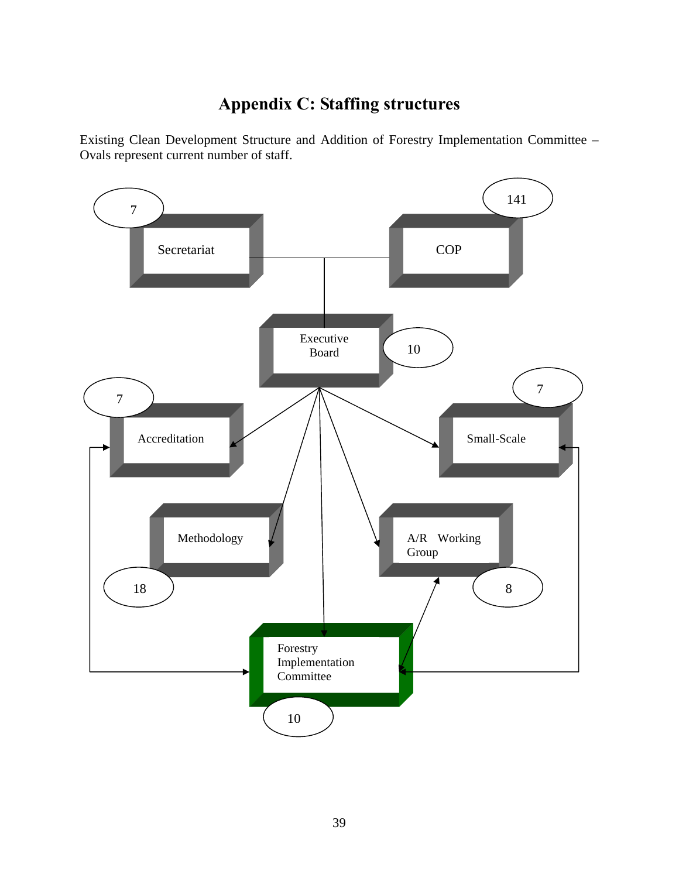# Appendix C: Staffing structures

Existing Clean Development Structure and Addition of Forestry Implementation Committee – Ovals represent current number of staff.

Secretariat
7

COP
141

Executive Board
10

Accreditation
7

Small-Scale
7

Methodology
18

A/R Working Group
8

Forestry Implementation Committee
10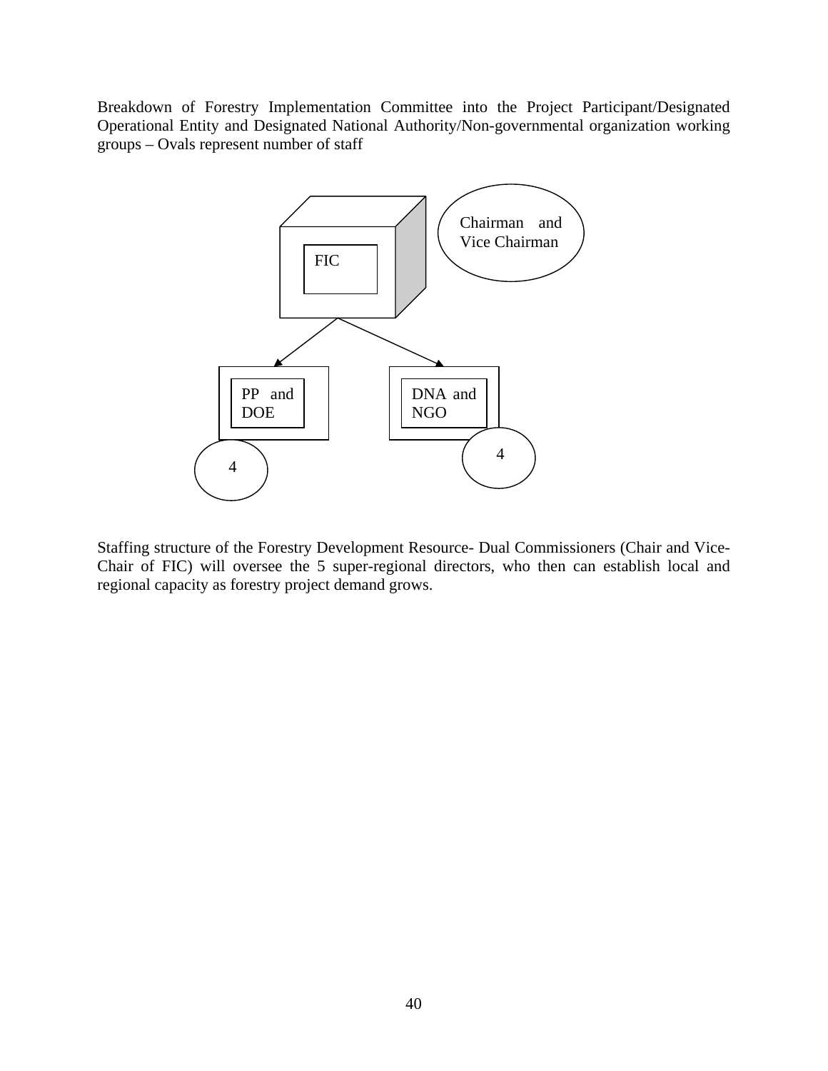Breakdown of Forestry Implementation Committee into the Project Participant/Designated Operational Entity and Designated National Authority/Non-governmental organization working groups – Ovals represent number of staff

FIC

Chairman and Vice Chairman

PP and DOE

DNA and NGO

4

4

Staffing structure of the Forestry Development Resource- Dual Commissioners (Chair and Vice-Chair of FIC) will oversee the 5 super-regional directors, who then can establish local and regional capacity as forestry project demand grows.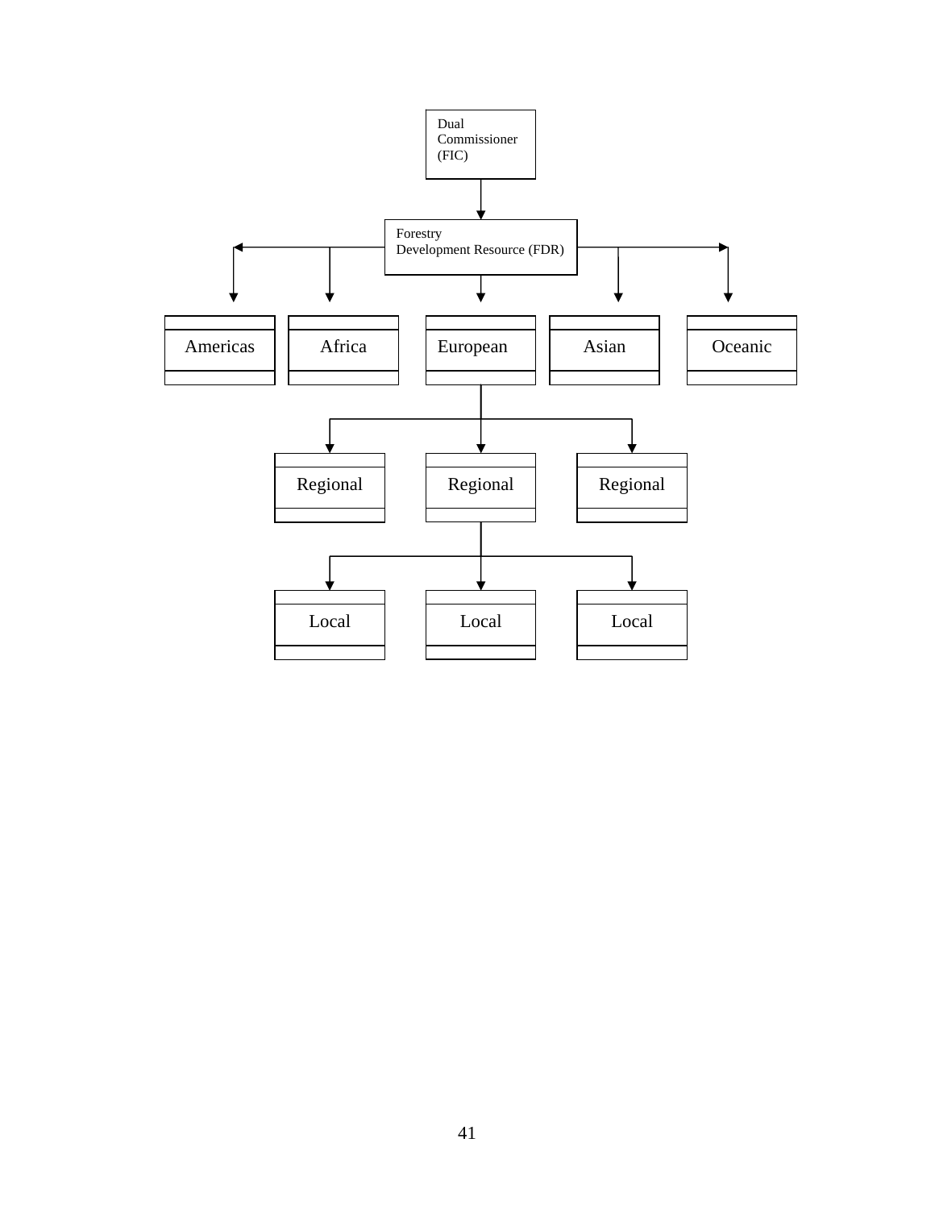Dual Commissioner (FIC)

Forestry Development Resource (FDR)

Americas

Africa

European

Asian

Oceanic

Regional

Regional

Regional

Local

Local

Local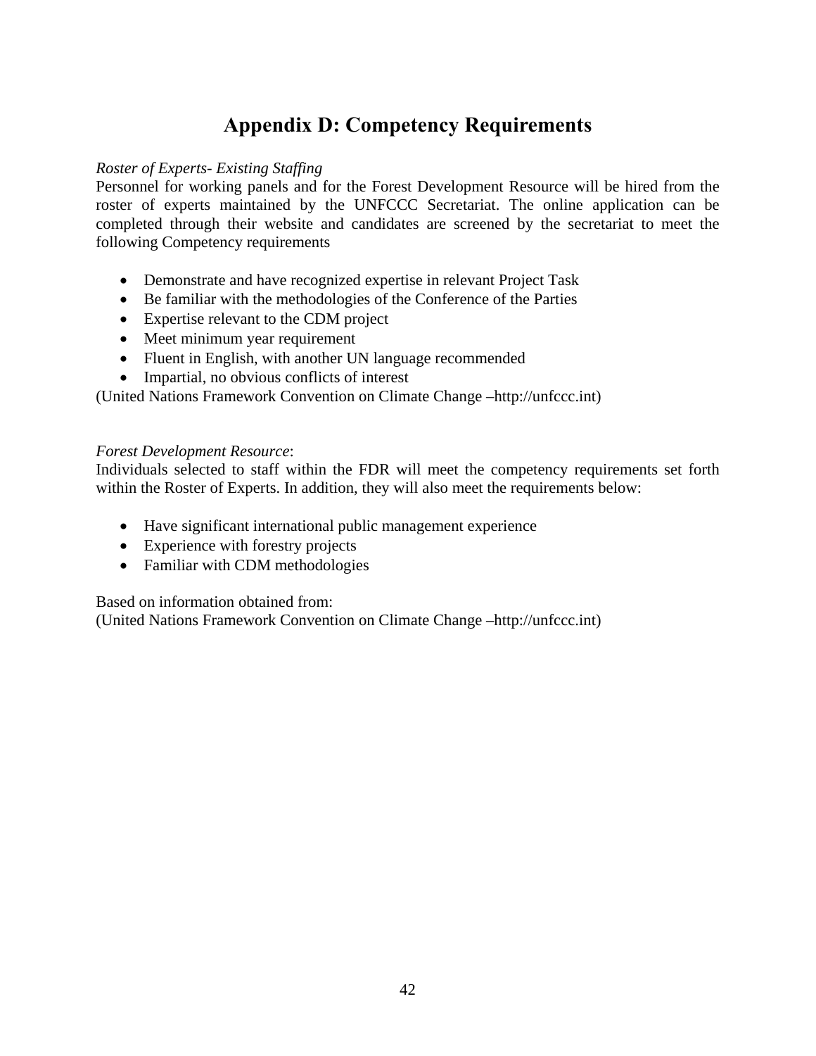# Appendix D: Competency Requirements

*Roster of Experts- Existing Staffing*

Personnel for working panels and for the Forest Development Resource will be hired from the roster of experts maintained by the UNFCCC Secretariat. The online application can be completed through their website and candidates are screened by the secretariat to meet the following Competency requirements

- Demonstrate and have recognized expertise in relevant Project Task
- Be familiar with the methodologies of the Conference of the Parties
- Expertise relevant to the CDM project
- Meet minimum year requirement
- Fluent in English, with another UN language recommended
- Impartial, no obvious conflicts of interest

(United Nations Framework Convention on Climate Change –http://unfccc.int)

*Forest Development Resource*:

Individuals selected to staff within the FDR will meet the competency requirements set forth within the Roster of Experts. In addition, they will also meet the requirements below:

- Have significant international public management experience
- Experience with forestry projects
- Familiar with CDM methodologies

Based on information obtained from:

(United Nations Framework Convention on Climate Change –http://unfccc.int)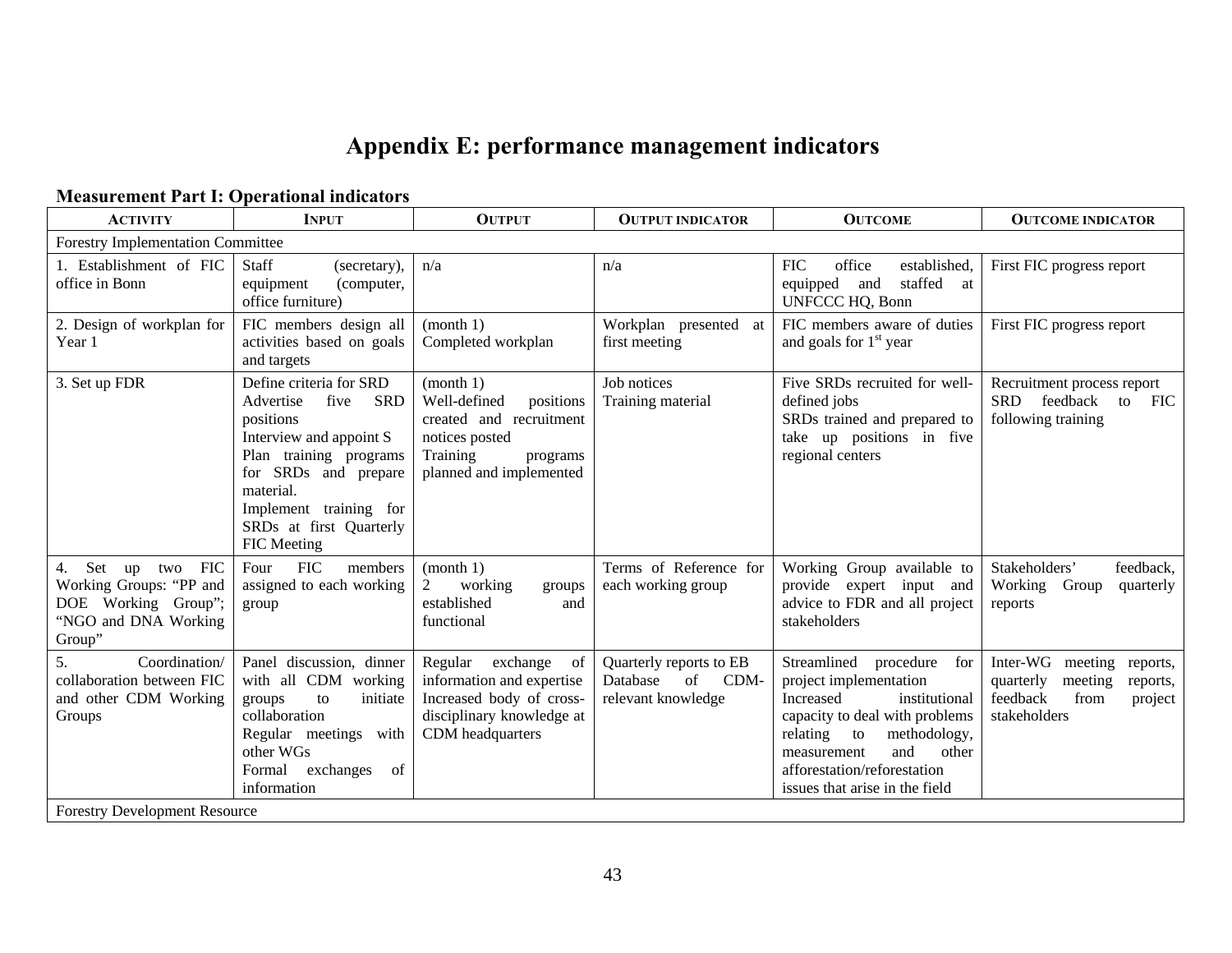# Appendix E: performance management indicators

### Measurement Part I: Operational indicators

| ACTIVITY | INPUT | OUTPUT | OUTPUT INDICATOR | OUTCOME | OUTCOME INDICATOR |
|---|---|---|---|---|---|
| Forestry Implementation Committee | | | | | |
| 1. Establishment of FIC office in Bonn | Staff (secretary), equipment (computer, office furniture) | n/a | n/a | FIC office established, equipped and staffed at UNFCCC HQ, Bonn | First FIC progress report |
| 2. Design of workplan for Year 1 | FIC members design all activities based on goals and targets | (month 1) Completed workplan | Workplan presented at first meeting | FIC members aware of duties and goals for 1st year | First FIC progress report |
| 3. Set up FDR | Define criteria for SRD<br>Advertise five SRD positions<br>Interview and appoint S<br>Plan training programs for SRDs and prepare material.<br>Implement training for SRDs at first Quarterly FIC Meeting | (month 1)<br>Well-defined positions created and recruitment notices posted<br>Training programs planned and implemented | Job notices<br>Training material | Five SRDs recruited for well-defined jobs<br>SRDs trained and prepared to take up positions in five regional centers | Recruitment process report<br>SRD feedback to FIC following training |
| 4. Set up two FIC Working Groups: "PP and DOE Working Group"; "NGO and DNA Working Group" | Four FIC members assigned to each working group | (month 1)<br>2 working groups established and functional | Terms of Reference for each working group | Working Group available to provide expert input and advice to FDR and all project stakeholders | Stakeholders' feedback, Working Group quarterly reports |
| 5. Coordination/ collaboration between FIC and other CDM Working Groups | Panel discussion, dinner with all CDM working groups to initiate collaboration<br>Regular meetings with other WGs<br>Formal exchanges of information | Regular exchange of information and expertise<br>Increased body of cross-disciplinary knowledge at CDM headquarters | Quarterly reports to EB<br>Database of CDM-relevant knowledge | Streamlined procedure for project implementation<br>Increased institutional capacity to deal with problems relating to methodology, measurement and other afforestation/reforestation issues that arise in the field | Inter-WG meeting reports, quarterly meeting reports, feedback from project stakeholders |
| Forestry Development Resource | | | | | |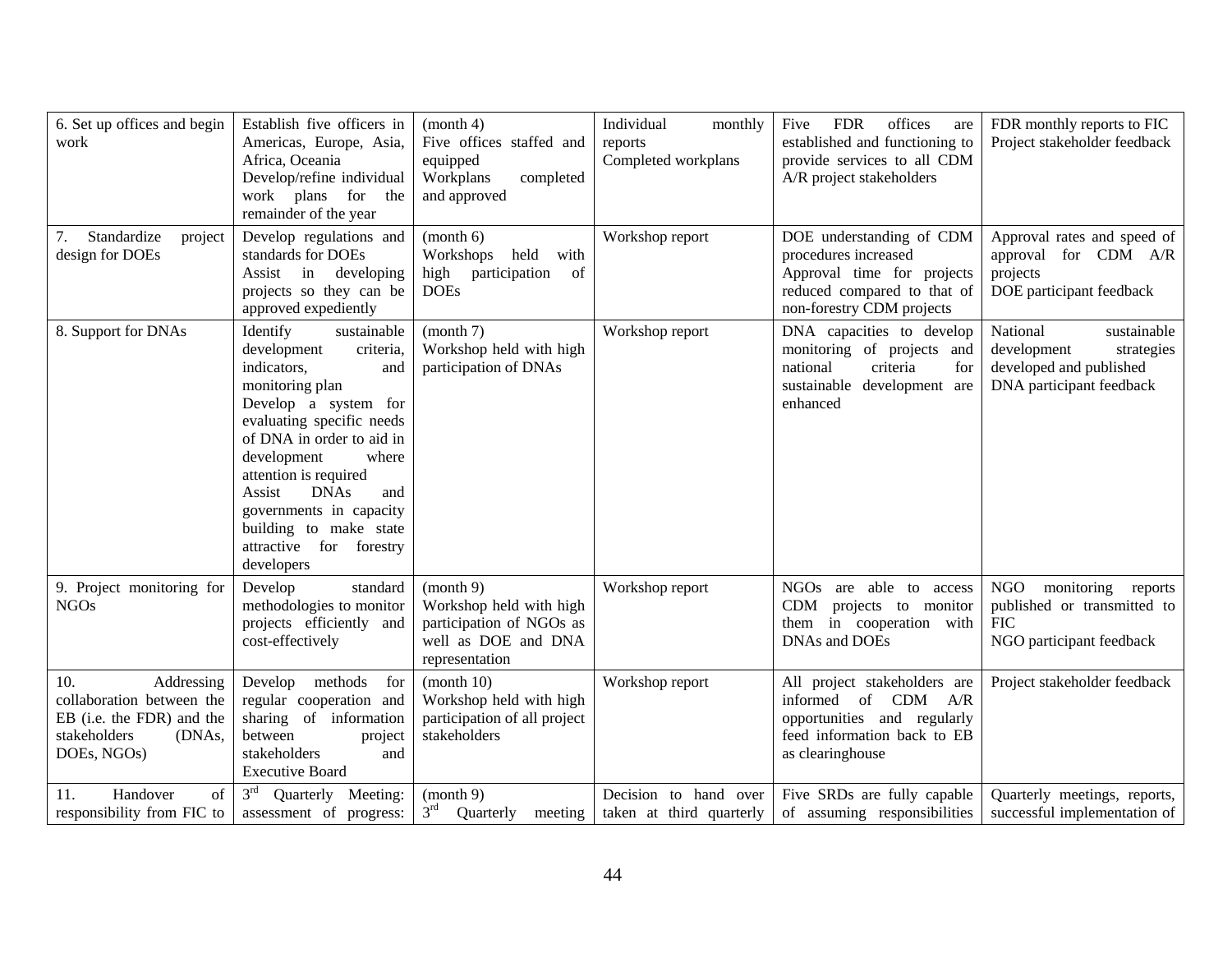| | | | | | |
|---|---|---|---|---|---|
| 6. Set up offices and begin work | Establish five officers in Americas, Europe, Asia, Africa, Oceania<br>Develop/refine individual work plans for the remainder of the year | (month 4)<br>Five offices staffed and equipped<br>Workplans completed and approved | Individual monthly reports<br>Completed workplans | Five FDR offices are established and functioning to provide services to all CDM A/R project stakeholders | FDR monthly reports to FIC<br>Project stakeholder feedback |
| 7. Standardize project design for DOEs | Develop regulations and standards for DOEs<br>Assist in developing projects so they can be approved expediently | (month 6)<br>Workshops held with high participation of DOEs | Workshop report | DOE understanding of CDM procedures increased<br>Approval time for projects reduced compared to that of non-forestry CDM projects | Approval rates and speed of approval for CDM A/R projects<br>DOE participant feedback |
| 8. Support for DNAs | Identify sustainable development criteria, indicators, and monitoring plan<br>Develop a system for evaluating specific needs of DNA in order to aid in development where attention is required<br>Assist DNAs and governments in capacity building to make state attractive for forestry developers | (month 7)<br>Workshop held with high participation of DNAs | Workshop report | DNA capacities to develop monitoring of projects and national criteria for sustainable development are enhanced | National sustainable development strategies developed and published<br>DNA participant feedback |
| 9. Project monitoring for NGOs | Develop standard methodologies to monitor projects efficiently and cost-effectively | (month 9)<br>Workshop held with high participation of NGOs as well as DOE and DNA representation | Workshop report | NGOs are able to access CDM projects to monitor them in cooperation with DNAs and DOEs | NGO monitoring reports published or transmitted to FIC<br>NGO participant feedback |
| 10. Addressing collaboration between the EB (i.e. the FDR) and the stakeholders (DNAs, DOEs, NGOs) | Develop methods for regular cooperation and sharing of information between project stakeholders and Executive Board | (month 10)<br>Workshop held with high participation of all project stakeholders | Workshop report | All project stakeholders are informed of CDM A/R opportunities and regularly feed information back to EB as clearinghouse | Project stakeholder feedback |
| 11. Handover of responsibility from FIC to | 3rd Quarterly Meeting: assessment of progress: | (month 9)<br>3rd Quarterly meeting | Decision to hand over taken at third quarterly | Five SRDs are fully capable of assuming responsibilities | Quarterly meetings, reports, successful implementation of |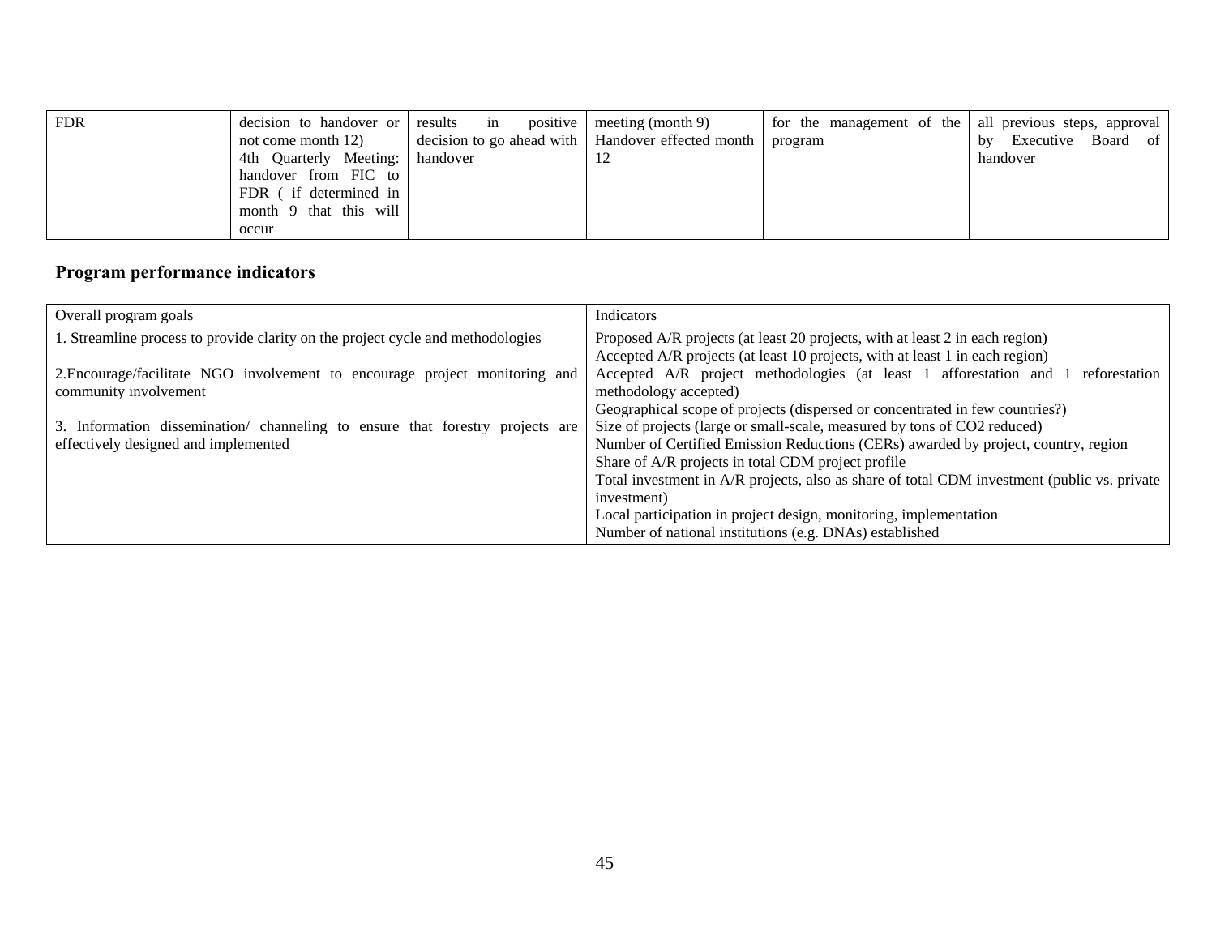| FDR | decision to handover or not come month 12) 4th Quarterly Meeting: handover from FIC to FDR ( if determined in month 9 that this will occur | results in positive decision to go ahead with handover | meeting (month 9) Handover effected month 12 | for the management of the program | all previous steps, approval by Executive Board of handover |
|---|---|---|---|---|---|

## Program performance indicators

| Overall program goals | Indicators |
|---|---|
| 1. Streamline process to provide clarity on the project cycle and methodologies<br><br>2.Encourage/facilitate NGO involvement to encourage project monitoring and community involvement<br><br>3. Information dissemination/ channeling to ensure that forestry projects are effectively designed and implemented | Proposed A/R projects (at least 20 projects, with at least 2 in each region)<br>Accepted A/R projects (at least 10 projects, with at least 1 in each region)<br>Accepted A/R project methodologies (at least 1 afforestation and 1 reforestation methodology accepted)<br>Geographical scope of projects (dispersed or concentrated in few countries?)<br>Size of projects (large or small-scale, measured by tons of $CO_2$ reduced)<br>Number of Certified Emission Reductions (CERs) awarded by project, country, region<br>Share of A/R projects in total CDM project profile<br>Total investment in A/R projects, also as share of total CDM investment (public vs. private investment)<br>Local participation in project design, monitoring, implementation<br>Number of national institutions (e.g. DNAs) established |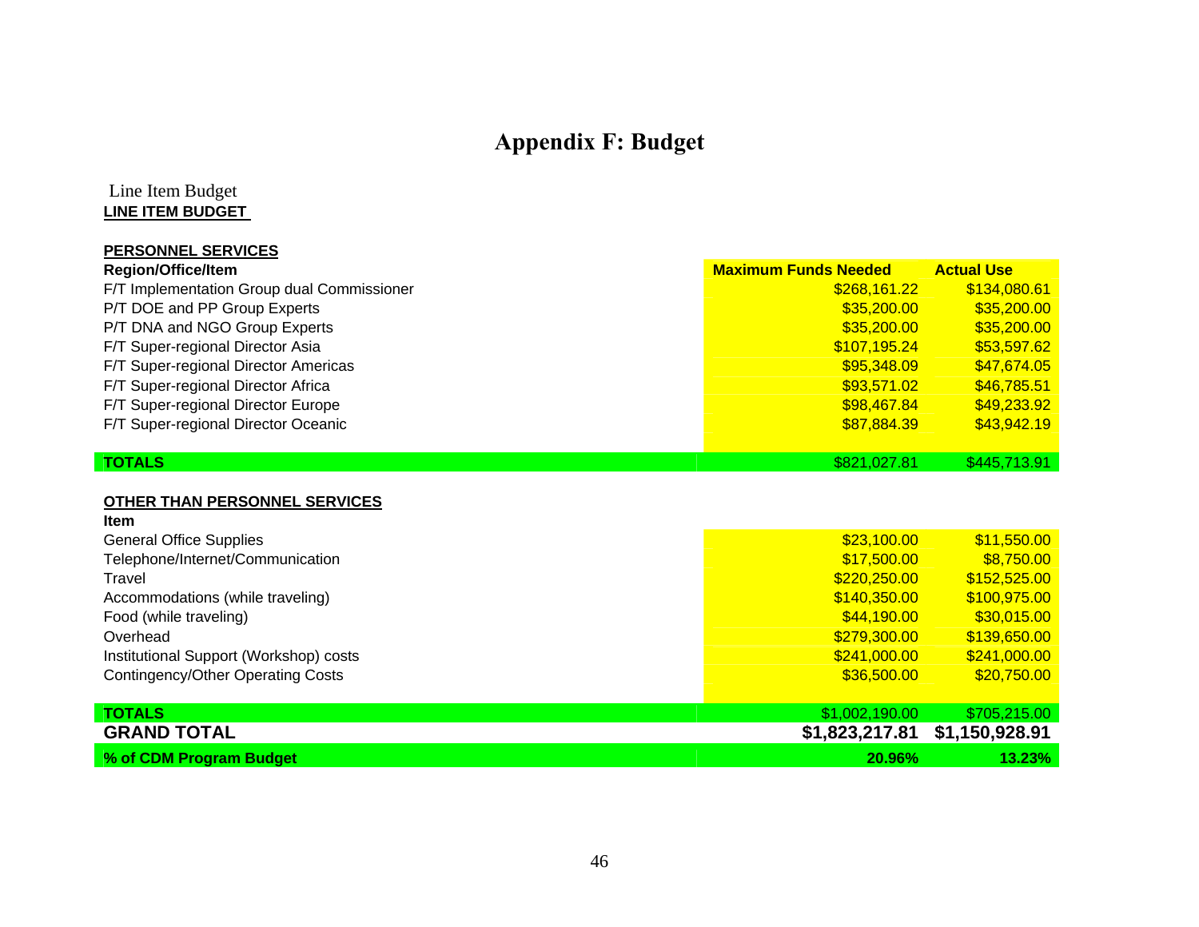# Appendix F: Budget

Line Item Budget

**LINE ITEM BUDGET**

**PERSONNEL SERVICES**

| Region/Office/Item | Maximum Funds Needed | Actual Use |
|---|---|---|
| F/T Implementation Group dual Commissioner | $268,161.22 | $134,080.61 |
| P/T DOE and PP Group Experts | $35,200.00 | $35,200.00 |
| P/T DNA and NGO Group Experts | $35,200.00 | $35,200.00 |
| F/T Super-regional Director Asia | $107,195.24 | $53,597.62 |
| F/T Super-regional Director Americas | $95,348.09 | $47,674.05 |
| F/T Super-regional Director Africa | $93,571.02 | $46,785.51 |
| F/T Super-regional Director Europe | $98,467.84 | $49,233.92 |
| F/T Super-regional Director Oceanic | $87,884.39 | $43,942.19 |
| **TOTALS** | $821,027.81 | $445,713.91 |

**OTHER THAN PERSONNEL SERVICES**

| Item | Maximum Funds Needed | Actual Use |
|---|---|---|
| General Office Supplies | $23,100.00 | $11,550.00 |
| Telephone/Internet/Communication | $17,500.00 | $8,750.00 |
| Travel | $220,250.00 | $152,525.00 |
| Accommodations (while traveling) | $140,350.00 | $100,975.00 |
| Food (while traveling) | $44,190.00 | $30,015.00 |
| Overhead | $279,300.00 | $139,650.00 |
| Institutional Support (Workshop) costs | $241,000.00 | $241,000.00 |
| Contingency/Other Operating Costs | $36,500.00 | $20,750.00 |
| **TOTALS** | $1,002,190.00 | $705,215.00 |
| **GRAND TOTAL** | **$1,823,217.81** | **$1,150,928.91** |
| **% of CDM Program Budget** | **20.96%** | **13.23%** |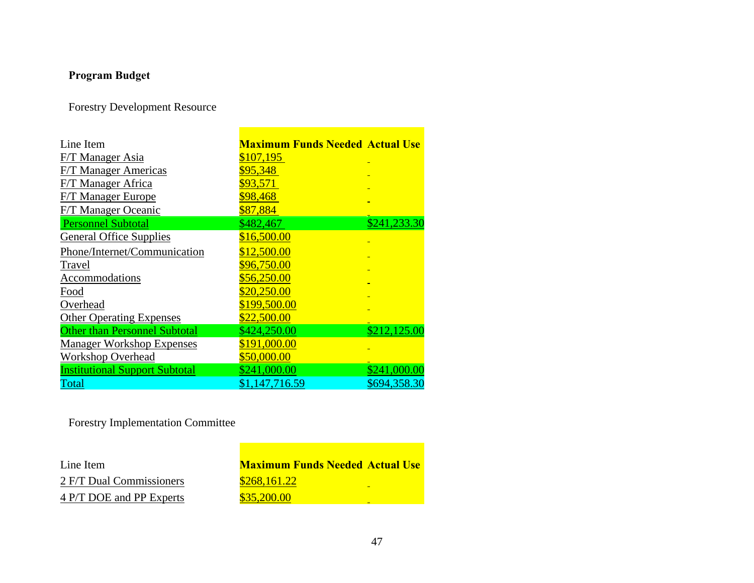**Program Budget**

Forestry Development Resource

| Line Item | Maximum Funds Needed | Actual Use |
|---|---|---|
| F/T Manager Asia | $107,195 | |
| F/T Manager Americas | $95,348 | |
| F/T Manager Africa | $93,571 | |
| F/T Manager Europe | $98,468 | |
| F/T Manager Oceanic | $87,884 | |
| Personnel Subtotal | $482,467 | $241,233.30 |
| General Office Supplies | $16,500.00 | |
| Phone/Internet/Communication | $12,500.00 | |
| Travel | $96,750.00 | |
| Accommodations | $56,250.00 | |
| Food | $20,250.00 | |
| Overhead | $199,500.00 | |
| Other Operating Expenses | $22,500.00 | |
| Other than Personnel Subtotal | $424,250.00 | $212,125.00 |
| Manager Workshop Expenses | $191,000.00 | |
| Workshop Overhead | $50,000.00 | |
| Institutional Support Subtotal | $241,000.00 | $241,000.00 |
| Total | $1,147,716.59 | $694,358.30 |

Forestry Implementation Committee

| Line Item | Maximum Funds Needed | Actual Use |
|---|---|---|
| 2 F/T Dual Commissioners | $268,161.22 | |
| 4 P/T DOE and PP Experts | $35,200.00 | |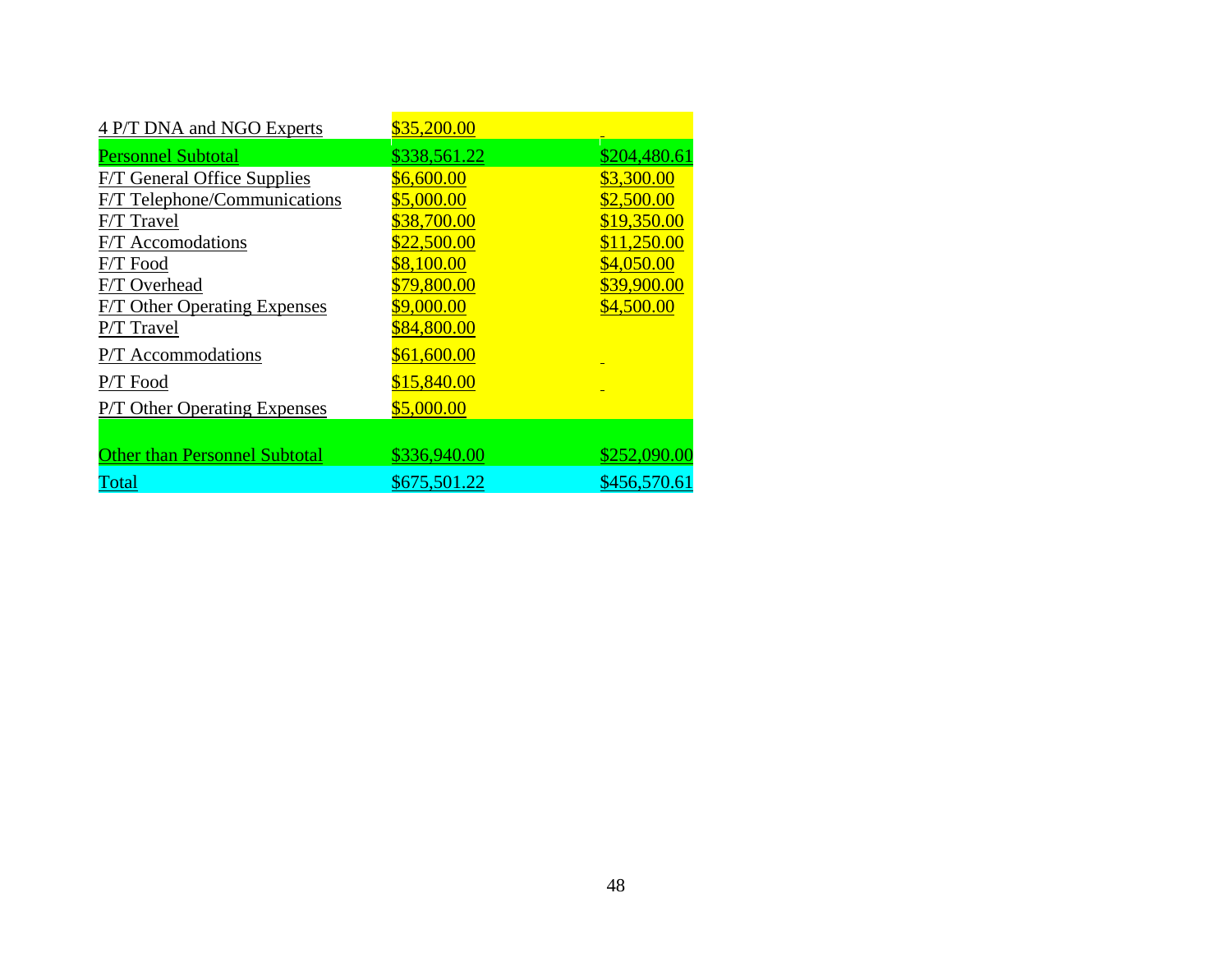| | | |
|---|---|---|
| 4 P/T DNA and NGO Experts | $35,200.00 | |
| Personnel Subtotal | $338,561.22 | $204,480.61 |
| F/T General Office Supplies | $6,600.00 | $3,300.00 |
| F/T Telephone/Communications | $5,000.00 | $2,500.00 |
| F/T Travel | $38,700.00 | $19,350.00 |
| F/T Accomodations | $22,500.00 | $11,250.00 |
| F/T Food | $8,100.00 | $4,050.00 |
| F/T Overhead | $79,800.00 | $39,900.00 |
| F/T Other Operating Expenses | $9,000.00 | $4,500.00 |
| P/T Travel | $84,800.00 | |
| P/T Accommodations | $61,600.00 | |
| P/T Food | $15,840.00 | |
| P/T Other Operating Expenses | $5,000.00 | |
| Other than Personnel Subtotal | $336,940.00 | $252,090.00 |
| Total | $675,501.22 | $456,570.61 |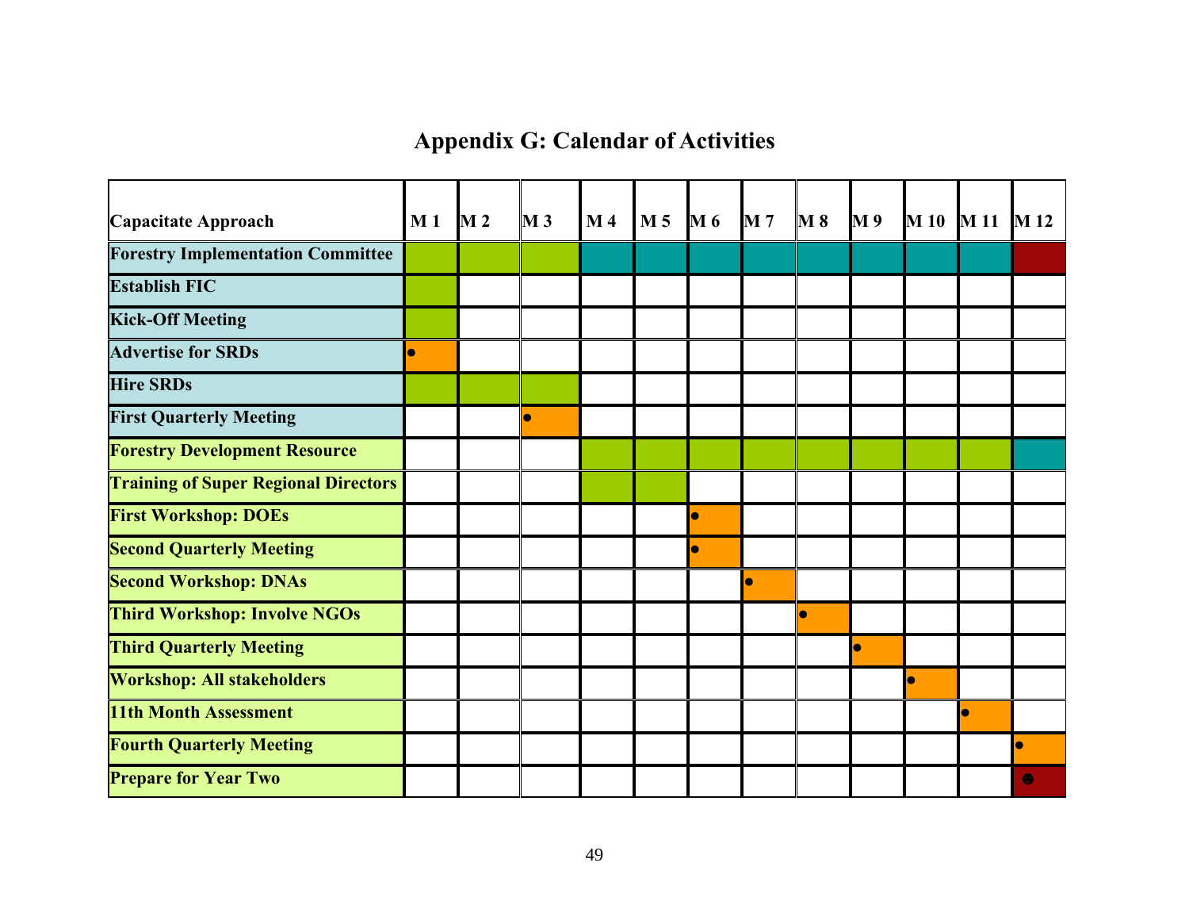# Appendix G: Calendar of Activities

| Capacitate Approach | M 1 | M 2 | M 3 | M 4 | M 5 | M 6 | M 7 | M 8 | M 9 | M 10 | M 11 | M 12 |
|---|---|---|---|---|---|---|---|---|---|---|---|---|
| **Forestry Implementation Committee** | | | | | | | | | | | | |
| **Establish FIC** | | | | | | | | | | | | |
| **Kick-Off Meeting** | | | | | | | | | | | | |
| **Advertise for SRDs** | ● | | | | | | | | | | | |
| **Hire SRDs** | | | | | | | | | | | | |
| **First Quarterly Meeting** | | | ● | | | | | | | | | |
| **Forestry Development Resource** | | | | | | | | | | | | |
| **Training of Super Regional Directors** | | | | | | | | | | | | |
| **First Workshop: DOEs** | | | | | | ● | | | | | | |
| **Second Quarterly Meeting** | | | | | | ● | | | | | | |
| **Second Workshop: DNAs** | | | | | | | ● | | | | | |
| **Third Workshop: Involve NGOs** | | | | | | | | ● | | | | |
| **Third Quarterly Meeting** | | | | | | | | | ● | | | |
| **Workshop: All stakeholders** | | | | | | | | | | ● | | |
| **11th Month Assessment** | | | | | | | | | | | ● | |
| **Fourth Quarterly Meeting** | | | | | | | | | | | | ● |
| **Prepare for Year Two** | | | | | | | | | | | | ☻ |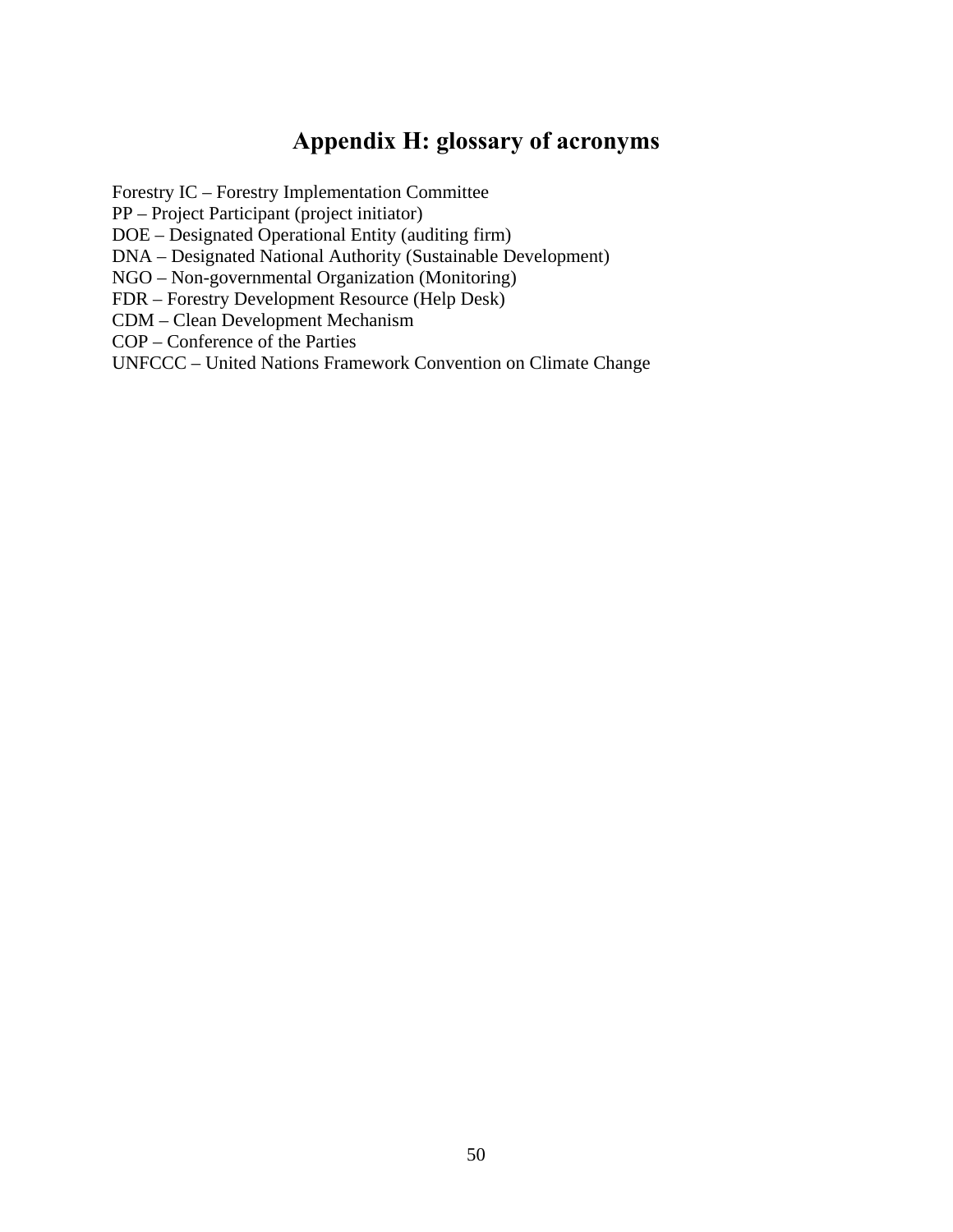# Appendix H: glossary of acronyms

Forestry IC – Forestry Implementation Committee
PP – Project Participant (project initiator)
DOE – Designated Operational Entity (auditing firm)
DNA – Designated National Authority (Sustainable Development)
NGO – Non-governmental Organization (Monitoring)
FDR – Forestry Development Resource (Help Desk)
CDM – Clean Development Mechanism
COP – Conference of the Parties
UNFCCC – United Nations Framework Convention on Climate Change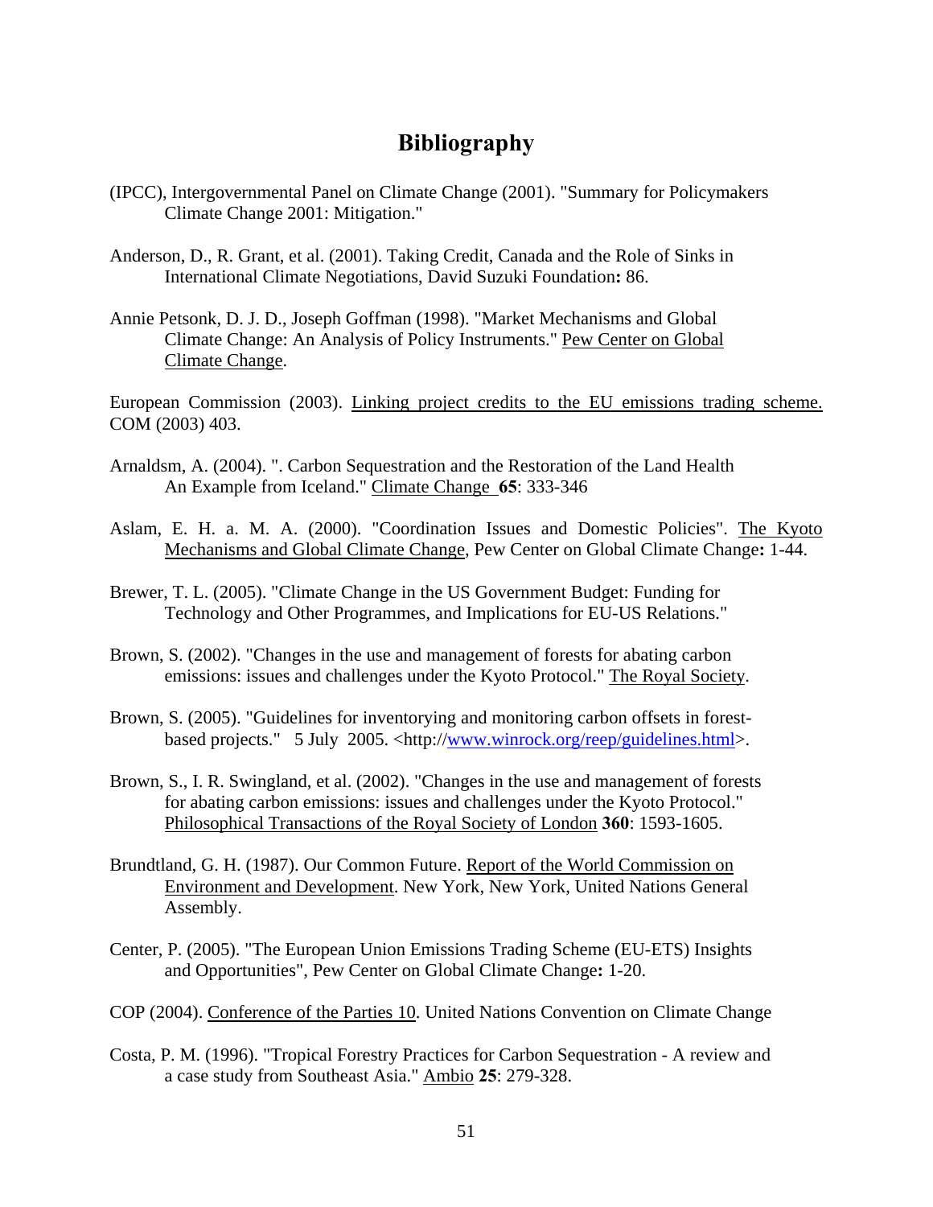# Bibliography

(IPCC), Intergovernmental Panel on Climate Change (2001). "Summary for Policymakers Climate Change 2001: Mitigation."

Anderson, D., R. Grant, et al. (2001). Taking Credit, Canada and the Role of Sinks in International Climate Negotiations, David Suzuki Foundation**:** 86.

Annie Petsonk, D. J. D., Joseph Goffman (1998). "Market Mechanisms and Global Climate Change: An Analysis of Policy Instruments." Pew Center on Global Climate Change.

European Commission (2003). Linking project credits to the EU emissions trading scheme. COM (2003) 403.

Arnaldsm, A. (2004). ". Carbon Sequestration and the Restoration of the Land Health An Example from Iceland." Climate Change **65**: 333-346

Aslam, E. H. a. M. A. (2000). "Coordination Issues and Domestic Policies". The Kyoto Mechanisms and Global Climate Change, Pew Center on Global Climate Change**:** 1-44.

Brewer, T. L. (2005). "Climate Change in the US Government Budget: Funding for Technology and Other Programmes, and Implications for EU-US Relations."

Brown, S. (2002). "Changes in the use and management of forests for abating carbon emissions: issues and challenges under the Kyoto Protocol." The Royal Society.

Brown, S. (2005). "Guidelines for inventorying and monitoring carbon offsets in forest-based projects." 5 July 2005. <http://www.winrock.org/reep/guidelines.html>.

Brown, S., I. R. Swingland, et al. (2002). "Changes in the use and management of forests for abating carbon emissions: issues and challenges under the Kyoto Protocol." Philosophical Transactions of the Royal Society of London **360**: 1593-1605.

Brundtland, G. H. (1987). Our Common Future. Report of the World Commission on Environment and Development. New York, New York, United Nations General Assembly.

Center, P. (2005). "The European Union Emissions Trading Scheme (EU-ETS) Insights and Opportunities", Pew Center on Global Climate Change**:** 1-20.

COP (2004). Conference of the Parties 10. United Nations Convention on Climate Change

Costa, P. M. (1996). "Tropical Forestry Practices for Carbon Sequestration - A review and a case study from Southeast Asia." Ambio **25**: 279-328.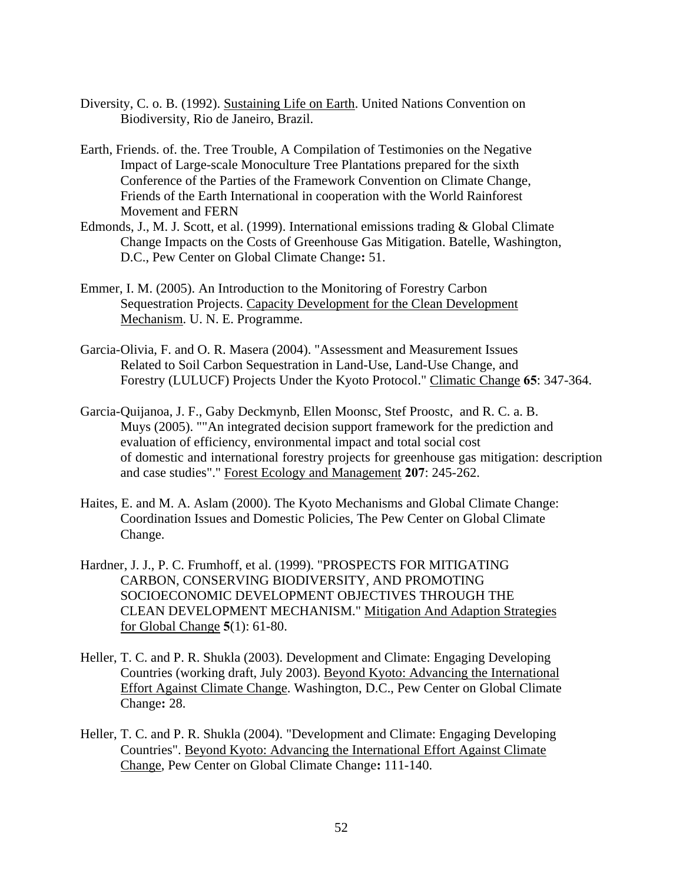Diversity, C. o. B. (1992). Sustaining Life on Earth. United Nations Convention on Biodiversity, Rio de Janeiro, Brazil.

Earth, Friends. of. the. Tree Trouble, A Compilation of Testimonies on the Negative Impact of Large-scale Monoculture Tree Plantations prepared for the sixth Conference of the Parties of the Framework Convention on Climate Change, Friends of the Earth International in cooperation with the World Rainforest Movement and FERN

Edmonds, J., M. J. Scott, et al. (1999). International emissions trading & Global Climate Change Impacts on the Costs of Greenhouse Gas Mitigation. Batelle, Washington, D.C., Pew Center on Global Climate Change**:** 51.

Emmer, I. M. (2005). An Introduction to the Monitoring of Forestry Carbon Sequestration Projects. Capacity Development for the Clean Development Mechanism. U. N. E. Programme.

Garcia-Olivia, F. and O. R. Masera (2004). "Assessment and Measurement Issues Related to Soil Carbon Sequestration in Land-Use, Land-Use Change, and Forestry (LULUCF) Projects Under the Kyoto Protocol." Climatic Change **65**: 347-364.

Garcia-Quijanoa, J. F., Gaby Deckmynb, Ellen Moonsc, Stef Proostc, and R. C. a. B. Muys (2005). ""An integrated decision support framework for the prediction and evaluation of efficiency, environmental impact and total social cost of domestic and international forestry projects for greenhouse gas mitigation: description and case studies"." Forest Ecology and Management **207**: 245-262.

Haites, E. and M. A. Aslam (2000). The Kyoto Mechanisms and Global Climate Change: Coordination Issues and Domestic Policies, The Pew Center on Global Climate Change.

Hardner, J. J., P. C. Frumhoff, et al. (1999). "PROSPECTS FOR MITIGATING CARBON, CONSERVING BIODIVERSITY, AND PROMOTING SOCIOECONOMIC DEVELOPMENT OBJECTIVES THROUGH THE CLEAN DEVELOPMENT MECHANISM." Mitigation And Adaption Strategies for Global Change **5**(1): 61-80.

Heller, T. C. and P. R. Shukla (2003). Development and Climate: Engaging Developing Countries (working draft, July 2003). Beyond Kyoto: Advancing the International Effort Against Climate Change. Washington, D.C., Pew Center on Global Climate Change**:** 28.

Heller, T. C. and P. R. Shukla (2004). "Development and Climate: Engaging Developing Countries". Beyond Kyoto: Advancing the International Effort Against Climate Change, Pew Center on Global Climate Change**:** 111-140.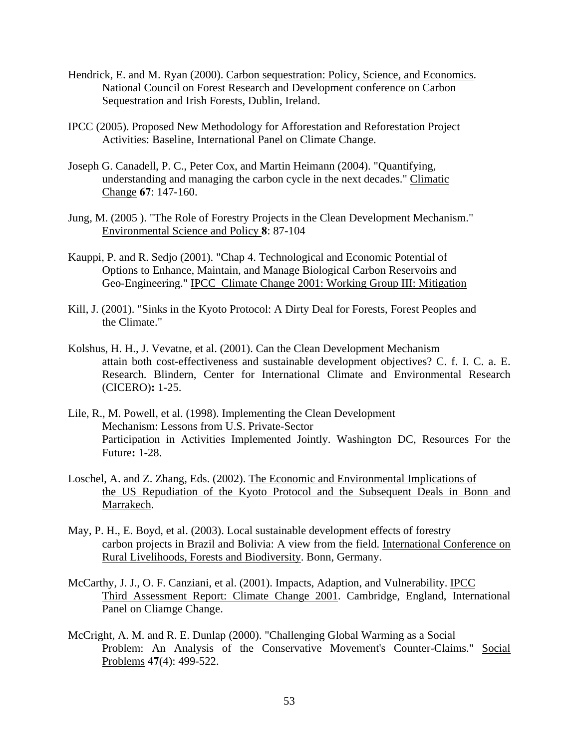Hendrick, E. and M. Ryan (2000). Carbon sequestration: Policy, Science, and Economics. National Council on Forest Research and Development conference on Carbon Sequestration and Irish Forests, Dublin, Ireland.

IPCC (2005). Proposed New Methodology for Afforestation and Reforestation Project Activities: Baseline, International Panel on Climate Change.

Joseph G. Canadell, P. C., Peter Cox, and Martin Heimann (2004). "Quantifying, understanding and managing the carbon cycle in the next decades." Climatic Change **67**: 147-160.

Jung, M. (2005 ). "The Role of Forestry Projects in the Clean Development Mechanism." Environmental Science and Policy **8**: 87-104

Kauppi, P. and R. Sedjo (2001). "Chap 4. Technological and Economic Potential of Options to Enhance, Maintain, and Manage Biological Carbon Reservoirs and Geo-Engineering." IPCC Climate Change 2001: Working Group III: Mitigation

Kill, J. (2001). "Sinks in the Kyoto Protocol: A Dirty Deal for Forests, Forest Peoples and the Climate."

Kolshus, H. H., J. Vevatne, et al. (2001). Can the Clean Development Mechanism attain both cost-effectiveness and sustainable development objectives? C. f. I. C. a. E. Research. Blindern, Center for International Climate and Environmental Research (CICERO)**:** 1-25.

Lile, R., M. Powell, et al. (1998). Implementing the Clean Development Mechanism: Lessons from U.S. Private-Sector Participation in Activities Implemented Jointly. Washington DC, Resources For the Future**:** 1-28.

Loschel, A. and Z. Zhang, Eds. (2002). The Economic and Environmental Implications of the US Repudiation of the Kyoto Protocol and the Subsequent Deals in Bonn and Marrakech.

May, P. H., E. Boyd, et al. (2003). Local sustainable development effects of forestry carbon projects in Brazil and Bolivia: A view from the field. International Conference on Rural Livelihoods, Forests and Biodiversity. Bonn, Germany.

McCarthy, J. J., O. F. Canziani, et al. (2001). Impacts, Adaption, and Vulnerability. IPCC Third Assessment Report: Climate Change 2001. Cambridge, England, International Panel on Cliamge Change.

McCright, A. M. and R. E. Dunlap (2000). "Challenging Global Warming as a Social Problem: An Analysis of the Conservative Movement's Counter-Claims." Social Problems **47**(4): 499-522.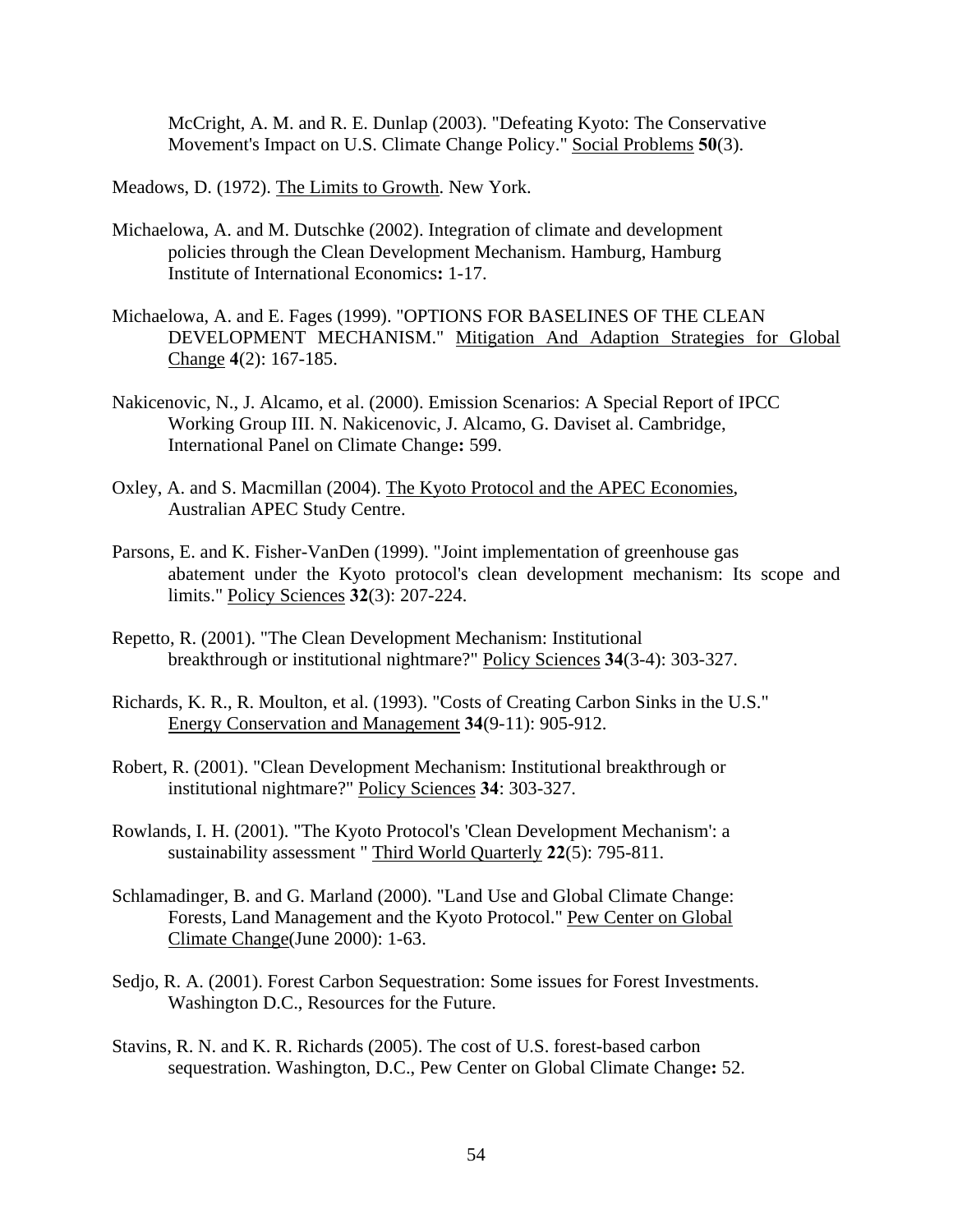McCright, A. M. and R. E. Dunlap (2003). "Defeating Kyoto: The Conservative Movement's Impact on U.S. Climate Change Policy." Social Problems **50**(3).

Meadows, D. (1972). The Limits to Growth. New York.

Michaelowa, A. and M. Dutschke (2002). Integration of climate and development policies through the Clean Development Mechanism. Hamburg, Hamburg Institute of International Economics**:** 1-17.

Michaelowa, A. and E. Fages (1999). "OPTIONS FOR BASELINES OF THE CLEAN DEVELOPMENT MECHANISM." Mitigation And Adaption Strategies for Global Change **4**(2): 167-185.

Nakicenovic, N., J. Alcamo, et al. (2000). Emission Scenarios: A Special Report of IPCC Working Group III. N. Nakicenovic, J. Alcamo, G. Daviset al. Cambridge, International Panel on Climate Change**:** 599.

Oxley, A. and S. Macmillan (2004). The Kyoto Protocol and the APEC Economies, Australian APEC Study Centre.

Parsons, E. and K. Fisher-VanDen (1999). "Joint implementation of greenhouse gas abatement under the Kyoto protocol's clean development mechanism: Its scope and limits." Policy Sciences **32**(3): 207-224.

Repetto, R. (2001). "The Clean Development Mechanism: Institutional breakthrough or institutional nightmare?" Policy Sciences **34**(3-4): 303-327.

Richards, K. R., R. Moulton, et al. (1993). "Costs of Creating Carbon Sinks in the U.S." Energy Conservation and Management **34**(9-11): 905-912.

Robert, R. (2001). "Clean Development Mechanism: Institutional breakthrough or institutional nightmare?" Policy Sciences **34**: 303-327.

Rowlands, I. H. (2001). "The Kyoto Protocol's 'Clean Development Mechanism': a sustainability assessment " Third World Quarterly **22**(5): 795-811.

Schlamadinger, B. and G. Marland (2000). "Land Use and Global Climate Change: Forests, Land Management and the Kyoto Protocol." Pew Center on Global Climate Change(June 2000): 1-63.

Sedjo, R. A. (2001). Forest Carbon Sequestration: Some issues for Forest Investments. Washington D.C., Resources for the Future.

Stavins, R. N. and K. R. Richards (2005). The cost of U.S. forest-based carbon sequestration. Washington, D.C., Pew Center on Global Climate Change**:** 52.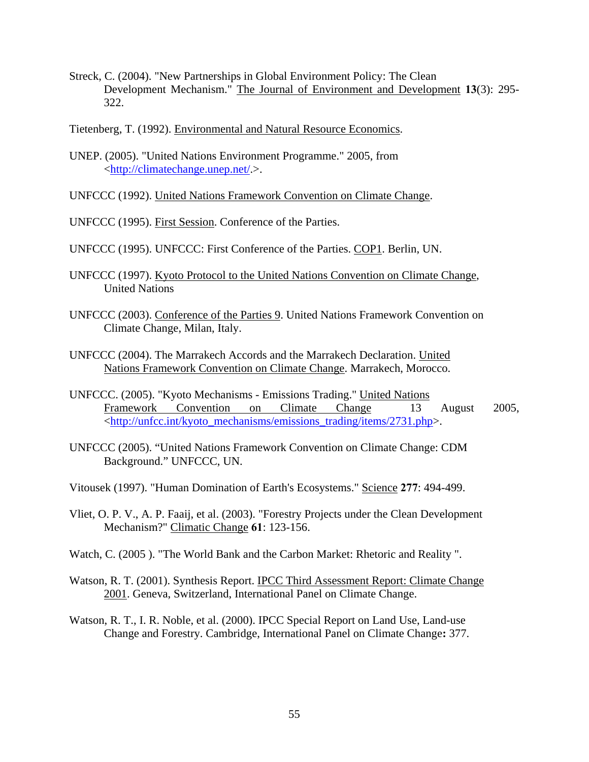Streck, C. (2004). "New Partnerships in Global Environment Policy: The Clean Development Mechanism." The Journal of Environment and Development **13**(3): 295-322.

Tietenberg, T. (1992). Environmental and Natural Resource Economics.

UNEP. (2005). "United Nations Environment Programme." 2005, from <http://climatechange.unep.net/.>.

UNFCCC (1992). United Nations Framework Convention on Climate Change.

UNFCCC (1995). First Session. Conference of the Parties.

UNFCCC (1995). UNFCCC: First Conference of the Parties. COP1. Berlin, UN.

UNFCCC (1997). Kyoto Protocol to the United Nations Convention on Climate Change, United Nations

UNFCCC (2003). Conference of the Parties 9. United Nations Framework Convention on Climate Change, Milan, Italy.

UNFCCC (2004). The Marrakech Accords and the Marrakech Declaration. United Nations Framework Convention on Climate Change. Marrakech, Morocco.

UNFCCC. (2005). "Kyoto Mechanisms - Emissions Trading." United Nations Framework Convention on Climate Change 13 August 2005, <http://unfcc.int/kyoto_mechanisms/emissions_trading/items/2731.php>.

UNFCCC (2005). "United Nations Framework Convention on Climate Change: CDM Background." UNFCCC, UN.

Vitousek (1997). "Human Domination of Earth's Ecosystems." Science **277**: 494-499.

Vliet, O. P. V., A. P. Faaij, et al. (2003). "Forestry Projects under the Clean Development Mechanism?" Climatic Change **61**: 123-156.

Watch, C. (2005 ). "The World Bank and the Carbon Market: Rhetoric and Reality ".

Watson, R. T. (2001). Synthesis Report. IPCC Third Assessment Report: Climate Change 2001. Geneva, Switzerland, International Panel on Climate Change.

Watson, R. T., I. R. Noble, et al. (2000). IPCC Special Report on Land Use, Land-use Change and Forestry. Cambridge, International Panel on Climate Change**:** 377.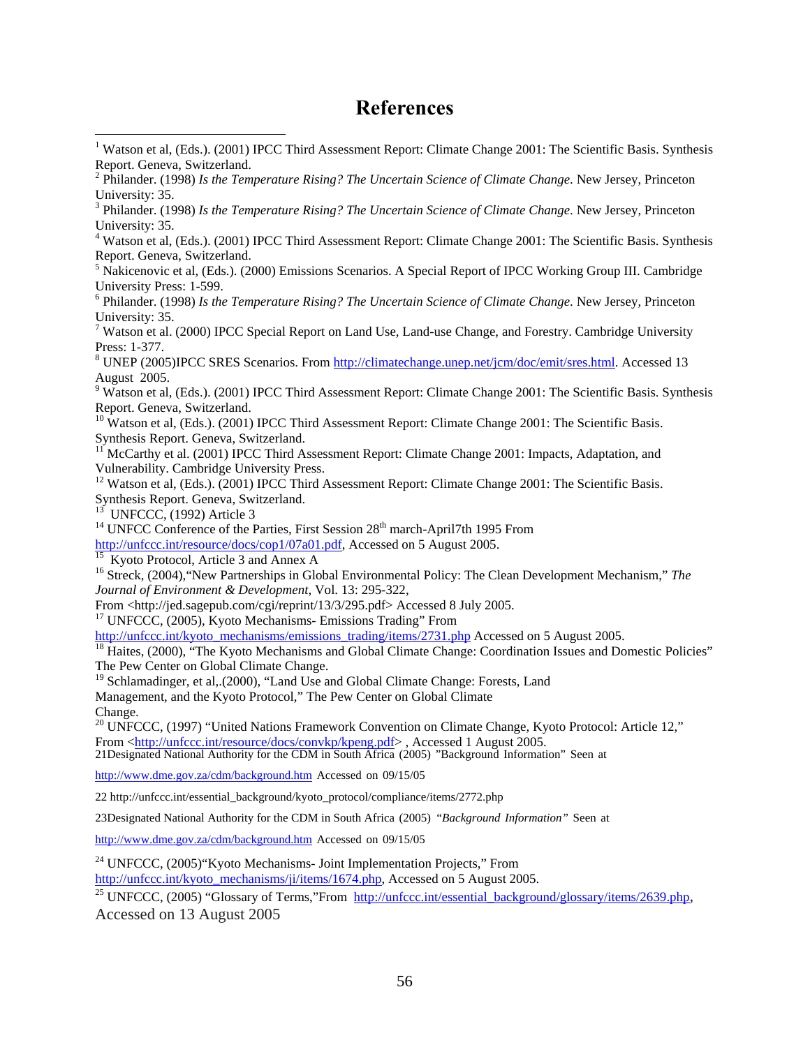# References

[1] Watson et al, (Eds.). (2001) IPCC Third Assessment Report: Climate Change 2001: The Scientific Basis. Synthesis Report. Geneva, Switzerland.

[2] Philander. (1998) *Is the Temperature Rising? The Uncertain Science of Climate Change*. New Jersey, Princeton University: 35.

[3] Philander. (1998) *Is the Temperature Rising? The Uncertain Science of Climate Change*. New Jersey, Princeton University: 35.

[4] Watson et al, (Eds.). (2001) IPCC Third Assessment Report: Climate Change 2001: The Scientific Basis. Synthesis Report. Geneva, Switzerland.

[5] Nakicenovic et al, (Eds.). (2000) Emissions Scenarios. A Special Report of IPCC Working Group III. Cambridge University Press: 1-599.

[6] Philander. (1998) *Is the Temperature Rising? The Uncertain Science of Climate Change*. New Jersey, Princeton University: 35.

[7] Watson et al. (2000) IPCC Special Report on Land Use, Land-use Change, and Forestry. Cambridge University Press: 1-377.

[8] UNEP (2005)IPCC SRES Scenarios. From http://climatechange.unep.net/jcm/doc/emit/sres.html. Accessed 13 August 2005.

[9] Watson et al, (Eds.). (2001) IPCC Third Assessment Report: Climate Change 2001: The Scientific Basis. Synthesis Report. Geneva, Switzerland.

[10] Watson et al, (Eds.). (2001) IPCC Third Assessment Report: Climate Change 2001: The Scientific Basis. Synthesis Report. Geneva, Switzerland.

[11] McCarthy et al. (2001) IPCC Third Assessment Report: Climate Change 2001: Impacts, Adaptation, and Vulnerability. Cambridge University Press.

[12] Watson et al, (Eds.). (2001) IPCC Third Assessment Report: Climate Change 2001: The Scientific Basis. Synthesis Report. Geneva, Switzerland.

[13] UNFCCC, (1992) Article 3

[14] UNFCC Conference of the Parties, First Session 28th march-April7th 1995 From http://unfccc.int/resource/docs/cop1/07a01.pdf, Accessed on 5 August 2005.

[15] Kyoto Protocol, Article 3 and Annex A

[16] Streck, (2004),"New Partnerships in Global Environmental Policy: The Clean Development Mechanism," *The Journal of Environment & Development*, Vol. 13: 295-322,
From <http://jed.sagepub.com/cgi/reprint/13/3/295.pdf> Accessed 8 July 2005.

[17] UNFCCC, (2005), Kyoto Mechanisms- Emissions Trading" From http://unfccc.int/kyoto_mechanisms/emissions_trading/items/2731.php Accessed on 5 August 2005.

[18] Haites, (2000), "The Kyoto Mechanisms and Global Climate Change: Coordination Issues and Domestic Policies" The Pew Center on Global Climate Change.

[19] Schlamadinger, et al,.(2000), "Land Use and Global Climate Change: Forests, Land Management, and the Kyoto Protocol," The Pew Center on Global Climate Change.

[20] UNFCCC, (1997) "United Nations Framework Convention on Climate Change, Kyoto Protocol: Article 12," From <http://unfccc.int/resource/docs/convkp/kpeng.pdf> , Accessed 1 August 2005.

21Designated National Authority for the CDM in South Africa (2005) "Background Information" Seen at http://www.dme.gov.za/cdm/background.htm Accessed on 09/15/05

22 http://unfccc.int/essential_background/kyoto_protocol/compliance/items/2772.php

23Designated National Authority for the CDM in South Africa (2005) *"Background Information"* Seen at http://www.dme.gov.za/cdm/background.htm Accessed on 09/15/05

[24] UNFCCC, (2005)"Kyoto Mechanisms- Joint Implementation Projects," From http://unfccc.int/kyoto_mechanisms/ji/items/1674.php, Accessed on 5 August 2005.

[25] UNFCCC, (2005) "Glossary of Terms,"From http://unfccc.int/essential_background/glossary/items/2639.php, Accessed on 13 August 2005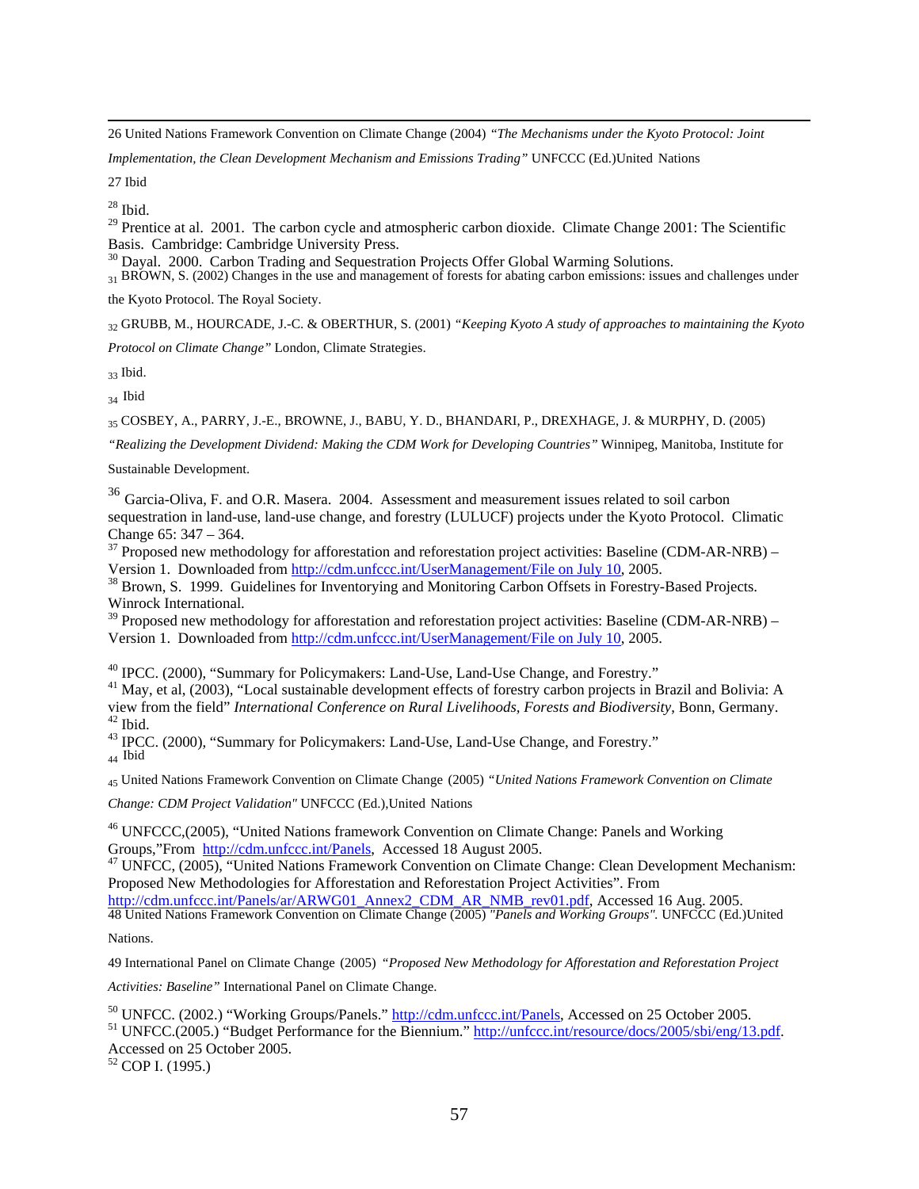26 United Nations Framework Convention on Climate Change (2004) *"The Mechanisms under the Kyoto Protocol: Joint Implementation, the Clean Development Mechanism and Emissions Trading"* UNFCCC (Ed.)United Nations

27 Ibid

[28] Ibid.

[29] Prentice at al. 2001. The carbon cycle and atmospheric carbon dioxide. Climate Change 2001: The Scientific Basis. Cambridge: Cambridge University Press.

[30] Dayal. 2000. Carbon Trading and Sequestration Projects Offer Global Warming Solutions.

31 BROWN, S. (2002) Changes in the use and management of forests for abating carbon emissions: issues and challenges under the Kyoto Protocol. The Royal Society.

32 GRUBB, M., HOURCADE, J.-C. & OBERTHUR, S. (2001) *"Keeping Kyoto A study of approaches to maintaining the Kyoto Protocol on Climate Change"* London, Climate Strategies.

33 Ibid.

34 Ibid

35 COSBEY, A., PARRY, J.-E., BROWNE, J., BABU, Y. D., BHANDARI, P., DREXHAGE, J. & MURPHY, D. (2005) *"Realizing the Development Dividend: Making the CDM Work for Developing Countries"* Winnipeg, Manitoba, Institute for Sustainable Development.

[36] Garcia-Oliva, F. and O.R. Masera. 2004. Assessment and measurement issues related to soil carbon sequestration in land-use, land-use change, and forestry (LULUCF) projects under the Kyoto Protocol. Climatic Change 65: 347 – 364.

[37] Proposed new methodology for afforestation and reforestation project activities: Baseline (CDM-AR-NRB) – Version 1. Downloaded from http://cdm.unfccc.int/UserManagement/File on July 10, 2005.

[38] Brown, S. 1999. Guidelines for Inventorying and Monitoring Carbon Offsets in Forestry-Based Projects. Winrock International.

[39] Proposed new methodology for afforestation and reforestation project activities: Baseline (CDM-AR-NRB) – Version 1. Downloaded from http://cdm.unfccc.int/UserManagement/File on July 10, 2005.

[40] IPCC. (2000), "Summary for Policymakers: Land-Use, Land-Use Change, and Forestry."

[41] May, et al, (2003), "Local sustainable development effects of forestry carbon projects in Brazil and Bolivia: A view from the field" *International Conference on Rural Livelihoods, Forests and Biodiversity*, Bonn, Germany.

[42] Ibid.

[43] IPCC. (2000), "Summary for Policymakers: Land-Use, Land-Use Change, and Forestry."

44 Ibid

45 United Nations Framework Convention on Climate Change (2005) *"United Nations Framework Convention on Climate Change: CDM Project Validation"* UNFCCC (Ed.),United Nations

[46] UNFCCC,(2005), "United Nations framework Convention on Climate Change: Panels and Working Groups,"From http://cdm.unfccc.int/Panels, Accessed 18 August 2005.

[47] UNFCC, (2005), "United Nations Framework Convention on Climate Change: Clean Development Mechanism: Proposed New Methodologies for Afforestation and Reforestation Project Activities". From http://cdm.unfccc.int/Panels/ar/ARWG01_Annex2_CDM_AR_NMB_rev01.pdf, Accessed 16 Aug. 2005.

48 United Nations Framework Convention on Climate Change (2005) *"Panels and Working Groups".* UNFCCC (Ed.)United Nations.

49 International Panel on Climate Change (2005) *"Proposed New Methodology for Afforestation and Reforestation Project Activities: Baseline"* International Panel on Climate Change.

[50] UNFCC. (2002.) "Working Groups/Panels." http://cdm.unfccc.int/Panels, Accessed on 25 October 2005.

[51] UNFCC.(2005.) "Budget Performance for the Biennium." http://unfccc.int/resource/docs/2005/sbi/eng/13.pdf. Accessed on 25 October 2005.

[52] COP I. (1995.)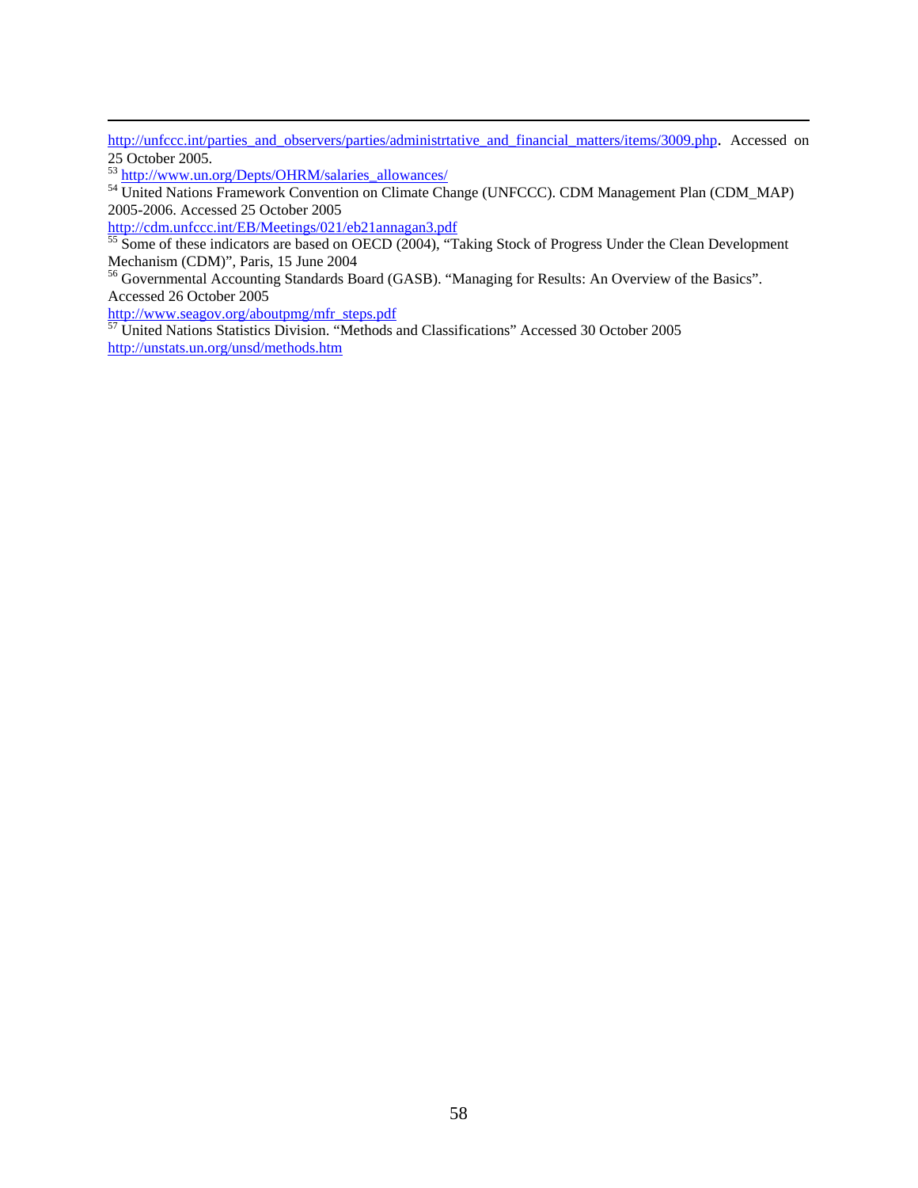http://unfccc.int/parties_and_observers/parties/administrtative_and_financial_matters/items/3009.php. Accessed on 25 October 2005.

[53] http://www.un.org/Depts/OHRM/salaries_allowances/

[54] United Nations Framework Convention on Climate Change (UNFCCC). CDM Management Plan (CDM_MAP) 2005-2006. Accessed 25 October 2005
http://cdm.unfccc.int/EB/Meetings/021/eb21annagan3.pdf

[55] Some of these indicators are based on OECD (2004), "Taking Stock of Progress Under the Clean Development Mechanism (CDM)", Paris, 15 June 2004

[56] Governmental Accounting Standards Board (GASB). "Managing for Results: An Overview of the Basics". Accessed 26 October 2005
http://www.seagov.org/aboutpmg/mfr_steps.pdf

[57] United Nations Statistics Division. "Methods and Classifications" Accessed 30 October 2005
http://unstats.un.org/unsd/methods.htm